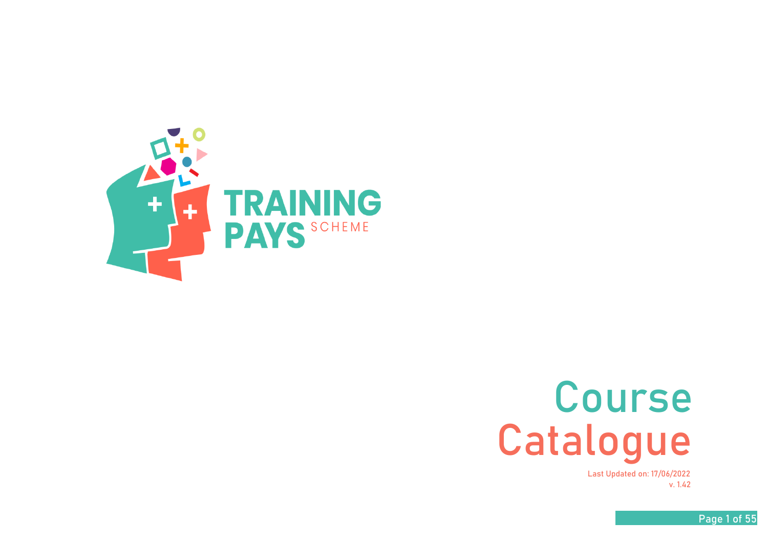TRAINING PAYS SCHEME

# Course Catalogue

Last Updated on: 17/06/2022
v. 1.42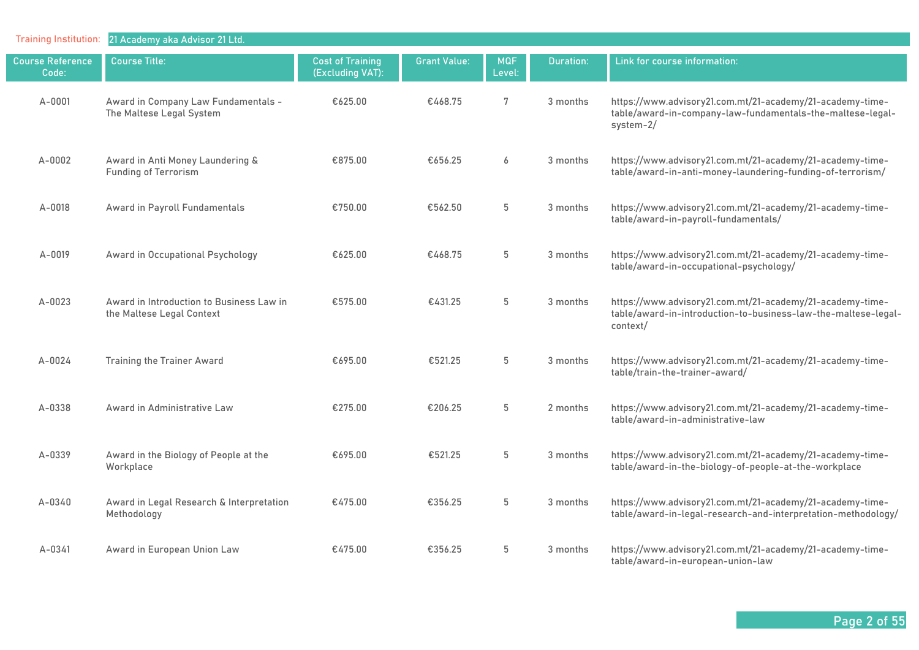Training Institution: 21 Academy aka Advisor 21 Ltd.

| Course Reference Code: | Course Title: | Cost of Training (Excluding VAT): | Grant Value: | MQF Level: | Duration: | Link for course information: |
|---|---|---|---|---|---|---|
| A-0001 | Award in Company Law Fundamentals - The Maltese Legal System | €625.00 | €468.75 | 7 | 3 months | https://www.advisory21.com.mt/21-academy/21-academy-time-table/award-in-company-law-fundamentals-the-maltese-legal-system-2/ |
| A-0002 | Award in Anti Money Laundering & Funding of Terrorism | €875.00 | €656.25 | 6 | 3 months | https://www.advisory21.com.mt/21-academy/21-academy-time-table/award-in-anti-money-laundering-funding-of-terrorism/ |
| A-0018 | Award in Payroll Fundamentals | €750.00 | €562.50 | 5 | 3 months | https://www.advisory21.com.mt/21-academy/21-academy-time-table/award-in-payroll-fundamentals/ |
| A-0019 | Award in Occupational Psychology | €625.00 | €468.75 | 5 | 3 months | https://www.advisory21.com.mt/21-academy/21-academy-time-table/award-in-occupational-psychology/ |
| A-0023 | Award in Introduction to Business Law in the Maltese Legal Context | €575.00 | €431.25 | 5 | 3 months | https://www.advisory21.com.mt/21-academy/21-academy-time-table/award-in-introduction-to-business-law-the-maltese-legal-context/ |
| A-0024 | Training the Trainer Award | €695.00 | €521.25 | 5 | 3 months | https://www.advisory21.com.mt/21-academy/21-academy-time-table/train-the-trainer-award/ |
| A-0338 | Award in Administrative Law | €275.00 | €206.25 | 5 | 2 months | https://www.advisory21.com.mt/21-academy/21-academy-time-table/award-in-administrative-law |
| A-0339 | Award in the Biology of People at the Workplace | €695.00 | €521.25 | 5 | 3 months | https://www.advisory21.com.mt/21-academy/21-academy-time-table/award-in-the-biology-of-people-at-the-workplace |
| A-0340 | Award in Legal Research & Interpretation Methodology | €475.00 | €356.25 | 5 | 3 months | https://www.advisory21.com.mt/21-academy/21-academy-time-table/award-in-legal-research-and-interpretation-methodology/ |
| A-0341 | Award in European Union Law | €475.00 | €356.25 | 5 | 3 months | https://www.advisory21.com.mt/21-academy/21-academy-time-table/award-in-european-union-law |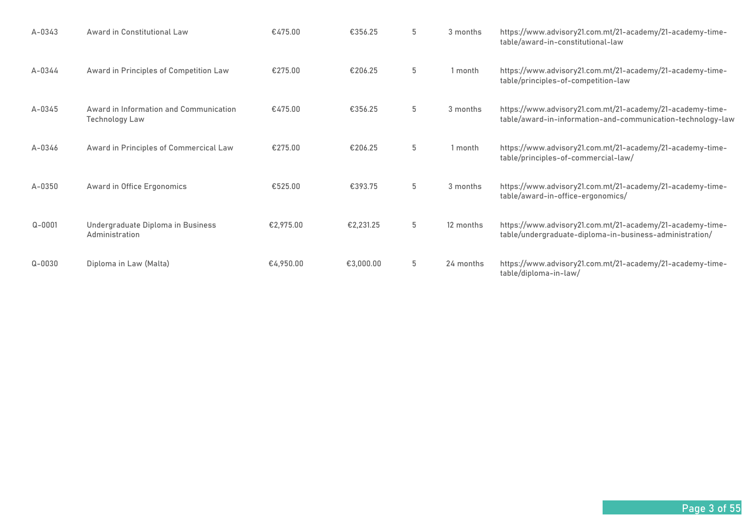| | | | | | | |
|---|---|---|---|---|---|---|
| A-0343 | Award in Constitutional Law | €475.00 | €356.25 | 5 | 3 months | https://www.advisory21.com.mt/21-academy/21-academy-time-table/award-in-constitutional-law |
| A-0344 | Award in Principles of Competition Law | €275.00 | €206.25 | 5 | 1 month | https://www.advisory21.com.mt/21-academy/21-academy-time-table/principles-of-competition-law |
| A-0345 | Award in Information and Communication Technology Law | €475.00 | €356.25 | 5 | 3 months | https://www.advisory21.com.mt/21-academy/21-academy-time-table/award-in-information-and-communication-technology-law |
| A-0346 | Award in Principles of Commercical Law | €275.00 | €206.25 | 5 | 1 month | https://www.advisory21.com.mt/21-academy/21-academy-time-table/principles-of-commercial-law/ |
| A-0350 | Award in Office Ergonomics | €525.00 | €393.75 | 5 | 3 months | https://www.advisory21.com.mt/21-academy/21-academy-time-table/award-in-office-ergonomics/ |
| Q-0001 | Undergraduate Diploma in Business Administration | €2,975.00 | €2,231.25 | 5 | 12 months | https://www.advisory21.com.mt/21-academy/21-academy-time-table/undergraduate-diploma-in-business-administration/ |
| Q-0030 | Diploma in Law (Malta) | €4,950.00 | €3,000.00 | 5 | 24 months | https://www.advisory21.com.mt/21-academy/21-academy-time-table/diploma-in-law/ |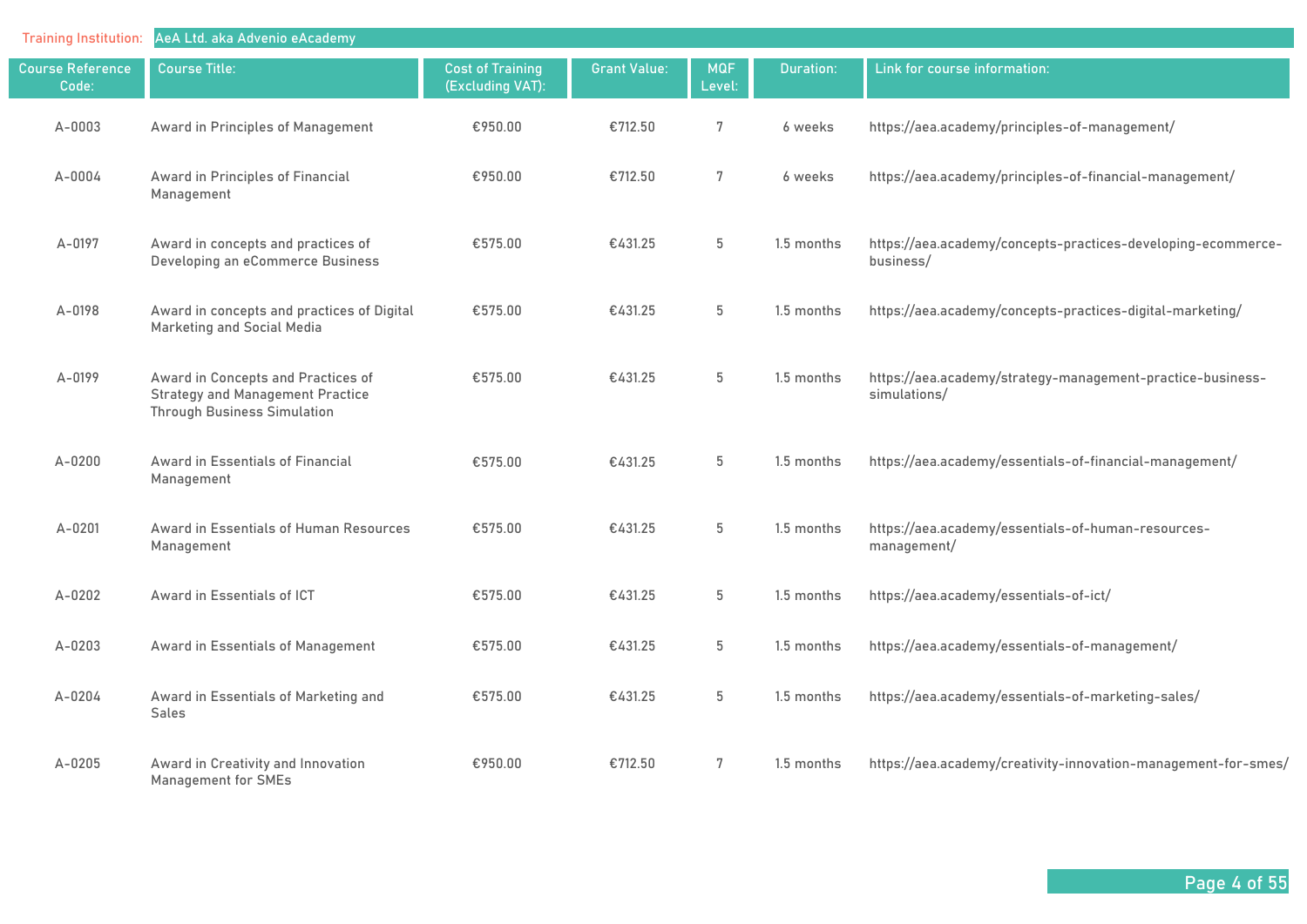Training Institution: AeA Ltd. aka Advenio eAcademy

| Course Reference Code: | Course Title: | Cost of Training (Excluding VAT): | Grant Value: | MQF Level: | Duration: | Link for course information: |
|---|---|---|---|---|---|---|
| A-0003 | Award in Principles of Management | €950.00 | €712.50 | 7 | 6 weeks | https://aea.academy/principles-of-management/ |
| A-0004 | Award in Principles of Financial Management | €950.00 | €712.50 | 7 | 6 weeks | https://aea.academy/principles-of-financial-management/ |
| A-0197 | Award in concepts and practices of Developing an eCommerce Business | €575.00 | €431.25 | 5 | 1.5 months | https://aea.academy/concepts-practices-developing-ecommerce-business/ |
| A-0198 | Award in concepts and practices of Digital Marketing and Social Media | €575.00 | €431.25 | 5 | 1.5 months | https://aea.academy/concepts-practices-digital-marketing/ |
| A-0199 | Award in Concepts and Practices of Strategy and Management Practice Through Business Simulation | €575.00 | €431.25 | 5 | 1.5 months | https://aea.academy/strategy-management-practice-business-simulations/ |
| A-0200 | Award in Essentials of Financial Management | €575.00 | €431.25 | 5 | 1.5 months | https://aea.academy/essentials-of-financial-management/ |
| A-0201 | Award in Essentials of Human Resources Management | €575.00 | €431.25 | 5 | 1.5 months | https://aea.academy/essentials-of-human-resources-management/ |
| A-0202 | Award in Essentials of ICT | €575.00 | €431.25 | 5 | 1.5 months | https://aea.academy/essentials-of-ict/ |
| A-0203 | Award in Essentials of Management | €575.00 | €431.25 | 5 | 1.5 months | https://aea.academy/essentials-of-management/ |
| A-0204 | Award in Essentials of Marketing and Sales | €575.00 | €431.25 | 5 | 1.5 months | https://aea.academy/essentials-of-marketing-sales/ |
| A-0205 | Award in Creativity and Innovation Management for SMEs | €950.00 | €712.50 | 7 | 1.5 months | https://aea.academy/creativity-innovation-management-for-smes/ |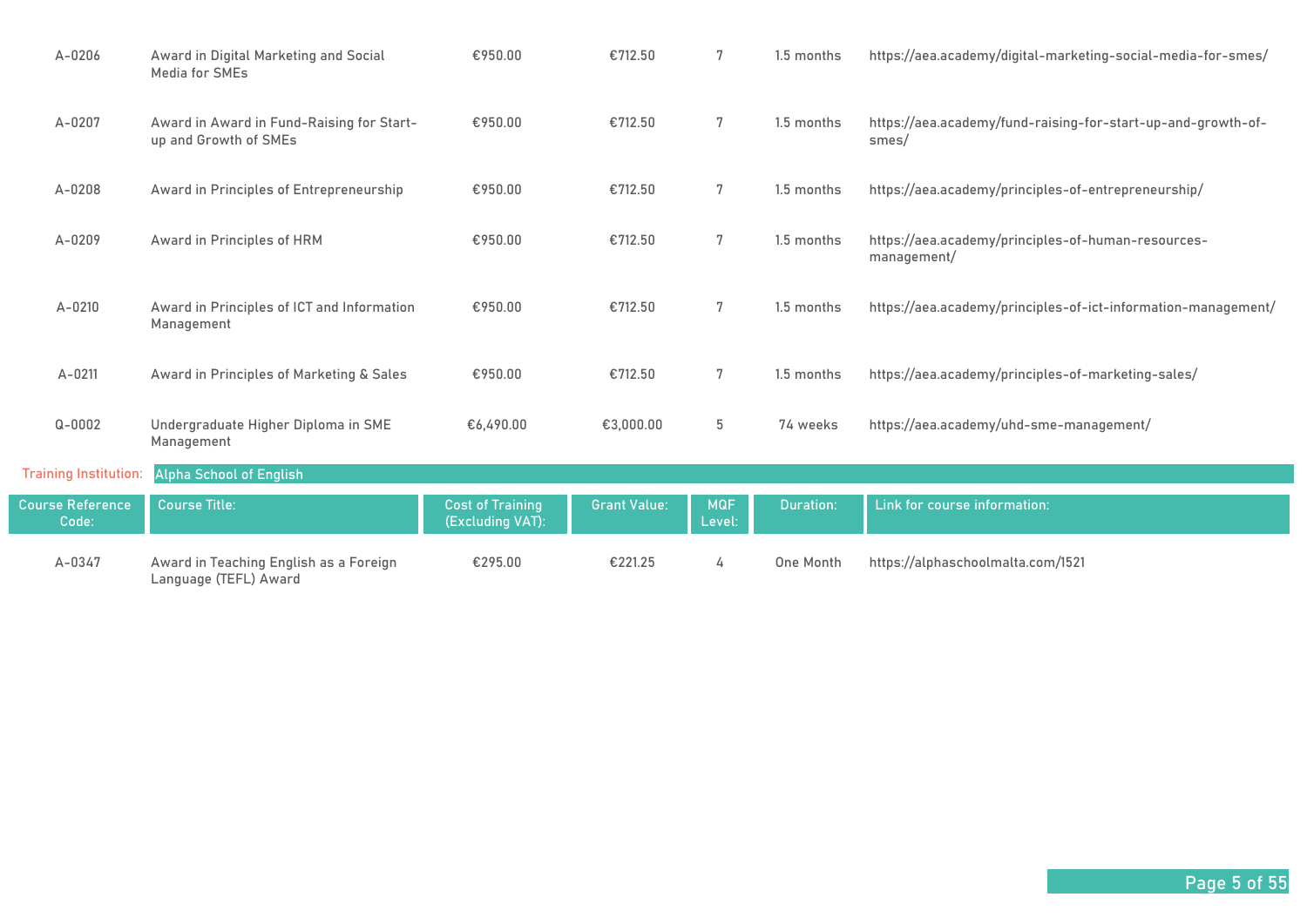| A-0206 | Award in Digital Marketing and Social Media for SMEs | €950.00 | €712.50 | 7 | 1.5 months | https://aea.academy/digital-marketing-social-media-for-smes/ |
|---|---|---|---|---|---|---|
| A-0207 | Award in Award in Fund-Raising for Start-up and Growth of SMEs | €950.00 | €712.50 | 7 | 1.5 months | https://aea.academy/fund-raising-for-start-up-and-growth-of-smes/ |
| A-0208 | Award in Principles of Entrepreneurship | €950.00 | €712.50 | 7 | 1.5 months | https://aea.academy/principles-of-entrepreneurship/ |
| A-0209 | Award in Principles of HRM | €950.00 | €712.50 | 7 | 1.5 months | https://aea.academy/principles-of-human-resources-management/ |
| A-0210 | Award in Principles of ICT and Information Management | €950.00 | €712.50 | 7 | 1.5 months | https://aea.academy/principles-of-ict-information-management/ |
| A-0211 | Award in Principles of Marketing & Sales | €950.00 | €712.50 | 7 | 1.5 months | https://aea.academy/principles-of-marketing-sales/ |
| Q-0002 | Undergraduate Higher Diploma in SME Management | €6,490.00 | €3,000.00 | 5 | 74 weeks | https://aea.academy/uhd-sme-management/ |

Training Institution: Alpha School of English

| Course Reference Code: | Course Title: | Cost of Training (Excluding VAT): | Grant Value: | MQF Level: | Duration: | Link for course information: |
|---|---|---|---|---|---|---|
| A-0347 | Award in Teaching English as a Foreign Language (TEFL) Award | €295.00 | €221.25 | 4 | One Month | https://alphaschoolmalta.com/1521 |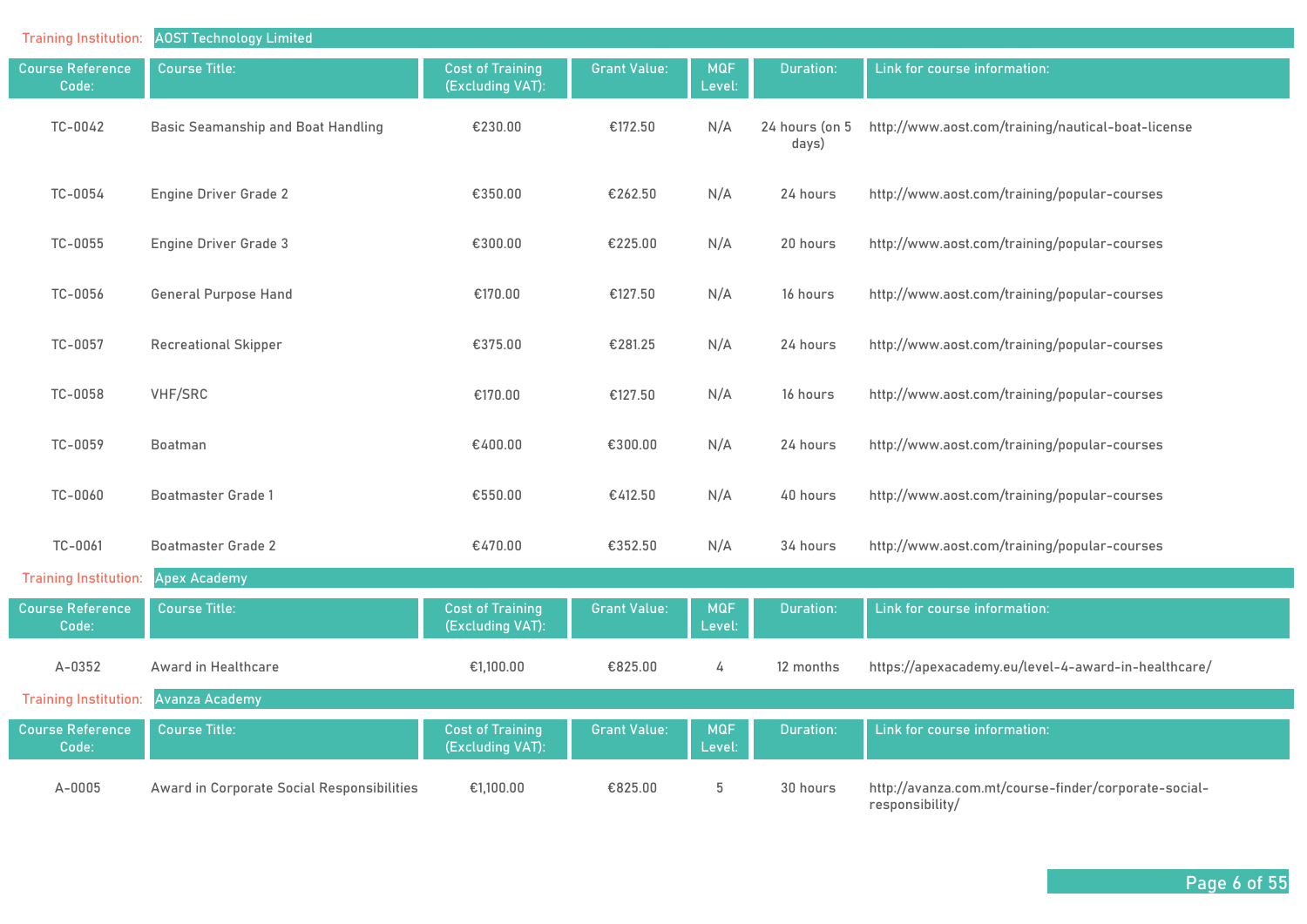Training Institution: AOST Technology Limited

| Course Reference Code: | Course Title: | Cost of Training (Excluding VAT): | Grant Value: | MQF Level: | Duration: | Link for course information: |
|---|---|---|---|---|---|---|
| TC-0042 | Basic Seamanship and Boat Handling | €230.00 | €172.50 | N/A | 24 hours (on 5 days) | http://www.aost.com/training/nautical-boat-license |
| TC-0054 | Engine Driver Grade 2 | €350.00 | €262.50 | N/A | 24 hours | http://www.aost.com/training/popular-courses |
| TC-0055 | Engine Driver Grade 3 | €300.00 | €225.00 | N/A | 20 hours | http://www.aost.com/training/popular-courses |
| TC-0056 | General Purpose Hand | €170.00 | €127.50 | N/A | 16 hours | http://www.aost.com/training/popular-courses |
| TC-0057 | Recreational Skipper | €375.00 | €281.25 | N/A | 24 hours | http://www.aost.com/training/popular-courses |
| TC-0058 | VHF/SRC | €170.00 | €127.50 | N/A | 16 hours | http://www.aost.com/training/popular-courses |
| TC-0059 | Boatman | €400.00 | €300.00 | N/A | 24 hours | http://www.aost.com/training/popular-courses |
| TC-0060 | Boatmaster Grade 1 | €550.00 | €412.50 | N/A | 40 hours | http://www.aost.com/training/popular-courses |
| TC-0061 | Boatmaster Grade 2 | €470.00 | €352.50 | N/A | 34 hours | http://www.aost.com/training/popular-courses |

Training Institution: Apex Academy

| Course Reference Code: | Course Title: | Cost of Training (Excluding VAT): | Grant Value: | MQF Level: | Duration: | Link for course information: |
|---|---|---|---|---|---|---|
| A-0352 | Award in Healthcare | €1,100.00 | €825.00 | 4 | 12 months | https://apexacademy.eu/level-4-award-in-healthcare/ |

Training Institution: Avanza Academy

| Course Reference Code: | Course Title: | Cost of Training (Excluding VAT): | Grant Value: | MQF Level: | Duration: | Link for course information: |
|---|---|---|---|---|---|---|
| A-0005 | Award in Corporate Social Responsibilities | €1,100.00 | €825.00 | 5 | 30 hours | http://avanza.com.mt/course-finder/corporate-social-responsibility/ |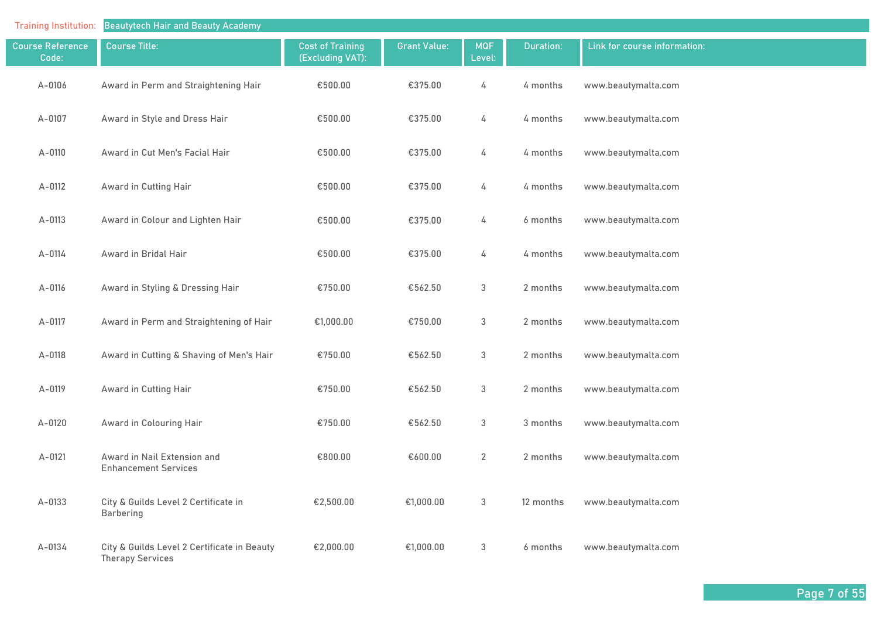Training Institution: Beautytech Hair and Beauty Academy

| Course Reference Code: | Course Title: | Cost of Training (Excluding VAT): | Grant Value: | MQF Level: | Duration: | Link for course information: |
|---|---|---|---|---|---|---|
| A-0106 | Award in Perm and Straightening Hair | €500.00 | €375.00 | 4 | 4 months | www.beautymalta.com |
| A-0107 | Award in Style and Dress Hair | €500.00 | €375.00 | 4 | 4 months | www.beautymalta.com |
| A-0110 | Award in Cut Men's Facial Hair | €500.00 | €375.00 | 4 | 4 months | www.beautymalta.com |
| A-0112 | Award in Cutting Hair | €500.00 | €375.00 | 4 | 4 months | www.beautymalta.com |
| A-0113 | Award in Colour and Lighten Hair | €500.00 | €375.00 | 4 | 6 months | www.beautymalta.com |
| A-0114 | Award in Bridal Hair | €500.00 | €375.00 | 4 | 4 months | www.beautymalta.com |
| A-0116 | Award in Styling & Dressing Hair | €750.00 | €562.50 | 3 | 2 months | www.beautymalta.com |
| A-0117 | Award in Perm and Straightening of Hair | €1,000.00 | €750.00 | 3 | 2 months | www.beautymalta.com |
| A-0118 | Award in Cutting & Shaving of Men's Hair | €750.00 | €562.50 | 3 | 2 months | www.beautymalta.com |
| A-0119 | Award in Cutting Hair | €750.00 | €562.50 | 3 | 2 months | www.beautymalta.com |
| A-0120 | Award in Colouring Hair | €750.00 | €562.50 | 3 | 3 months | www.beautymalta.com |
| A-0121 | Award in Nail Extension and Enhancement Services | €800.00 | €600.00 | 2 | 2 months | www.beautymalta.com |
| A-0133 | City & Guilds Level 2 Certificate in Barbering | €2,500.00 | €1,000.00 | 3 | 12 months | www.beautymalta.com |
| A-0134 | City & Guilds Level 2 Certificate in Beauty Therapy Services | €2,000.00 | €1,000.00 | 3 | 6 months | www.beautymalta.com |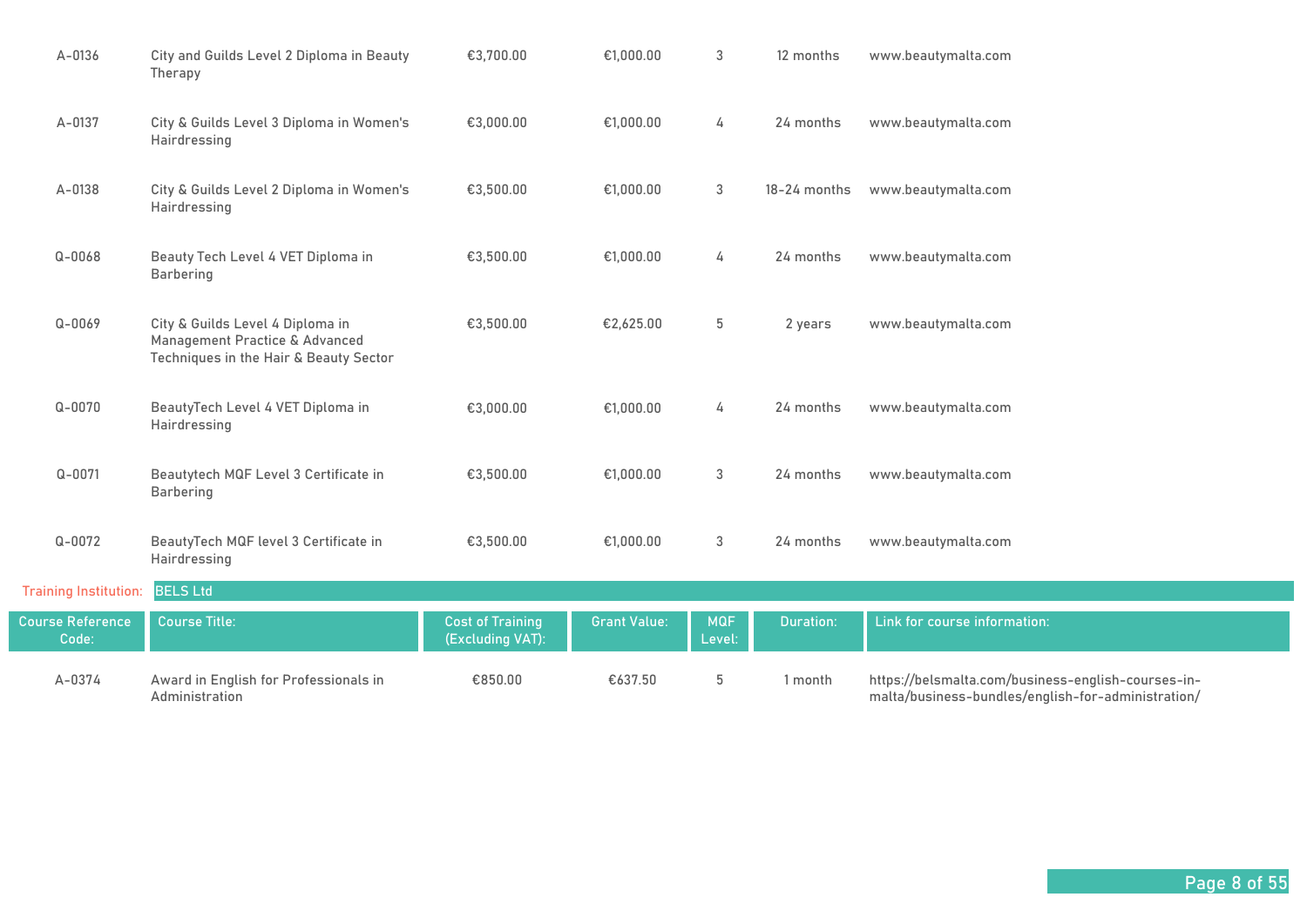| A-0136 | City and Guilds Level 2 Diploma in Beauty Therapy | €3,700.00 | €1,000.00 | 3 | 12 months | www.beautymalta.com |
|---|---|---|---|---|---|---|
| A-0137 | City & Guilds Level 3 Diploma in Women's Hairdressing | €3,000.00 | €1,000.00 | 4 | 24 months | www.beautymalta.com |
| A-0138 | City & Guilds Level 2 Diploma in Women's Hairdressing | €3,500.00 | €1,000.00 | 3 | 18-24 months | www.beautymalta.com |
| Q-0068 | Beauty Tech Level 4 VET Diploma in Barbering | €3,500.00 | €1,000.00 | 4 | 24 months | www.beautymalta.com |
| Q-0069 | City & Guilds Level 4 Diploma in Management Practice & Advanced Techniques in the Hair & Beauty Sector | €3,500.00 | €2,625.00 | 5 | 2 years | www.beautymalta.com |
| Q-0070 | BeautyTech Level 4 VET Diploma in Hairdressing | €3,000.00 | €1,000.00 | 4 | 24 months | www.beautymalta.com |
| Q-0071 | Beautytech MQF Level 3 Certificate in Barbering | €3,500.00 | €1,000.00 | 3 | 24 months | www.beautymalta.com |
| Q-0072 | BeautyTech MQF level 3 Certificate in Hairdressing | €3,500.00 | €1,000.00 | 3 | 24 months | www.beautymalta.com |

Training Institution: BELS Ltd

| Course Reference Code: | Course Title: | Cost of Training (Excluding VAT): | Grant Value: | MQF Level: | Duration: | Link for course information: |
|---|---|---|---|---|---|---|
| A-0374 | Award in English for Professionals in Administration | €850.00 | €637.50 | 5 | 1 month | https://belsmalta.com/business-english-courses-in-malta/business-bundles/english-for-administration/ |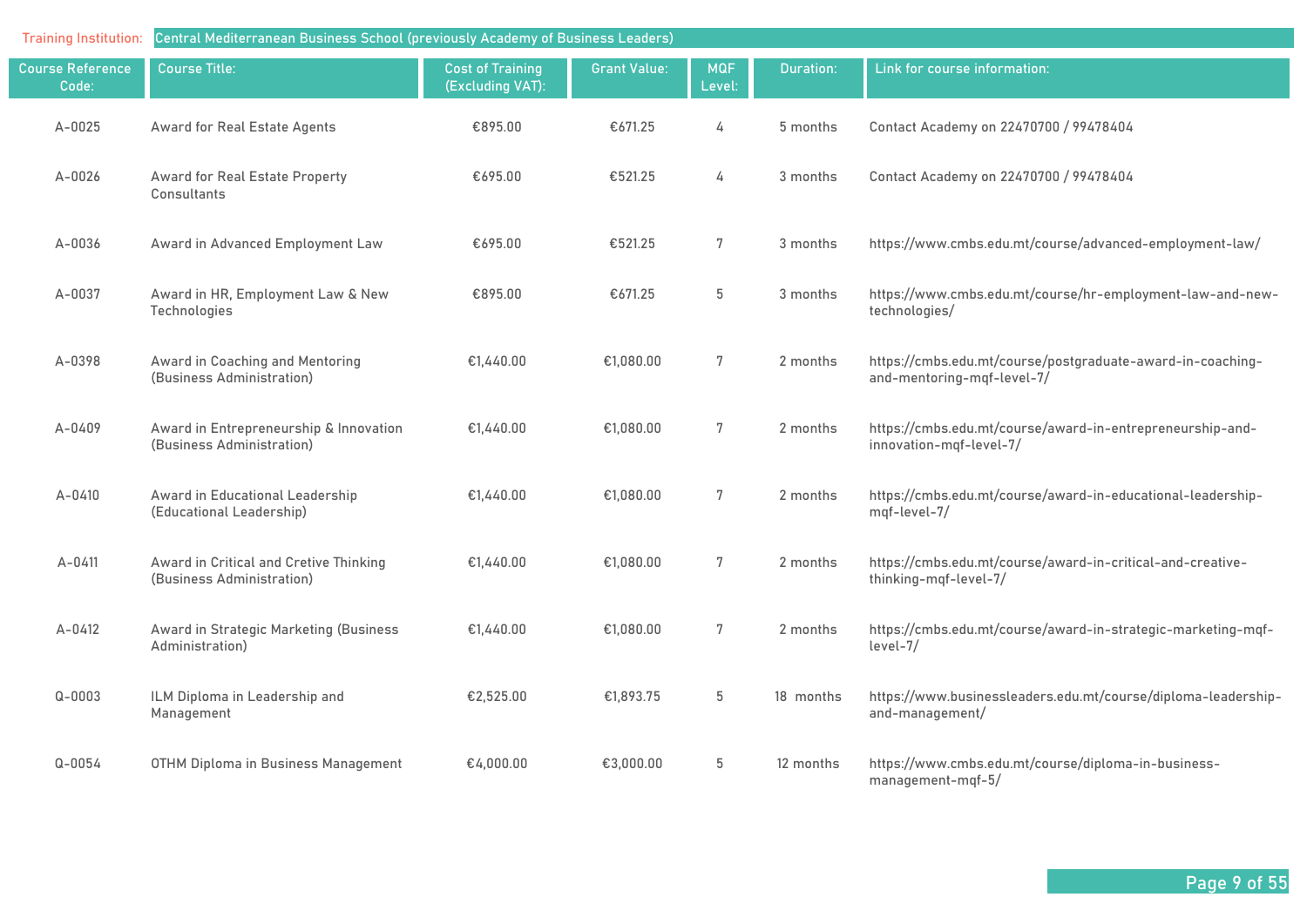Training Institution: Central Mediterranean Business School (previously Academy of Business Leaders)

| Course Reference Code: | Course Title: | Cost of Training (Excluding VAT): | Grant Value: | MQF Level: | Duration: | Link for course information: |
|---|---|---|---|---|---|---|
| A-0025 | Award for Real Estate Agents | €895.00 | €671.25 | 4 | 5 months | Contact Academy on 22470700 / 99478404 |
| A-0026 | Award for Real Estate Property Consultants | €695.00 | €521.25 | 4 | 3 months | Contact Academy on 22470700 / 99478404 |
| A-0036 | Award in Advanced Employment Law | €695.00 | €521.25 | 7 | 3 months | https://www.cmbs.edu.mt/course/advanced-employment-law/ |
| A-0037 | Award in HR, Employment Law & New Technologies | €895.00 | €671.25 | 5 | 3 months | https://www.cmbs.edu.mt/course/hr-employment-law-and-new-technologies/ |
| A-0398 | Award in Coaching and Mentoring (Business Administration) | €1,440.00 | €1,080.00 | 7 | 2 months | https://cmbs.edu.mt/course/postgraduate-award-in-coaching-and-mentoring-mqf-level-7/ |
| A-0409 | Award in Entrepreneurship & Innovation (Business Administration) | €1,440.00 | €1,080.00 | 7 | 2 months | https://cmbs.edu.mt/course/award-in-entrepreneurship-and-innovation-mqf-level-7/ |
| A-0410 | Award in Educational Leadership (Educational Leadership) | €1,440.00 | €1,080.00 | 7 | 2 months | https://cmbs.edu.mt/course/award-in-educational-leadership-mqf-level-7/ |
| A-0411 | Award in Critical and Cretive Thinking (Business Administration) | €1,440.00 | €1,080.00 | 7 | 2 months | https://cmbs.edu.mt/course/award-in-critical-and-creative-thinking-mqf-level-7/ |
| A-0412 | Award in Strategic Marketing (Business Administration) | €1,440.00 | €1,080.00 | 7 | 2 months | https://cmbs.edu.mt/course/award-in-strategic-marketing-mqf-level-7/ |
| Q-0003 | ILM Diploma in Leadership and Management | €2,525.00 | €1,893.75 | 5 | 18 months | https://www.businessleaders.edu.mt/course/diploma-leadership-and-management/ |
| Q-0054 | OTHM Diploma in Business Management | €4,000.00 | €3,000.00 | 5 | 12 months | https://www.cmbs.edu.mt/course/diploma-in-business-management-mqf-5/ |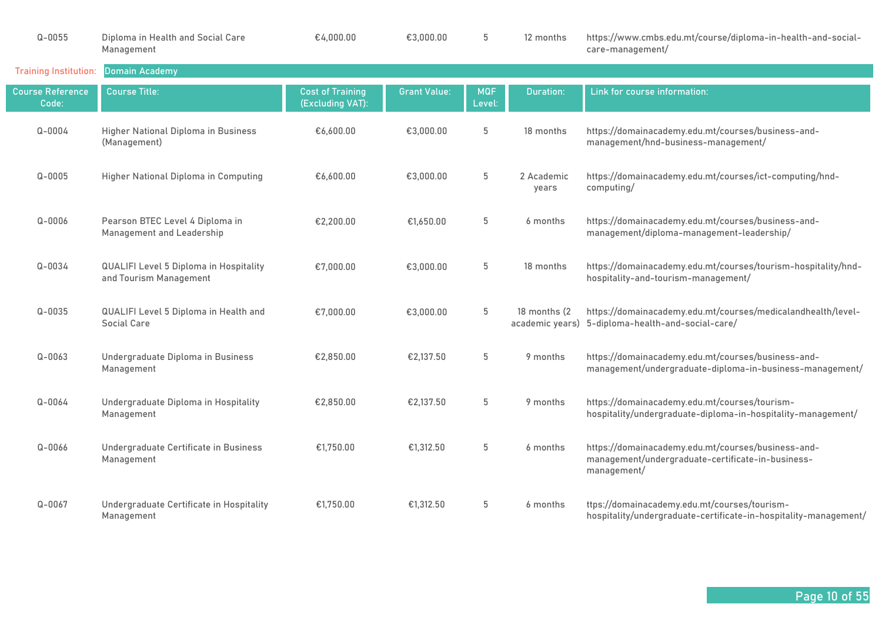| Q-0055 | Diploma in Health and Social Care Management | €4,000.00 | €3,000.00 | 5 | 12 months | https://www.cmbs.edu.mt/course/diploma-in-health-and-social-care-management/ |
|---|---|---|---|---|---|---|

**Training Institution:** Domain Academy

| Course Reference Code: | Course Title: | Cost of Training (Excluding VAT): | Grant Value: | MQF Level: | Duration: | Link for course information: |
|---|---|---|---|---|---|---|
| Q-0004 | Higher National Diploma in Business (Management) | €6,600.00 | €3,000.00 | 5 | 18 months | https://domainacademy.edu.mt/courses/business-and-management/hnd-business-management/ |
| Q-0005 | Higher National Diploma in Computing | €6,600.00 | €3,000.00 | 5 | 2 Academic years | https://domainacademy.edu.mt/courses/ict-computing/hnd-computing/ |
| Q-0006 | Pearson BTEC Level 4 Diploma in Management and Leadership | €2,200.00 | €1,650.00 | 5 | 6 months | https://domainacademy.edu.mt/courses/business-and-management/diploma-management-leadership/ |
| Q-0034 | QUALIFI Level 5 Diploma in Hospitality and Tourism Management | €7,000.00 | €3,000.00 | 5 | 18 months | https://domainacademy.edu.mt/courses/tourism-hospitality/hnd-hospitality-and-tourism-management/ |
| Q-0035 | QUALIFI Level 5 Diploma in Health and Social Care | €7,000.00 | €3,000.00 | 5 | 18 months (2 academic years) | https://domainacademy.edu.mt/courses/medicalandhealth/level-5-diploma-health-and-social-care/ |
| Q-0063 | Undergraduate Diploma in Business Management | €2,850.00 | €2,137.50 | 5 | 9 months | https://domainacademy.edu.mt/courses/business-and-management/undergraduate-diploma-in-business-management/ |
| Q-0064 | Undergraduate Diploma in Hospitality Management | €2,850.00 | €2,137.50 | 5 | 9 months | https://domainacademy.edu.mt/courses/tourism-hospitality/undergraduate-diploma-in-hospitality-management/ |
| Q-0066 | Undergraduate Certificate in Business Management | €1,750.00 | €1,312.50 | 5 | 6 months | https://domainacademy.edu.mt/courses/business-and-management/undergraduate-certificate-in-business-management/ |
| Q-0067 | Undergraduate Certificate in Hospitality Management | €1,750.00 | €1,312.50 | 5 | 6 months | ttps://domainacademy.edu.mt/courses/tourism-hospitality/undergraduate-certificate-in-hospitality-management/ |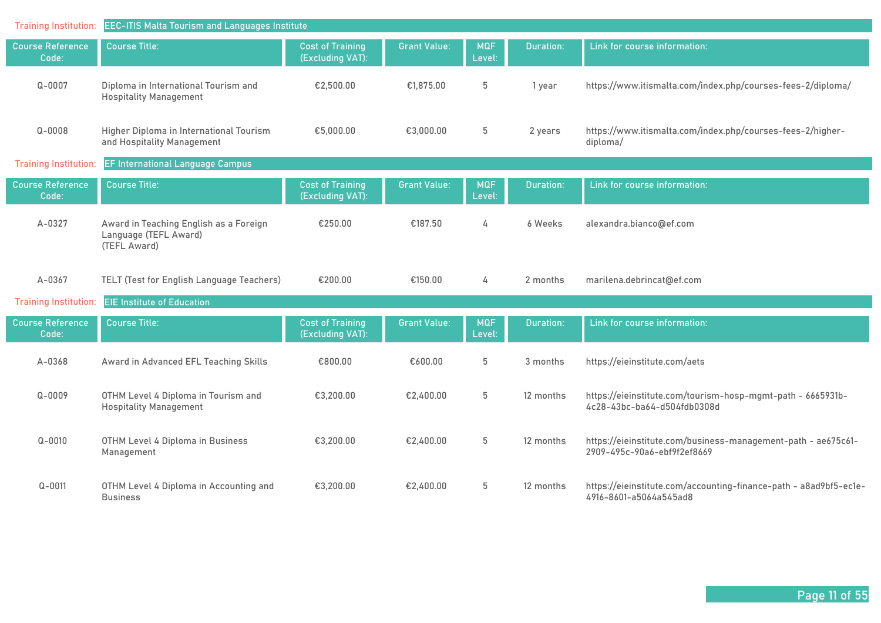**Training Institution:** EEC-ITIS Malta Tourism and Languages Institute

| Course Reference Code: | Course Title: | Cost of Training (Excluding VAT): | Grant Value: | MQF Level: | Duration: | Link for course information: |
|---|---|---|---|---|---|---|
| Q-0007 | Diploma in International Tourism and Hospitality Management | €2,500.00 | €1,875.00 | 5 | 1 year | https://www.itismalta.com/index.php/courses-fees-2/diploma/ |
| Q-0008 | Higher Diploma in International Tourism and Hospitality Management | €5,000.00 | €3,000.00 | 5 | 2 years | https://www.itismalta.com/index.php/courses-fees-2/higher-diploma/ |

**Training Institution:** EF International Language Campus

| Course Reference Code: | Course Title: | Cost of Training (Excluding VAT): | Grant Value: | MQF Level: | Duration: | Link for course information: |
|---|---|---|---|---|---|---|
| A-0327 | Award in Teaching English as a Foreign Language (TEFL Award) (TEFL Award) | €250.00 | €187.50 | 4 | 6 Weeks | alexandra.bianco@ef.com |
| A-0367 | TELT (Test for English Language Teachers) | €200.00 | €150.00 | 4 | 2 months | marilena.debrincat@ef.com |

**Training Institution:** EIE Institute of Education

| Course Reference Code: | Course Title: | Cost of Training (Excluding VAT): | Grant Value: | MQF Level: | Duration: | Link for course information: |
|---|---|---|---|---|---|---|
| A-0368 | Award in Advanced EFL Teaching Skills | €800.00 | €600.00 | 5 | 3 months | https://eieinstitute.com/aets |
| Q-0009 | OTHM Level 4 Diploma in Tourism and Hospitality Management | €3,200.00 | €2,400.00 | 5 | 12 months | https://eieinstitute.com/tourism-hosp-mgmt-path - 6665931b-4c28-43bc-ba64-d504fdb0308d |
| Q-0010 | OTHM Level 4 Diploma in Business Management | €3,200.00 | €2,400.00 | 5 | 12 months | https://eieinstitute.com/business-management-path - ae675c61-2909-495c-90a6-ebf9f2ef8669 |
| Q-0011 | OTHM Level 4 Diploma in Accounting and Business | €3,200.00 | €2,400.00 | 5 | 12 months | https://eieinstitute.com/accounting-finance-path - a8ad9bf5-ec1e-4916-8601-a5064a545ad8 |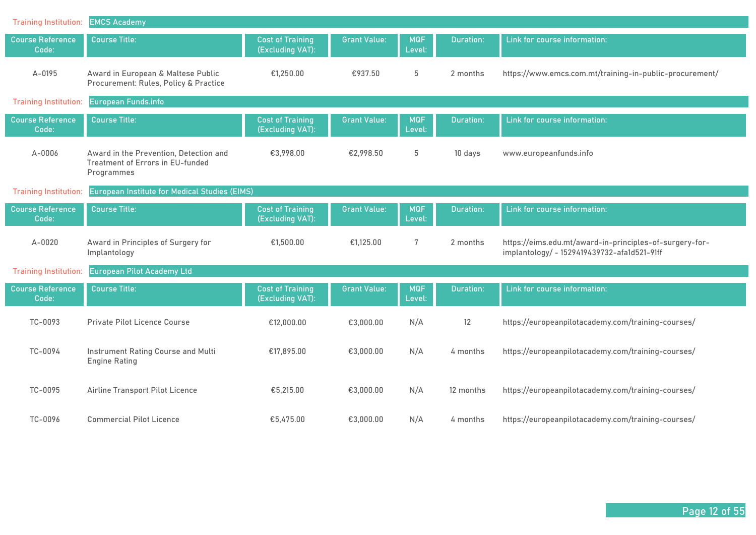**Training Institution:** EMCS Academy

| Course Reference Code: | Course Title: | Cost of Training (Excluding VAT): | Grant Value: | MQF Level: | Duration: | Link for course information: |
|---|---|---|---|---|---|---|
| A-0195 | Award in European & Maltese Public Procurement: Rules, Policy & Practice | €1,250.00 | €937.50 | 5 | 2 months | https://www.emcs.com.mt/training-in-public-procurement/ |

**Training Institution:** European Funds.info

| Course Reference Code: | Course Title: | Cost of Training (Excluding VAT): | Grant Value: | MQF Level: | Duration: | Link for course information: |
|---|---|---|---|---|---|---|
| A-0006 | Award in the Prevention, Detection and Treatment of Errors in EU-funded Programmes | €3,998.00 | €2,998.50 | 5 | 10 days | www.europeanfunds.info |

**Training Institution:** European Institute for Medical Studies (EIMS)

| Course Reference Code: | Course Title: | Cost of Training (Excluding VAT): | Grant Value: | MQF Level: | Duration: | Link for course information: |
|---|---|---|---|---|---|---|
| A-0020 | Award in Principles of Surgery for Implantology | €1,500.00 | €1,125.00 | 7 | 2 months | https://eims.edu.mt/award-in-principles-of-surgery-for-implantology/ - 1529419439732-afa1d521-91ff |

**Training Institution:** European Pilot Academy Ltd

| Course Reference Code: | Course Title: | Cost of Training (Excluding VAT): | Grant Value: | MQF Level: | Duration: | Link for course information: |
|---|---|---|---|---|---|---|
| TC-0093 | Private Pilot Licence Course | €12,000.00 | €3,000.00 | N/A | 12 | https://europeanpilotacademy.com/training-courses/ |
| TC-0094 | Instrument Rating Course and Multi Engine Rating | €17,895.00 | €3,000.00 | N/A | 4 months | https://europeanpilotacademy.com/training-courses/ |
| TC-0095 | Airline Transport Pilot Licence | €5,215.00 | €3,000.00 | N/A | 12 months | https://europeanpilotacademy.com/training-courses/ |
| TC-0096 | Commercial Pilot Licence | €5,475.00 | €3,000.00 | N/A | 4 months | https://europeanpilotacademy.com/training-courses/ |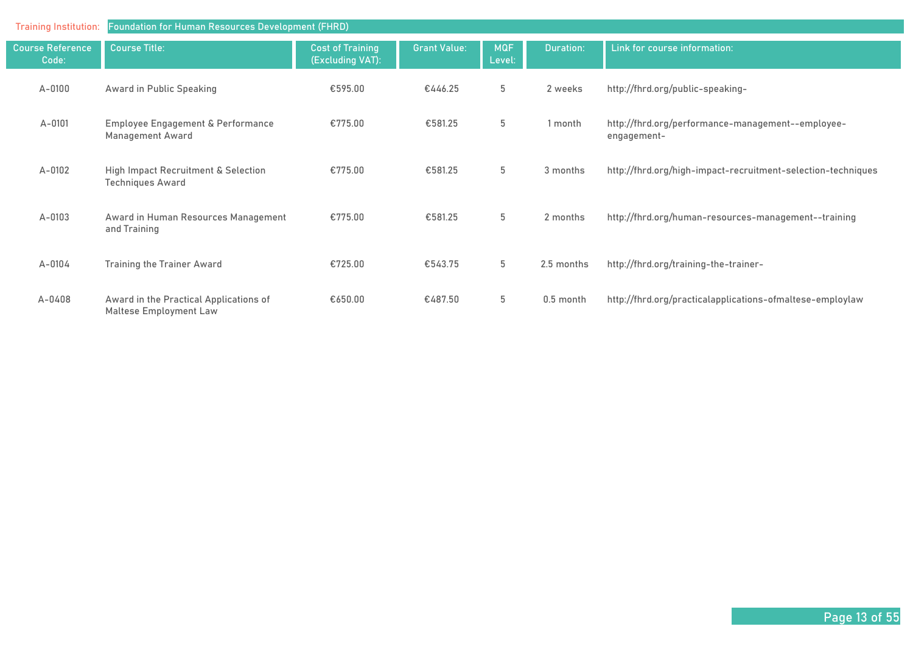Training Institution: Foundation for Human Resources Development (FHRD)

| Course Reference Code: | Course Title: | Cost of Training (Excluding VAT): | Grant Value: | MQF Level: | Duration: | Link for course information: |
|---|---|---|---|---|---|---|
| A-0100 | Award in Public Speaking | €595.00 | €446.25 | 5 | 2 weeks | http://fhrd.org/public-speaking- |
| A-0101 | Employee Engagement & Performance Management Award | €775.00 | €581.25 | 5 | 1 month | http://fhrd.org/performance-management--employee-engagement- |
| A-0102 | High Impact Recruitment & Selection Techniques Award | €775.00 | €581.25 | 5 | 3 months | http://fhrd.org/high-impact-recruitment-selection-techniques |
| A-0103 | Award in Human Resources Management and Training | €775.00 | €581.25 | 5 | 2 months | http://fhrd.org/human-resources-management--training |
| A-0104 | Training the Trainer Award | €725.00 | €543.75 | 5 | 2.5 months | http://fhrd.org/training-the-trainer- |
| A-0408 | Award in the Practical Applications of Maltese Employment Law | €650.00 | €487.50 | 5 | 0.5 month | http://fhrd.org/practicalapplications-ofmaltese-employlaw |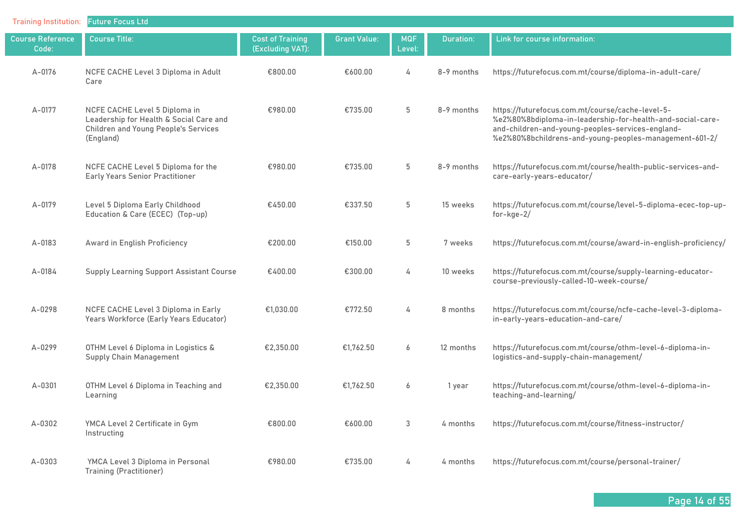Training Institution: Future Focus Ltd

| Course Reference Code: | Course Title: | Cost of Training (Excluding VAT): | Grant Value: | MQF Level: | Duration: | Link for course information: |
|---|---|---|---|---|---|---|
| A-0176 | NCFE CACHE Level 3 Diploma in Adult Care | €800.00 | €600.00 | 4 | 8-9 months | https://futurefocus.com.mt/course/diploma-in-adult-care/ |
| A-0177 | NCFE CACHE Level 5 Diploma in Leadership for Health & Social Care and Children and Young People's Services (England) | €980.00 | €735.00 | 5 | 8-9 months | https://futurefocus.com.mt/course/cache-level-5-%e2%80%8bdiploma-in-leadership-for-health-and-social-care-and-children-and-young-peoples-services-england-%e2%80%8bchildrens-and-young-peoples-management-601-2/ |
| A-0178 | NCFE CACHE Level 5 Diploma for the Early Years Senior Practitioner | €980.00 | €735.00 | 5 | 8-9 months | https://futurefocus.com.mt/course/health-public-services-and-care-early-years-educator/ |
| A-0179 | Level 5 Diploma Early Childhood Education & Care (ECEC) (Top-up) | €450.00 | €337.50 | 5 | 15 weeks | https://futurefocus.com.mt/course/level-5-diploma-ecec-top-up-for-kge-2/ |
| A-0183 | Award in English Proficiency | €200.00 | €150.00 | 5 | 7 weeks | https://futurefocus.com.mt/course/award-in-english-proficiency/ |
| A-0184 | Supply Learning Support Assistant Course | €400.00 | €300.00 | 4 | 10 weeks | https://futurefocus.com.mt/course/supply-learning-educator-course-previously-called-10-week-course/ |
| A-0298 | NCFE CACHE Level 3 Diploma in Early Years Workforce (Early Years Educator) | €1,030.00 | €772.50 | 4 | 8 months | https://futurefocus.com.mt/course/ncfe-cache-level-3-diploma-in-early-years-education-and-care/ |
| A-0299 | OTHM Level 6 Diploma in Logistics & Supply Chain Management | €2,350.00 | €1,762.50 | 6 | 12 months | https://futurefocus.com.mt/course/othm-level-6-diploma-in-logistics-and-supply-chain-management/ |
| A-0301 | OTHM Level 6 Diploma in Teaching and Learning | €2,350.00 | €1,762.50 | 6 | 1 year | https://futurefocus.com.mt/course/othm-level-6-diploma-in-teaching-and-learning/ |
| A-0302 | YMCA Level 2 Certificate in Gym Instructing | €800.00 | €600.00 | 3 | 4 months | https://futurefocus.com.mt/course/fitness-instructor/ |
| A-0303 | YMCA Level 3 Diploma in Personal Training (Practitioner) | €980.00 | €735.00 | 4 | 4 months | https://futurefocus.com.mt/course/personal-trainer/ |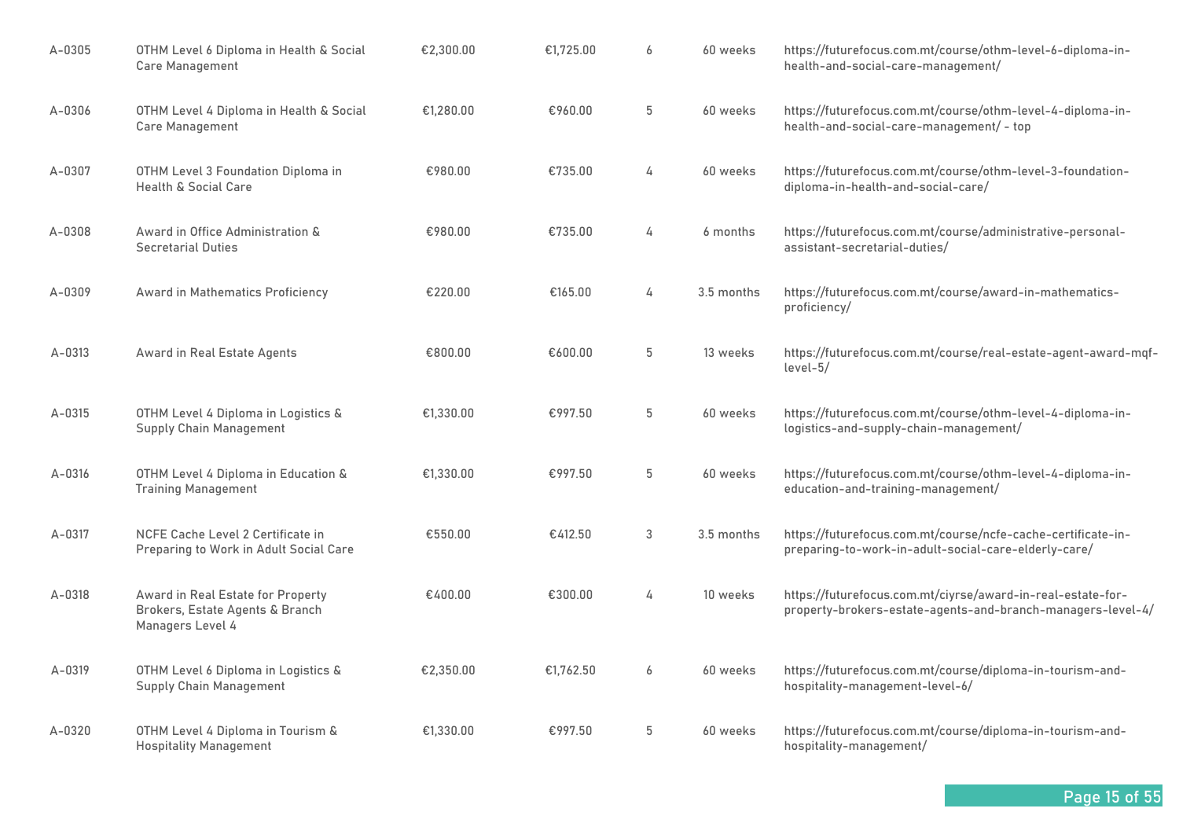| | | | | | | |
|---|---|---|---|---|---|---|
| A-0305 | OTHM Level 6 Diploma in Health & Social Care Management | €2,300.00 | €1,725.00 | 6 | 60 weeks | https://futurefocus.com.mt/course/othm-level-6-diploma-in-health-and-social-care-management/ |
| A-0306 | OTHM Level 4 Diploma in Health & Social Care Management | €1,280.00 | €960.00 | 5 | 60 weeks | https://futurefocus.com.mt/course/othm-level-4-diploma-in-health-and-social-care-management/ - top |
| A-0307 | OTHM Level 3 Foundation Diploma in Health & Social Care | €980.00 | €735.00 | 4 | 60 weeks | https://futurefocus.com.mt/course/othm-level-3-foundation-diploma-in-health-and-social-care/ |
| A-0308 | Award in Office Administration & Secretarial Duties | €980.00 | €735.00 | 4 | 6 months | https://futurefocus.com.mt/course/administrative-personal-assistant-secretarial-duties/ |
| A-0309 | Award in Mathematics Proficiency | €220.00 | €165.00 | 4 | 3.5 months | https://futurefocus.com.mt/course/award-in-mathematics-proficiency/ |
| A-0313 | Award in Real Estate Agents | €800.00 | €600.00 | 5 | 13 weeks | https://futurefocus.com.mt/course/real-estate-agent-award-mqf-level-5/ |
| A-0315 | OTHM Level 4 Diploma in Logistics & Supply Chain Management | €1,330.00 | €997.50 | 5 | 60 weeks | https://futurefocus.com.mt/course/othm-level-4-diploma-in-logistics-and-supply-chain-management/ |
| A-0316 | OTHM Level 4 Diploma in Education & Training Management | €1,330.00 | €997.50 | 5 | 60 weeks | https://futurefocus.com.mt/course/othm-level-4-diploma-in-education-and-training-management/ |
| A-0317 | NCFE Cache Level 2 Certificate in Preparing to Work in Adult Social Care | €550.00 | €412.50 | 3 | 3.5 months | https://futurefocus.com.mt/course/ncfe-cache-certificate-in-preparing-to-work-in-adult-social-care-elderly-care/ |
| A-0318 | Award in Real Estate for Property Brokers, Estate Agents & Branch Managers Level 4 | €400.00 | €300.00 | 4 | 10 weeks | https://futurefocus.com.mt/ciyrse/award-in-real-estate-for-property-brokers-estate-agents-and-branch-managers-level-4/ |
| A-0319 | OTHM Level 6 Diploma in Logistics & Supply Chain Management | €2,350.00 | €1,762.50 | 6 | 60 weeks | https://futurefocus.com.mt/course/diploma-in-tourism-and-hospitality-management-level-6/ |
| A-0320 | OTHM Level 4 Diploma in Tourism & Hospitality Management | €1,330.00 | €997.50 | 5 | 60 weeks | https://futurefocus.com.mt/course/diploma-in-tourism-and-hospitality-management/ |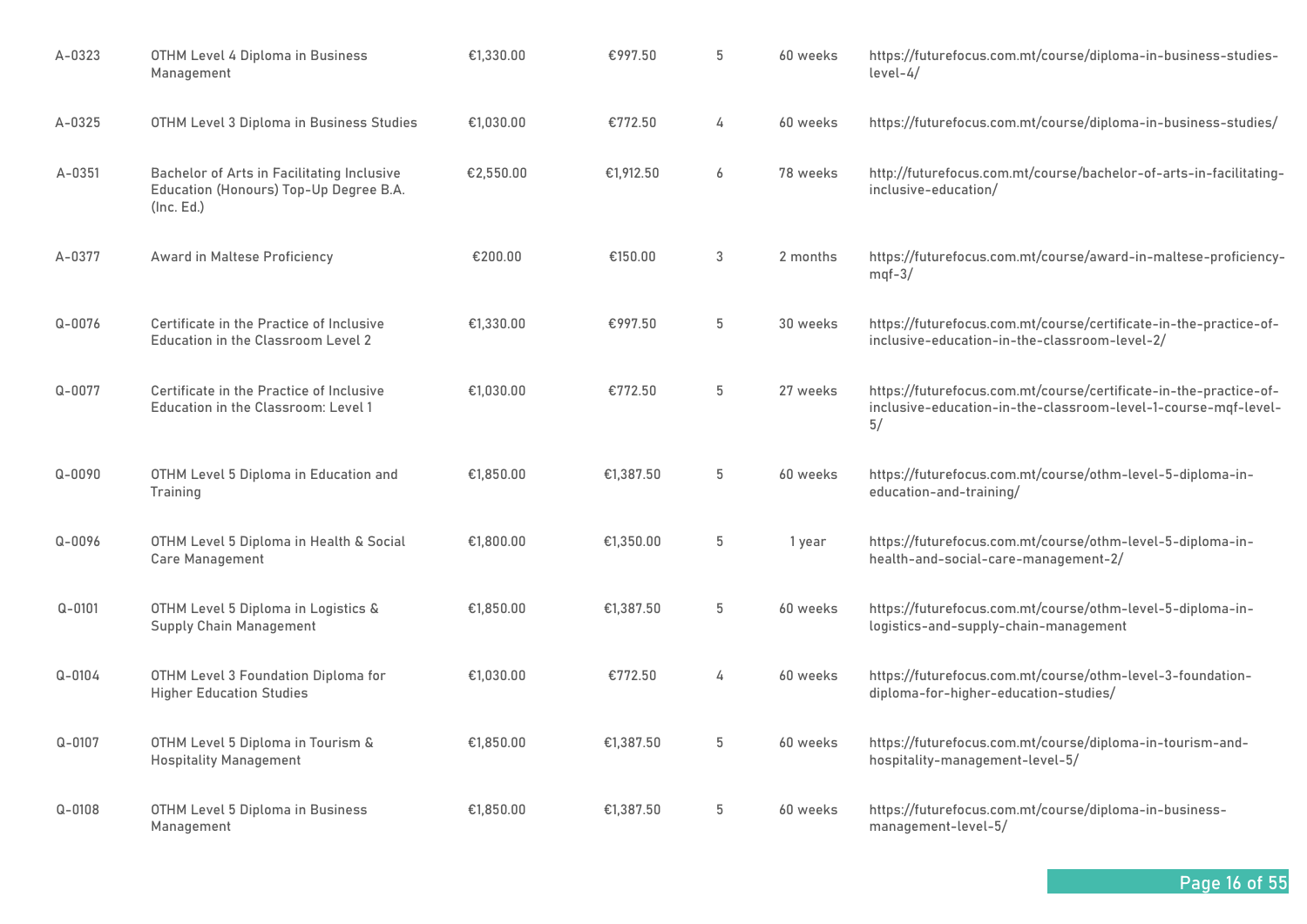| | | | | | | |
|---|---|---|---|---|---|---|
| A-0323 | OTHM Level 4 Diploma in Business Management | €1,330.00 | €997.50 | 5 | 60 weeks | https://futurefocus.com.mt/course/diploma-in-business-studies-level-4/ |
| A-0325 | OTHM Level 3 Diploma in Business Studies | €1,030.00 | €772.50 | 4 | 60 weeks | https://futurefocus.com.mt/course/diploma-in-business-studies/ |
| A-0351 | Bachelor of Arts in Facilitating Inclusive Education (Honours) Top-Up Degree B.A. (Inc. Ed.) | €2,550.00 | €1,912.50 | 6 | 78 weeks | http://futurefocus.com.mt/course/bachelor-of-arts-in-facilitating-inclusive-education/ |
| A-0377 | Award in Maltese Proficiency | €200.00 | €150.00 | 3 | 2 months | https://futurefocus.com.mt/course/award-in-maltese-proficiency-mqf-3/ |
| Q-0076 | Certificate in the Practice of Inclusive Education in the Classroom Level 2 | €1,330.00 | €997.50 | 5 | 30 weeks | https://futurefocus.com.mt/course/certificate-in-the-practice-of-inclusive-education-in-the-classroom-level-2/ |
| Q-0077 | Certificate in the Practice of Inclusive Education in the Classroom: Level 1 | €1,030.00 | €772.50 | 5 | 27 weeks | https://futurefocus.com.mt/course/certificate-in-the-practice-of-inclusive-education-in-the-classroom-level-1-course-mqf-level-5/ |
| Q-0090 | OTHM Level 5 Diploma in Education and Training | €1,850.00 | €1,387.50 | 5 | 60 weeks | https://futurefocus.com.mt/course/othm-level-5-diploma-in-education-and-training/ |
| Q-0096 | OTHM Level 5 Diploma in Health & Social Care Management | €1,800.00 | €1,350.00 | 5 | 1 year | https://futurefocus.com.mt/course/othm-level-5-diploma-in-health-and-social-care-management-2/ |
| Q-0101 | OTHM Level 5 Diploma in Logistics & Supply Chain Management | €1,850.00 | €1,387.50 | 5 | 60 weeks | https://futurefocus.com.mt/course/othm-level-5-diploma-in-logistics-and-supply-chain-management |
| Q-0104 | OTHM Level 3 Foundation Diploma for Higher Education Studies | €1,030.00 | €772.50 | 4 | 60 weeks | https://futurefocus.com.mt/course/othm-level-3-foundation-diploma-for-higher-education-studies/ |
| Q-0107 | OTHM Level 5 Diploma in Tourism & Hospitality Management | €1,850.00 | €1,387.50 | 5 | 60 weeks | https://futurefocus.com.mt/course/diploma-in-tourism-and-hospitality-management-level-5/ |
| Q-0108 | OTHM Level 5 Diploma in Business Management | €1,850.00 | €1,387.50 | 5 | 60 weeks | https://futurefocus.com.mt/course/diploma-in-business-management-level-5/ |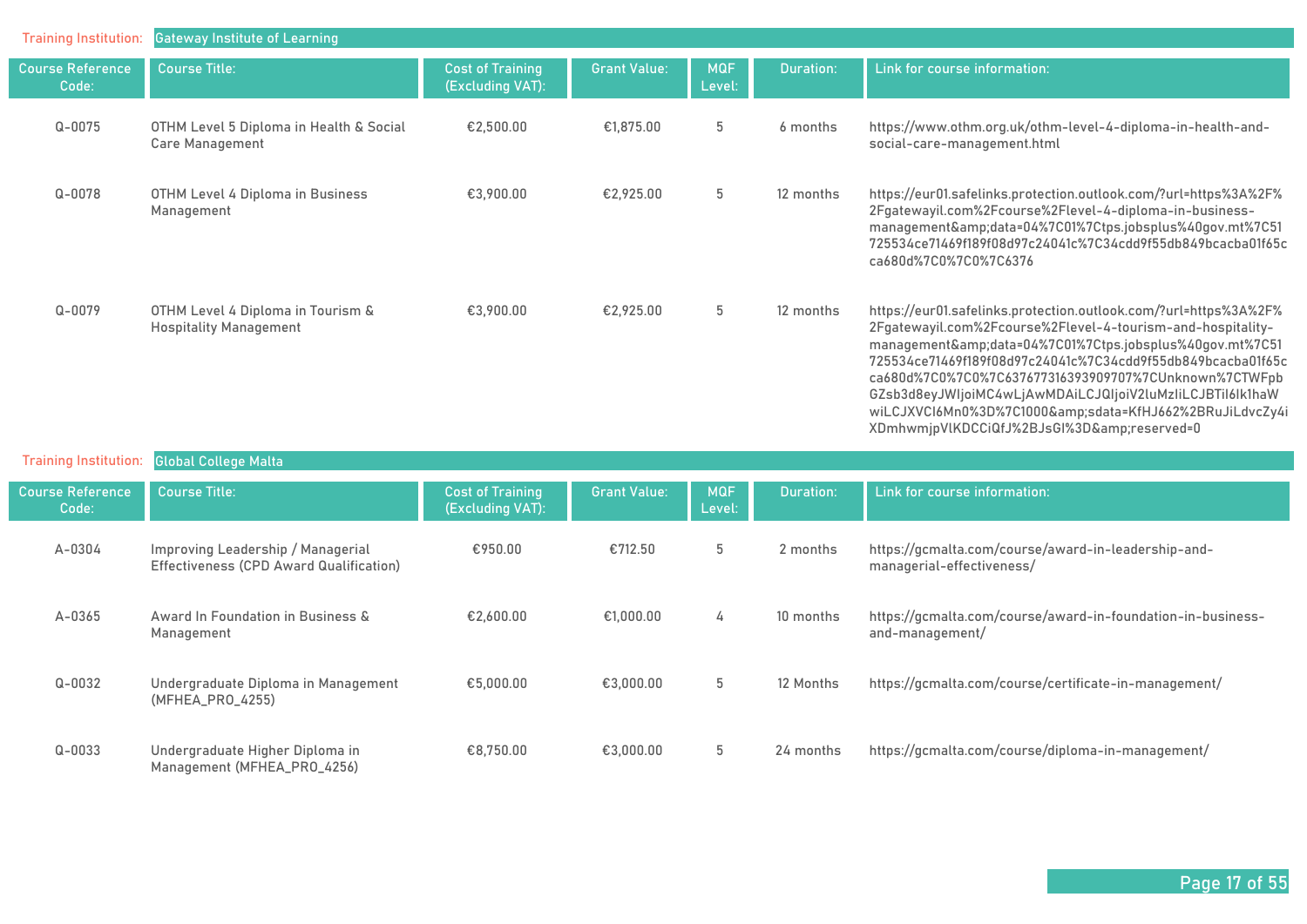Training Institution: Gateway Institute of Learning

| Course Reference Code: | Course Title: | Cost of Training (Excluding VAT): | Grant Value: | MQF Level: | Duration: | Link for course information: |
|---|---|---|---|---|---|---|
| Q-0075 | OTHM Level 5 Diploma in Health & Social Care Management | €2,500.00 | €1,875.00 | 5 | 6 months | https://www.othm.org.uk/othm-level-4-diploma-in-health-and-social-care-management.html |
| Q-0078 | OTHM Level 4 Diploma in Business Management | €3,900.00 | €2,925.00 | 5 | 12 months | https://eur01.safelinks.protection.outlook.com/?url=https%3A%2F%2Fgatewayil.com%2Fcourse%2Flevel-4-diploma-in-business-management&amp;data=04%7C01%7Ctps.jobsplus%40gov.mt%7C51725534ce71469f189f08d97c24041c%7C34cdd9f55db849bcacba01f65cca680d%7C0%7C0%7C6376 |
| Q-0079 | OTHM Level 4 Diploma in Tourism & Hospitality Management | €3,900.00 | €2,925.00 | 5 | 12 months | https://eur01.safelinks.protection.outlook.com/?url=https%3A%2F%2Fgatewayil.com%2Fcourse%2Flevel-4-tourism-and-hospitality-management&amp;data=04%7C01%7Ctps.jobsplus%40gov.mt%7C51725534ce71469f189f08d97c24041c%7C34cdd9f55db849bcacba01f65cca680d%7C0%7C0%7C637677316393909707%7CUnknown%7CTWFpbGZsb3d8eyJWIjoiMC4wLjAwMDAiLCJQIjoiV2luMzIiLCJBTiI6Ik1haWwiLCJXVCI6Mn0%3D%7C1000&amp;sdata=KfHJ662%2BRuJiLdvcZy4iXDmhwmjpVlKDCCiQfJ%2BJsGI%3D&amp;reserved=0 |

Training Institution: Global College Malta

| Course Reference Code: | Course Title: | Cost of Training (Excluding VAT): | Grant Value: | MQF Level: | Duration: | Link for course information: |
|---|---|---|---|---|---|---|
| A-0304 | Improving Leadership / Managerial Effectiveness (CPD Award Qualification) | €950.00 | €712.50 | 5 | 2 months | https://gcmalta.com/course/award-in-leadership-and-managerial-effectiveness/ |
| A-0365 | Award In Foundation in Business & Management | €2,600.00 | €1,000.00 | 4 | 10 months | https://gcmalta.com/course/award-in-foundation-in-business-and-management/ |
| Q-0032 | Undergraduate Diploma in Management (MFHEA_PRO_4255) | €5,000.00 | €3,000.00 | 5 | 12 Months | https://gcmalta.com/course/certificate-in-management/ |
| Q-0033 | Undergraduate Higher Diploma in Management (MFHEA_PRO_4256) | €8,750.00 | €3,000.00 | 5 | 24 months | https://gcmalta.com/course/diploma-in-management/ |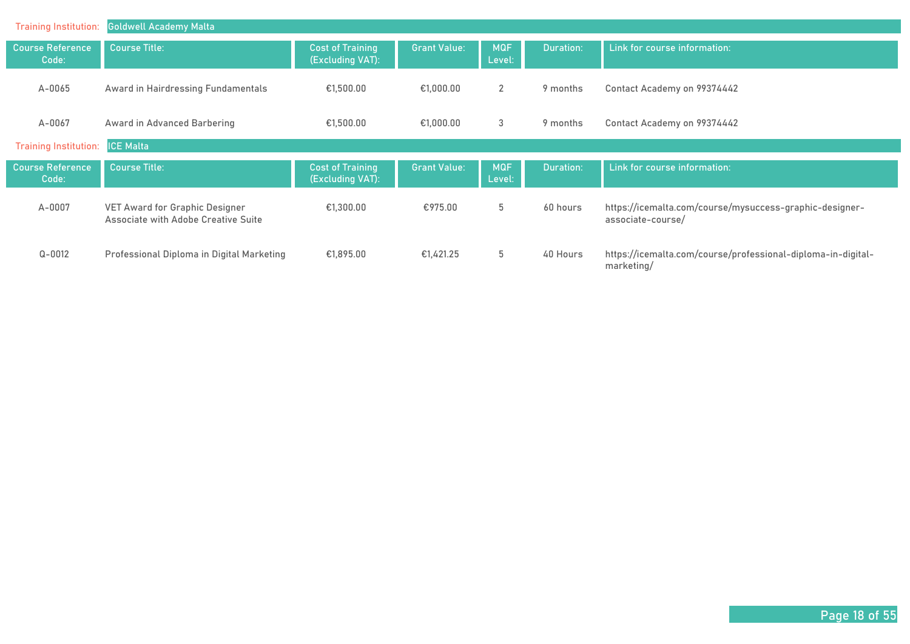Training Institution: Goldwell Academy Malta

| Course Reference Code: | Course Title: | Cost of Training (Excluding VAT): | Grant Value: | MQF Level: | Duration: | Link for course information: |
|---|---|---|---|---|---|---|
| A-0065 | Award in Hairdressing Fundamentals | €1,500.00 | €1,000.00 | 2 | 9 months | Contact Academy on 99374442 |
| A-0067 | Award in Advanced Barbering | €1,500.00 | €1,000.00 | 3 | 9 months | Contact Academy on 99374442 |

Training Institution: ICE Malta

| Course Reference Code: | Course Title: | Cost of Training (Excluding VAT): | Grant Value: | MQF Level: | Duration: | Link for course information: |
|---|---|---|---|---|---|---|
| A-0007 | VET Award for Graphic Designer Associate with Adobe Creative Suite | €1,300.00 | €975.00 | 5 | 60 hours | https://icemalta.com/course/mysuccess-graphic-designer-associate-course/ |
| Q-0012 | Professional Diploma in Digital Marketing | €1,895.00 | €1,421.25 | 5 | 40 Hours | https://icemalta.com/course/professional-diploma-in-digital-marketing/ |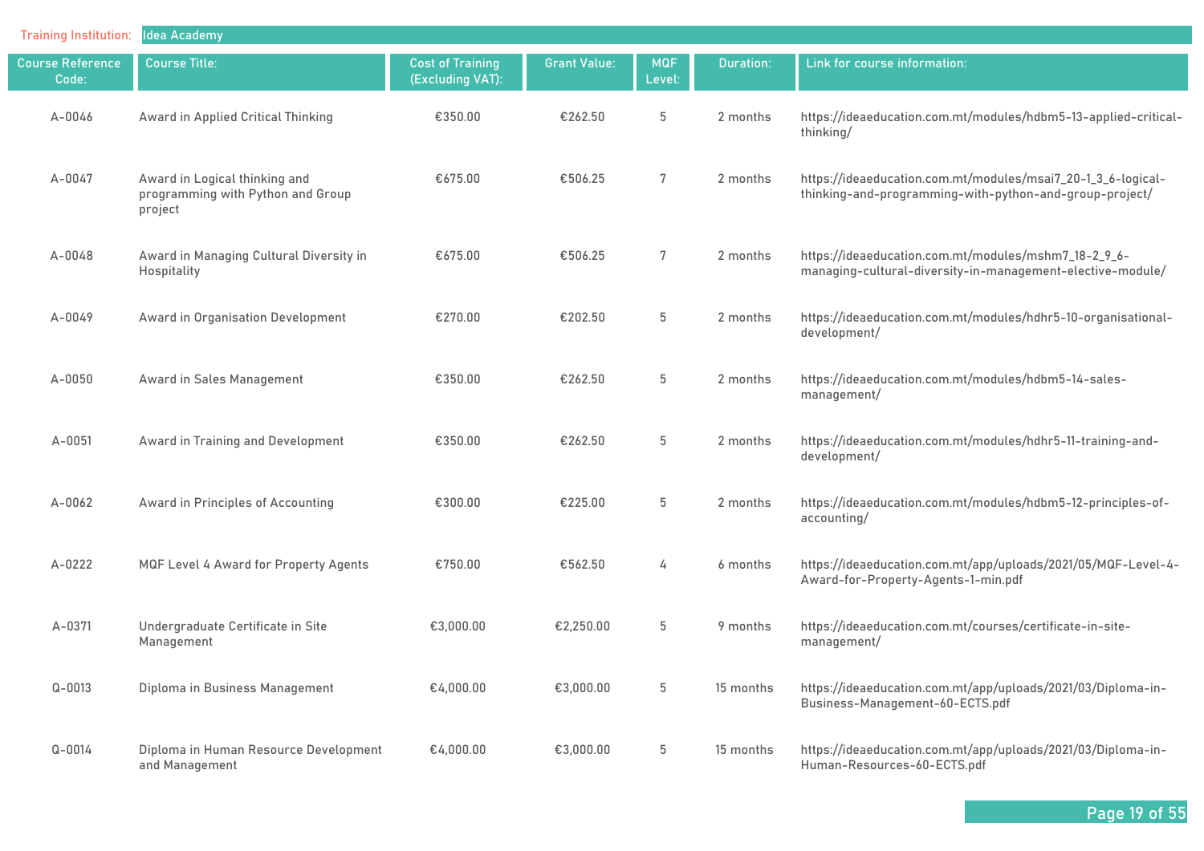Training Institution: Idea Academy

| Course Reference Code: | Course Title: | Cost of Training (Excluding VAT): | Grant Value: | MQF Level: | Duration: | Link for course information: |
|---|---|---|---|---|---|---|
| A-0046 | Award in Applied Critical Thinking | €350.00 | €262.50 | 5 | 2 months | https://ideaeducation.com.mt/modules/hdbm5-13-applied-critical-thinking/ |
| A-0047 | Award in Logical thinking and programming with Python and Group project | €675.00 | €506.25 | 7 | 2 months | https://ideaeducation.com.mt/modules/msai7_20-1_3_6-logical-thinking-and-programming-with-python-and-group-project/ |
| A-0048 | Award in Managing Cultural Diversity in Hospitality | €675.00 | €506.25 | 7 | 2 months | https://ideaeducation.com.mt/modules/mshm7_18-2_9_6-managing-cultural-diversity-in-management-elective-module/ |
| A-0049 | Award in Organisation Development | €270.00 | €202.50 | 5 | 2 months | https://ideaeducation.com.mt/modules/hdhr5-10-organisational-development/ |
| A-0050 | Award in Sales Management | €350.00 | €262.50 | 5 | 2 months | https://ideaeducation.com.mt/modules/hdbm5-14-sales-management/ |
| A-0051 | Award in Training and Development | €350.00 | €262.50 | 5 | 2 months | https://ideaeducation.com.mt/modules/hdhr5-11-training-and-development/ |
| A-0062 | Award in Principles of Accounting | €300.00 | €225.00 | 5 | 2 months | https://ideaeducation.com.mt/modules/hdbm5-12-principles-of-accounting/ |
| A-0222 | MQF Level 4 Award for Property Agents | €750.00 | €562.50 | 4 | 6 months | https://ideaeducation.com.mt/app/uploads/2021/05/MQF-Level-4-Award-for-Property-Agents-1-min.pdf |
| A-0371 | Undergraduate Certificate in Site Management | €3,000.00 | €2,250.00 | 5 | 9 months | https://ideaeducation.com.mt/courses/certificate-in-site-management/ |
| Q-0013 | Diploma in Business Management | €4,000.00 | €3,000.00 | 5 | 15 months | https://ideaeducation.com.mt/app/uploads/2021/03/Diploma-in-Business-Management-60-ECTS.pdf |
| Q-0014 | Diploma in Human Resource Development and Management | €4,000.00 | €3,000.00 | 5 | 15 months | https://ideaeducation.com.mt/app/uploads/2021/03/Diploma-in-Human-Resources-60-ECTS.pdf |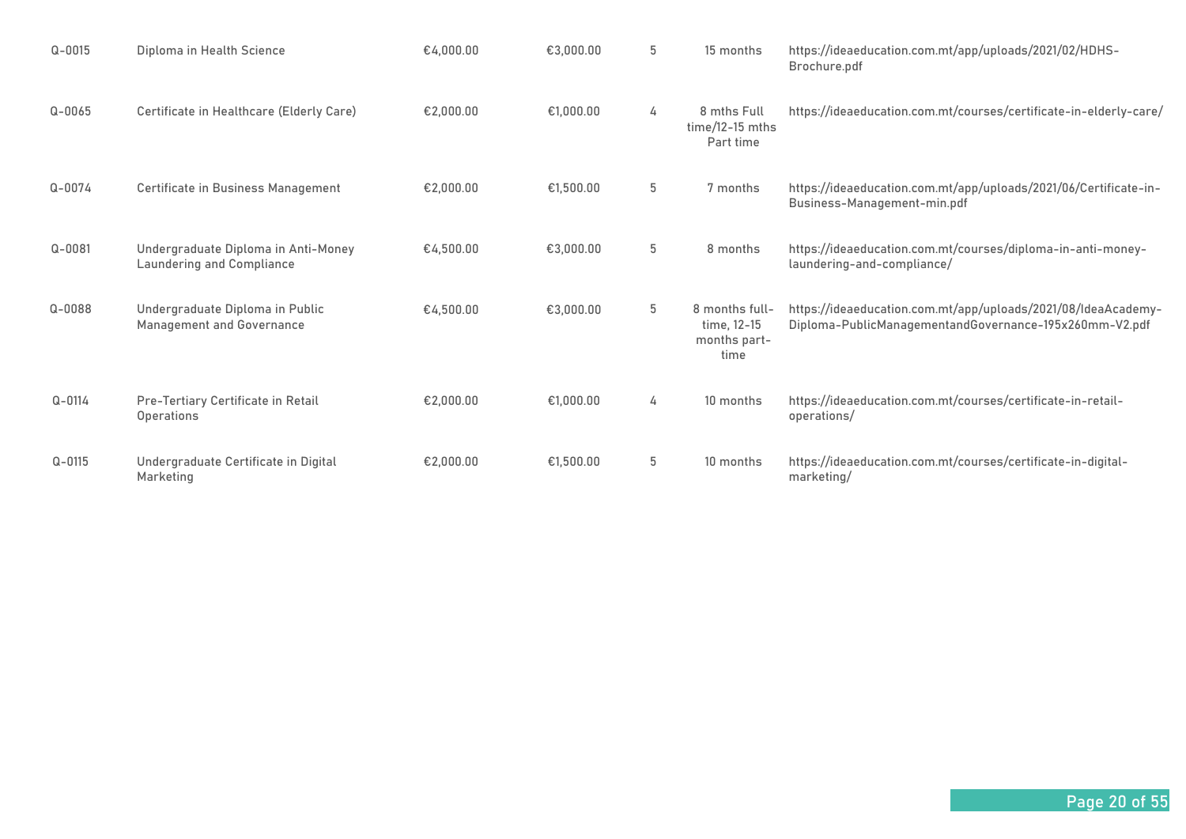| | | | | | | |
|---|---|---|---|---|---|---|
| Q-0015 | Diploma in Health Science | €4,000.00 | €3,000.00 | 5 | 15 months | https://ideaeducation.com.mt/app/uploads/2021/02/HDHS-Brochure.pdf |
| Q-0065 | Certificate in Healthcare (Elderly Care) | €2,000.00 | €1,000.00 | 4 | 8 mths Full time/12-15 mths Part time | https://ideaeducation.com.mt/courses/certificate-in-elderly-care/ |
| Q-0074 | Certificate in Business Management | €2,000.00 | €1,500.00 | 5 | 7 months | https://ideaeducation.com.mt/app/uploads/2021/06/Certificate-in-Business-Management-min.pdf |
| Q-0081 | Undergraduate Diploma in Anti-Money Laundering and Compliance | €4,500.00 | €3,000.00 | 5 | 8 months | https://ideaeducation.com.mt/courses/diploma-in-anti-money-laundering-and-compliance/ |
| Q-0088 | Undergraduate Diploma in Public Management and Governance | €4,500.00 | €3,000.00 | 5 | 8 months full-time, 12-15 months part-time | https://ideaeducation.com.mt/app/uploads/2021/08/IdeaAcademy-Diploma-PublicManagementandGovernance-195x260mm-V2.pdf |
| Q-0114 | Pre-Tertiary Certificate in Retail Operations | €2,000.00 | €1,000.00 | 4 | 10 months | https://ideaeducation.com.mt/courses/certificate-in-retail-operations/ |
| Q-0115 | Undergraduate Certificate in Digital Marketing | €2,000.00 | €1,500.00 | 5 | 10 months | https://ideaeducation.com.mt/courses/certificate-in-digital-marketing/ |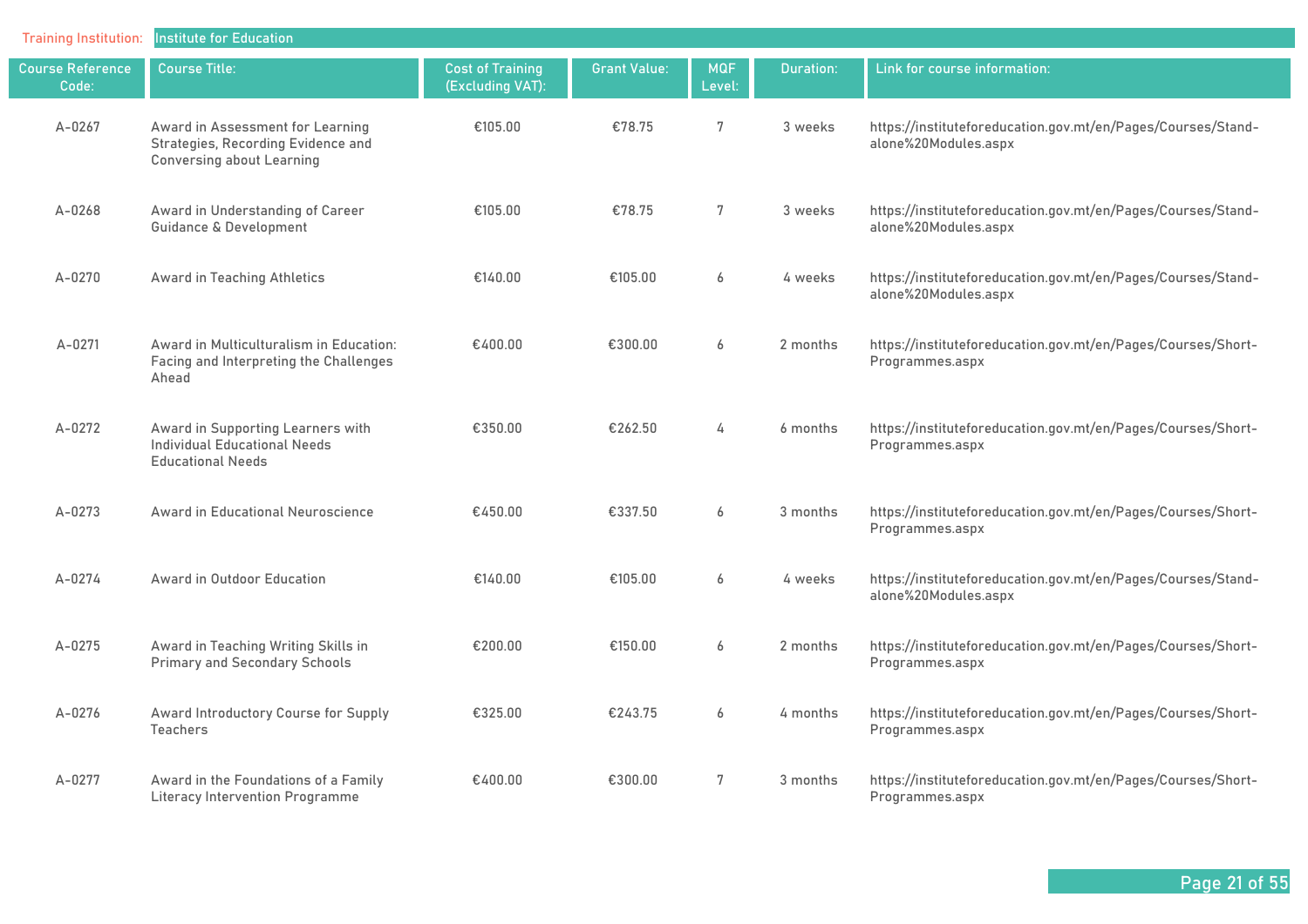Training Institution: Institute for Education

| Course Reference Code: | Course Title: | Cost of Training (Excluding VAT): | Grant Value: | MQF Level: | Duration: | Link for course information: |
|---|---|---|---|---|---|---|
| A-0267 | Award in Assessment for Learning Strategies, Recording Evidence and Conversing about Learning | €105.00 | €78.75 | 7 | 3 weeks | https://instituteforeducation.gov.mt/en/Pages/Courses/Stand-alone%20Modules.aspx |
| A-0268 | Award in Understanding of Career Guidance & Development | €105.00 | €78.75 | 7 | 3 weeks | https://instituteforeducation.gov.mt/en/Pages/Courses/Stand-alone%20Modules.aspx |
| A-0270 | Award in Teaching Athletics | €140.00 | €105.00 | 6 | 4 weeks | https://instituteforeducation.gov.mt/en/Pages/Courses/Stand-alone%20Modules.aspx |
| A-0271 | Award in Multiculturalism in Education: Facing and Interpreting the Challenges Ahead | €400.00 | €300.00 | 6 | 2 months | https://instituteforeducation.gov.mt/en/Pages/Courses/Short-Programmes.aspx |
| A-0272 | Award in Supporting Learners with Individual Educational Needs Educational Needs | €350.00 | €262.50 | 4 | 6 months | https://instituteforeducation.gov.mt/en/Pages/Courses/Short-Programmes.aspx |
| A-0273 | Award in Educational Neuroscience | €450.00 | €337.50 | 6 | 3 months | https://instituteforeducation.gov.mt/en/Pages/Courses/Short-Programmes.aspx |
| A-0274 | Award in Outdoor Education | €140.00 | €105.00 | 6 | 4 weeks | https://instituteforeducation.gov.mt/en/Pages/Courses/Stand-alone%20Modules.aspx |
| A-0275 | Award in Teaching Writing Skills in Primary and Secondary Schools | €200.00 | €150.00 | 6 | 2 months | https://instituteforeducation.gov.mt/en/Pages/Courses/Short-Programmes.aspx |
| A-0276 | Award Introductory Course for Supply Teachers | €325.00 | €243.75 | 6 | 4 months | https://instituteforeducation.gov.mt/en/Pages/Courses/Short-Programmes.aspx |
| A-0277 | Award in the Foundations of a Family Literacy Intervention Programme | €400.00 | €300.00 | 7 | 3 months | https://instituteforeducation.gov.mt/en/Pages/Courses/Short-Programmes.aspx |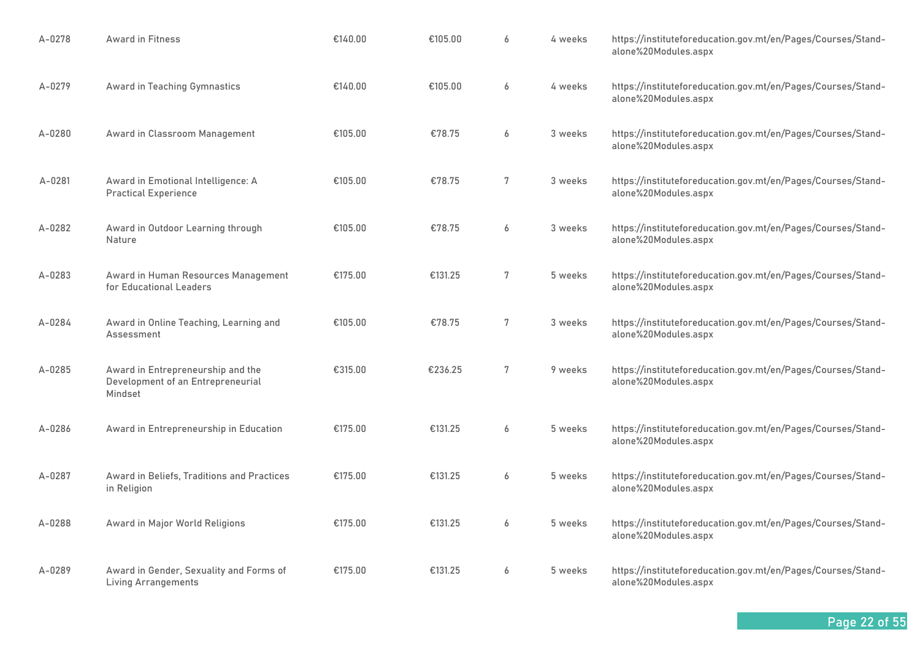| | | | | | | |
|---|---|---|---|---|---|---|
| A-0278 | Award in Fitness | €140.00 | €105.00 | 6 | 4 weeks | https://instituteforeducation.gov.mt/en/Pages/Courses/Stand-alone%20Modules.aspx |
| A-0279 | Award in Teaching Gymnastics | €140.00 | €105.00 | 6 | 4 weeks | https://instituteforeducation.gov.mt/en/Pages/Courses/Stand-alone%20Modules.aspx |
| A-0280 | Award in Classroom Management | €105.00 | €78.75 | 6 | 3 weeks | https://instituteforeducation.gov.mt/en/Pages/Courses/Stand-alone%20Modules.aspx |
| A-0281 | Award in Emotional Intelligence: A Practical Experience | €105.00 | €78.75 | 7 | 3 weeks | https://instituteforeducation.gov.mt/en/Pages/Courses/Stand-alone%20Modules.aspx |
| A-0282 | Award in Outdoor Learning through Nature | €105.00 | €78.75 | 6 | 3 weeks | https://instituteforeducation.gov.mt/en/Pages/Courses/Stand-alone%20Modules.aspx |
| A-0283 | Award in Human Resources Management for Educational Leaders | €175.00 | €131.25 | 7 | 5 weeks | https://instituteforeducation.gov.mt/en/Pages/Courses/Stand-alone%20Modules.aspx |
| A-0284 | Award in Online Teaching, Learning and Assessment | €105.00 | €78.75 | 7 | 3 weeks | https://instituteforeducation.gov.mt/en/Pages/Courses/Stand-alone%20Modules.aspx |
| A-0285 | Award in Entrepreneurship and the Development of an Entrepreneurial Mindset | €315.00 | €236.25 | 7 | 9 weeks | https://instituteforeducation.gov.mt/en/Pages/Courses/Stand-alone%20Modules.aspx |
| A-0286 | Award in Entrepreneurship in Education | €175.00 | €131.25 | 6 | 5 weeks | https://instituteforeducation.gov.mt/en/Pages/Courses/Stand-alone%20Modules.aspx |
| A-0287 | Award in Beliefs, Traditions and Practices in Religion | €175.00 | €131.25 | 6 | 5 weeks | https://instituteforeducation.gov.mt/en/Pages/Courses/Stand-alone%20Modules.aspx |
| A-0288 | Award in Major World Religions | €175.00 | €131.25 | 6 | 5 weeks | https://instituteforeducation.gov.mt/en/Pages/Courses/Stand-alone%20Modules.aspx |
| A-0289 | Award in Gender, Sexuality and Forms of Living Arrangements | €175.00 | €131.25 | 6 | 5 weeks | https://instituteforeducation.gov.mt/en/Pages/Courses/Stand-alone%20Modules.aspx |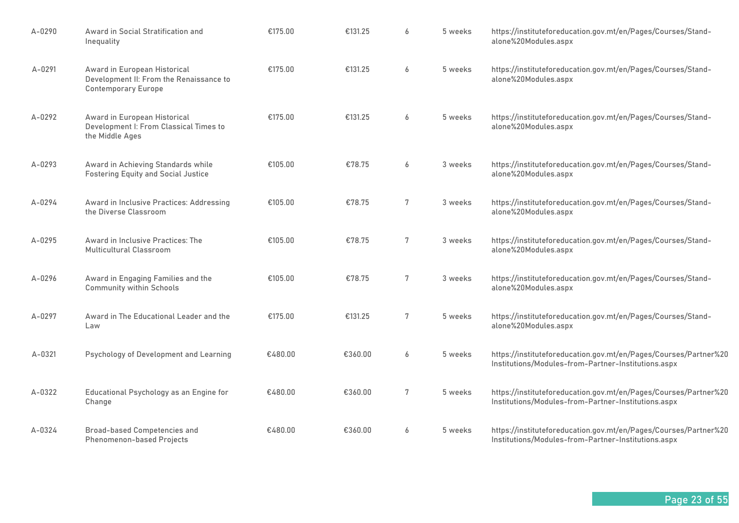| | | | | | | |
|---|---|---|---|---|---|---|
| A-0290 | Award in Social Stratification and Inequality | €175.00 | €131.25 | 6 | 5 weeks | https://instituteforeducation.gov.mt/en/Pages/Courses/Stand-alone%20Modules.aspx |
| A-0291 | Award in European Historical Development II: From the Renaissance to Contemporary Europe | €175.00 | €131.25 | 6 | 5 weeks | https://instituteforeducation.gov.mt/en/Pages/Courses/Stand-alone%20Modules.aspx |
| A-0292 | Award in European Historical Development I: From Classical Times to the Middle Ages | €175.00 | €131.25 | 6 | 5 weeks | https://instituteforeducation.gov.mt/en/Pages/Courses/Stand-alone%20Modules.aspx |
| A-0293 | Award in Achieving Standards while Fostering Equity and Social Justice | €105.00 | €78.75 | 6 | 3 weeks | https://instituteforeducation.gov.mt/en/Pages/Courses/Stand-alone%20Modules.aspx |
| A-0294 | Award in Inclusive Practices: Addressing the Diverse Classroom | €105.00 | €78.75 | 7 | 3 weeks | https://instituteforeducation.gov.mt/en/Pages/Courses/Stand-alone%20Modules.aspx |
| A-0295 | Award in Inclusive Practices: The Multicultural Classroom | €105.00 | €78.75 | 7 | 3 weeks | https://instituteforeducation.gov.mt/en/Pages/Courses/Stand-alone%20Modules.aspx |
| A-0296 | Award in Engaging Families and the Community within Schools | €105.00 | €78.75 | 7 | 3 weeks | https://instituteforeducation.gov.mt/en/Pages/Courses/Stand-alone%20Modules.aspx |
| A-0297 | Award in The Educational Leader and the Law | €175.00 | €131.25 | 7 | 5 weeks | https://instituteforeducation.gov.mt/en/Pages/Courses/Stand-alone%20Modules.aspx |
| A-0321 | Psychology of Development and Learning | €480.00 | €360.00 | 6 | 5 weeks | https://instituteforeducation.gov.mt/en/Pages/Courses/Partner%20Institutions/Modules-from-Partner-Institutions.aspx |
| A-0322 | Educational Psychology as an Engine for Change | €480.00 | €360.00 | 7 | 5 weeks | https://instituteforeducation.gov.mt/en/Pages/Courses/Partner%20Institutions/Modules-from-Partner-Institutions.aspx |
| A-0324 | Broad-based Competencies and Phenomenon-based Projects | €480.00 | €360.00 | 6 | 5 weeks | https://instituteforeducation.gov.mt/en/Pages/Courses/Partner%20Institutions/Modules-from-Partner-Institutions.aspx |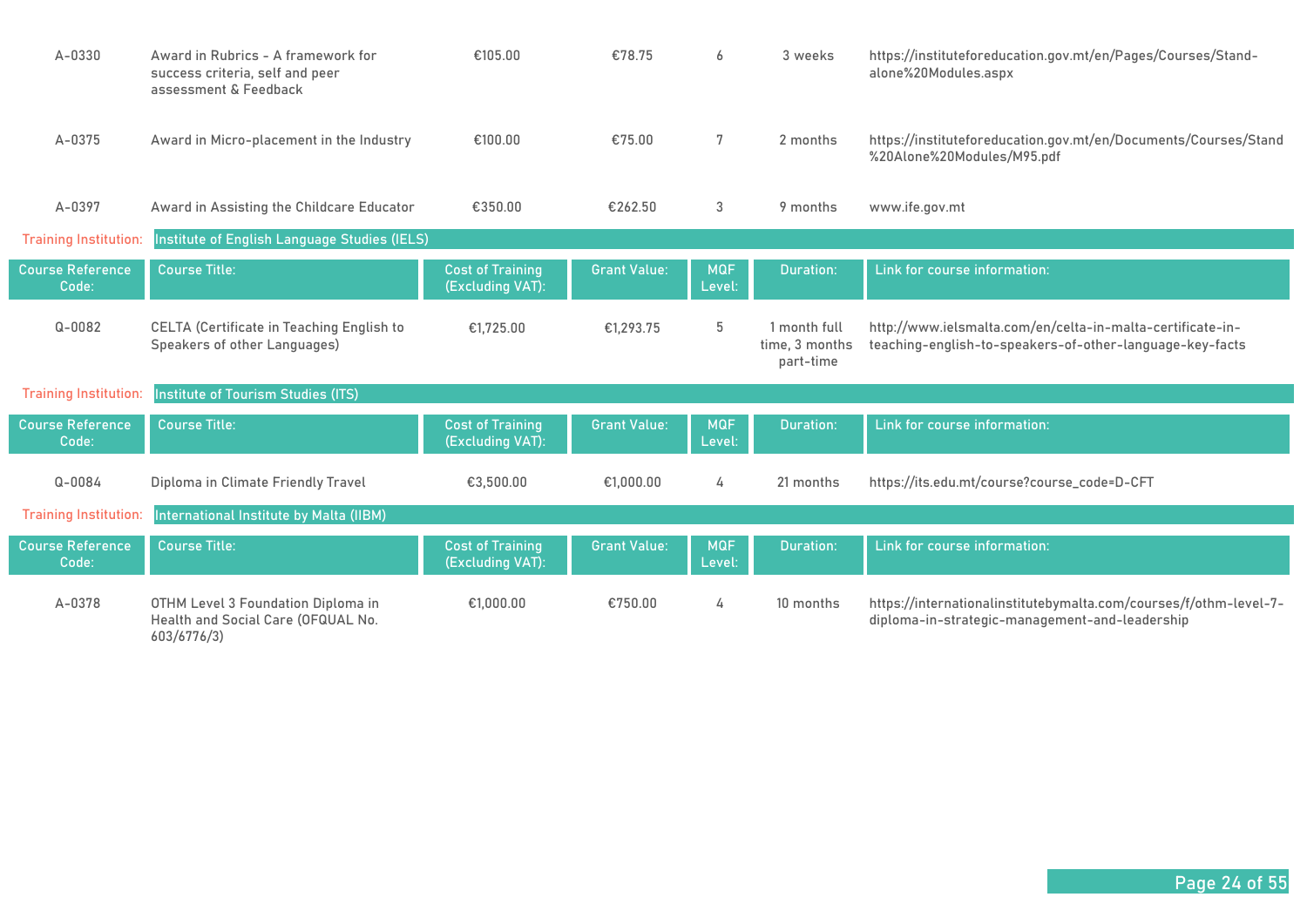| Course Reference Code: | Course Title: | Cost of Training (Excluding VAT): | Grant Value: | MQF Level: | Duration: | Link for course information: |
|---|---|---|---|---|---|---|
| A-0330 | Award in Rubrics - A framework for success criteria, self and peer assessment & Feedback | €105.00 | €78.75 | 6 | 3 weeks | https://instituteforeducation.gov.mt/en/Pages/Courses/Stand-alone%20Modules.aspx |
| A-0375 | Award in Micro-placement in the Industry | €100.00 | €75.00 | 7 | 2 months | https://instituteforeducation.gov.mt/en/Documents/Courses/Stand%20Alone%20Modules/M95.pdf |
| A-0397 | Award in Assisting the Childcare Educator | €350.00 | €262.50 | 3 | 9 months | www.ife.gov.mt |

Training Institution: Institute of English Language Studies (IELS)

| Course Reference Code: | Course Title: | Cost of Training (Excluding VAT): | Grant Value: | MQF Level: | Duration: | Link for course information: |
|---|---|---|---|---|---|---|
| Q-0082 | CELTA (Certificate in Teaching English to Speakers of other Languages) | €1,725.00 | €1,293.75 | 5 | 1 month full time, 3 months part-time | http://www.ielsmalta.com/en/celta-in-malta-certificate-in-teaching-english-to-speakers-of-other-language-key-facts |

Training Institution: Institute of Tourism Studies (ITS)

| Course Reference Code: | Course Title: | Cost of Training (Excluding VAT): | Grant Value: | MQF Level: | Duration: | Link for course information: |
|---|---|---|---|---|---|---|
| Q-0084 | Diploma in Climate Friendly Travel | €3,500.00 | €1,000.00 | 4 | 21 months | https://its.edu.mt/course?course_code=D-CFT |

Training Institution: International Institute by Malta (IIBM)

| Course Reference Code: | Course Title: | Cost of Training (Excluding VAT): | Grant Value: | MQF Level: | Duration: | Link for course information: |
|---|---|---|---|---|---|---|
| A-0378 | OTHM Level 3 Foundation Diploma in Health and Social Care (OFQUAL No. 603/6776/3) | €1,000.00 | €750.00 | 4 | 10 months | https://internationalinstitutebymalta.com/courses/f/othm-level-7-diploma-in-strategic-management-and-leadership |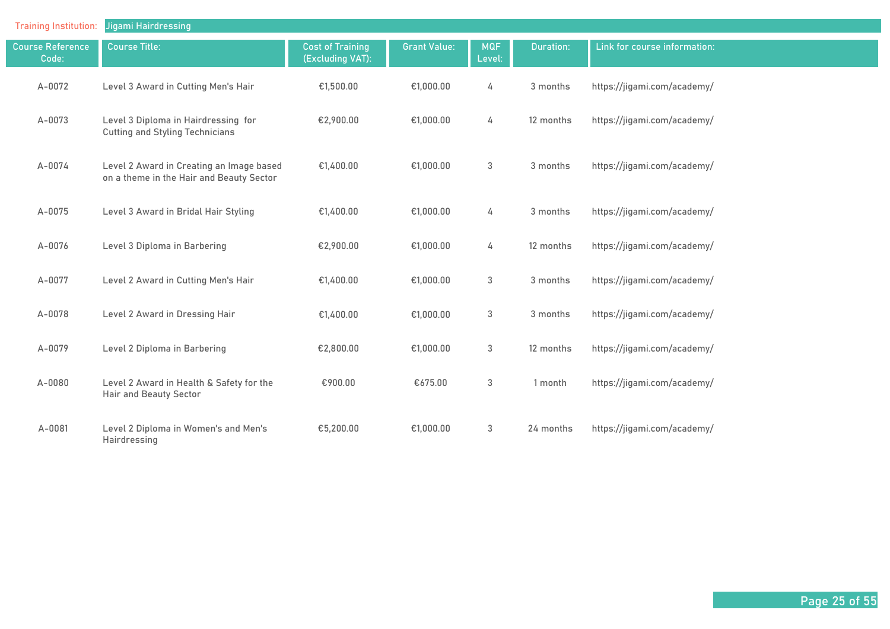**Training Institution:** Jigami Hairdressing

| Course Reference Code: | Course Title: | Cost of Training (Excluding VAT): | Grant Value: | MQF Level: | Duration: | Link for course information: |
|---|---|---|---|---|---|---|
| A-0072 | Level 3 Award in Cutting Men's Hair | €1,500.00 | €1,000.00 | 4 | 3 months | https://jigami.com/academy/ |
| A-0073 | Level 3 Diploma in Hairdressing for Cutting and Styling Technicians | €2,900.00 | €1,000.00 | 4 | 12 months | https://jigami.com/academy/ |
| A-0074 | Level 2 Award in Creating an Image based on a theme in the Hair and Beauty Sector | €1,400.00 | €1,000.00 | 3 | 3 months | https://jigami.com/academy/ |
| A-0075 | Level 3 Award in Bridal Hair Styling | €1,400.00 | €1,000.00 | 4 | 3 months | https://jigami.com/academy/ |
| A-0076 | Level 3 Diploma in Barbering | €2,900.00 | €1,000.00 | 4 | 12 months | https://jigami.com/academy/ |
| A-0077 | Level 2 Award in Cutting Men's Hair | €1,400.00 | €1,000.00 | 3 | 3 months | https://jigami.com/academy/ |
| A-0078 | Level 2 Award in Dressing Hair | €1,400.00 | €1,000.00 | 3 | 3 months | https://jigami.com/academy/ |
| A-0079 | Level 2 Diploma in Barbering | €2,800.00 | €1,000.00 | 3 | 12 months | https://jigami.com/academy/ |
| A-0080 | Level 2 Award in Health & Safety for the Hair and Beauty Sector | €900.00 | €675.00 | 3 | 1 month | https://jigami.com/academy/ |
| A-0081 | Level 2 Diploma in Women's and Men's Hairdressing | €5,200.00 | €1,000.00 | 3 | 24 months | https://jigami.com/academy/ |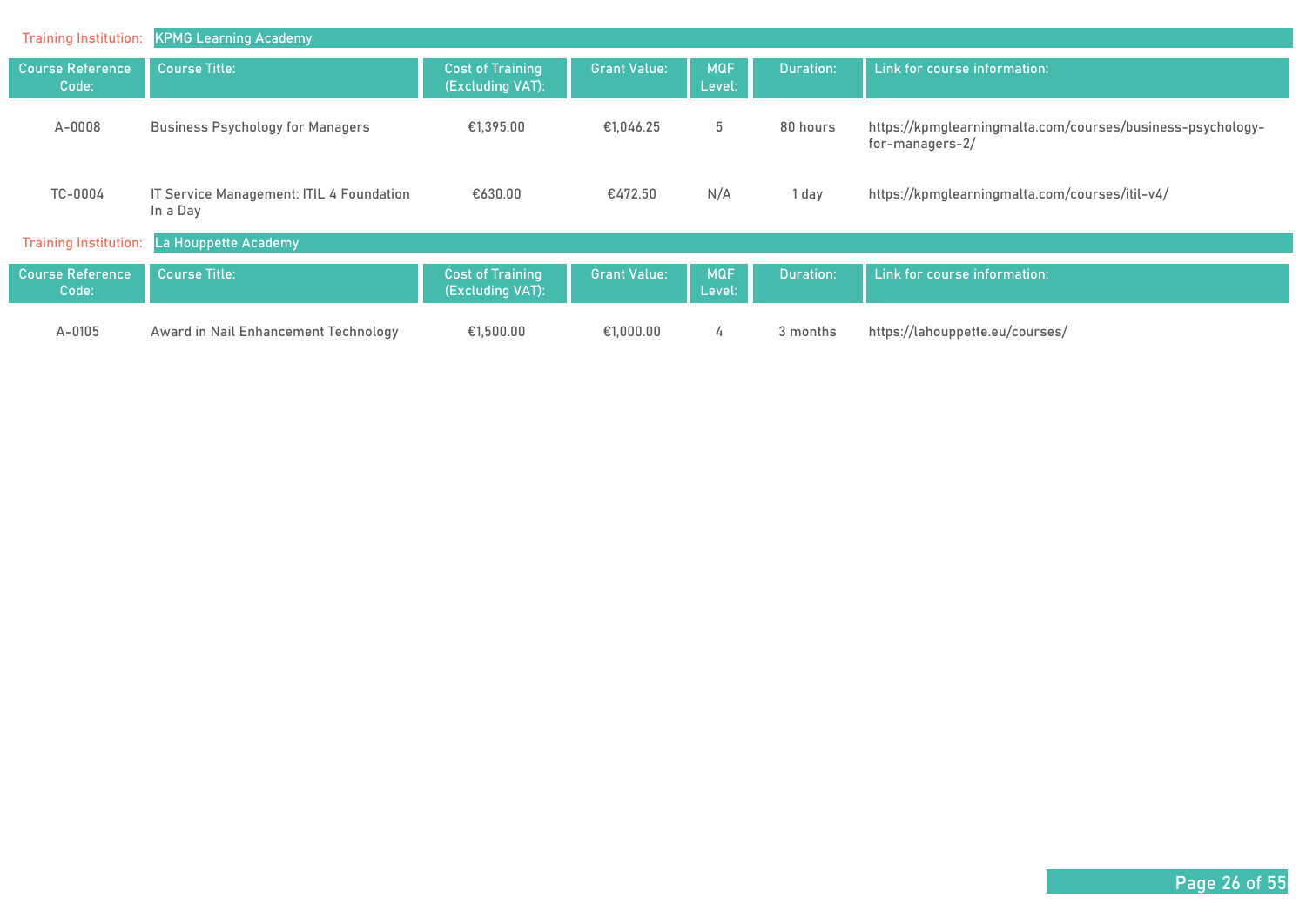**Training Institution:** KPMG Learning Academy

| Course Reference Code: | Course Title: | Cost of Training (Excluding VAT): | Grant Value: | MQF Level: | Duration: | Link for course information: |
|---|---|---|---|---|---|---|
| A-0008 | Business Psychology for Managers | €1,395.00 | €1,046.25 | 5 | 80 hours | https://kpmglearningmalta.com/courses/business-psychology-for-managers-2/ |
| TC-0004 | IT Service Management: ITIL 4 Foundation In a Day | €630.00 | €472.50 | N/A | 1 day | https://kpmglearningmalta.com/courses/itil-v4/ |

**Training Institution:** La Houppette Academy

| Course Reference Code: | Course Title: | Cost of Training (Excluding VAT): | Grant Value: | MQF Level: | Duration: | Link for course information: |
|---|---|---|---|---|---|---|
| A-0105 | Award in Nail Enhancement Technology | €1,500.00 | €1,000.00 | 4 | 3 months | https://lahouppette.eu/courses/ |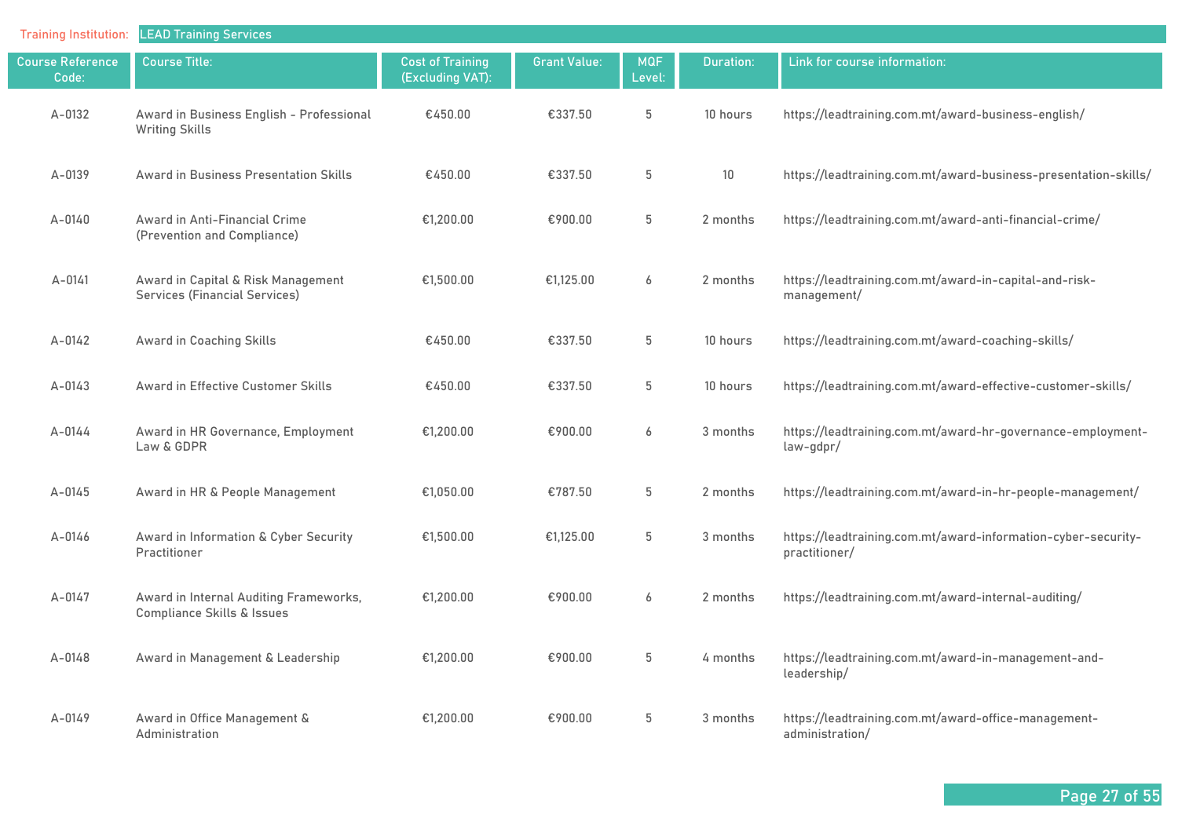Training Institution: LEAD Training Services

| Course Reference Code: | Course Title: | Cost of Training (Excluding VAT): | Grant Value: | MQF Level: | Duration: | Link for course information: |
|---|---|---|---|---|---|---|
| A-0132 | Award in Business English - Professional Writing Skills | €450.00 | €337.50 | 5 | 10 hours | https://leadtraining.com.mt/award-business-english/ |
| A-0139 | Award in Business Presentation Skills | €450.00 | €337.50 | 5 | 10 | https://leadtraining.com.mt/award-business-presentation-skills/ |
| A-0140 | Award in Anti-Financial Crime (Prevention and Compliance) | €1,200.00 | €900.00 | 5 | 2 months | https://leadtraining.com.mt/award-anti-financial-crime/ |
| A-0141 | Award in Capital & Risk Management Services (Financial Services) | €1,500.00 | €1,125.00 | 6 | 2 months | https://leadtraining.com.mt/award-in-capital-and-risk-management/ |
| A-0142 | Award in Coaching Skills | €450.00 | €337.50 | 5 | 10 hours | https://leadtraining.com.mt/award-coaching-skills/ |
| A-0143 | Award in Effective Customer Skills | €450.00 | €337.50 | 5 | 10 hours | https://leadtraining.com.mt/award-effective-customer-skills/ |
| A-0144 | Award in HR Governance, Employment Law & GDPR | €1,200.00 | €900.00 | 6 | 3 months | https://leadtraining.com.mt/award-hr-governance-employment-law-gdpr/ |
| A-0145 | Award in HR & People Management | €1,050.00 | €787.50 | 5 | 2 months | https://leadtraining.com.mt/award-in-hr-people-management/ |
| A-0146 | Award in Information & Cyber Security Practitioner | €1,500.00 | €1,125.00 | 5 | 3 months | https://leadtraining.com.mt/award-information-cyber-security-practitioner/ |
| A-0147 | Award in Internal Auditing Frameworks, Compliance Skills & Issues | €1,200.00 | €900.00 | 6 | 2 months | https://leadtraining.com.mt/award-internal-auditing/ |
| A-0148 | Award in Management & Leadership | €1,200.00 | €900.00 | 5 | 4 months | https://leadtraining.com.mt/award-in-management-and-leadership/ |
| A-0149 | Award in Office Management & Administration | €1,200.00 | €900.00 | 5 | 3 months | https://leadtraining.com.mt/award-office-management-administration/ |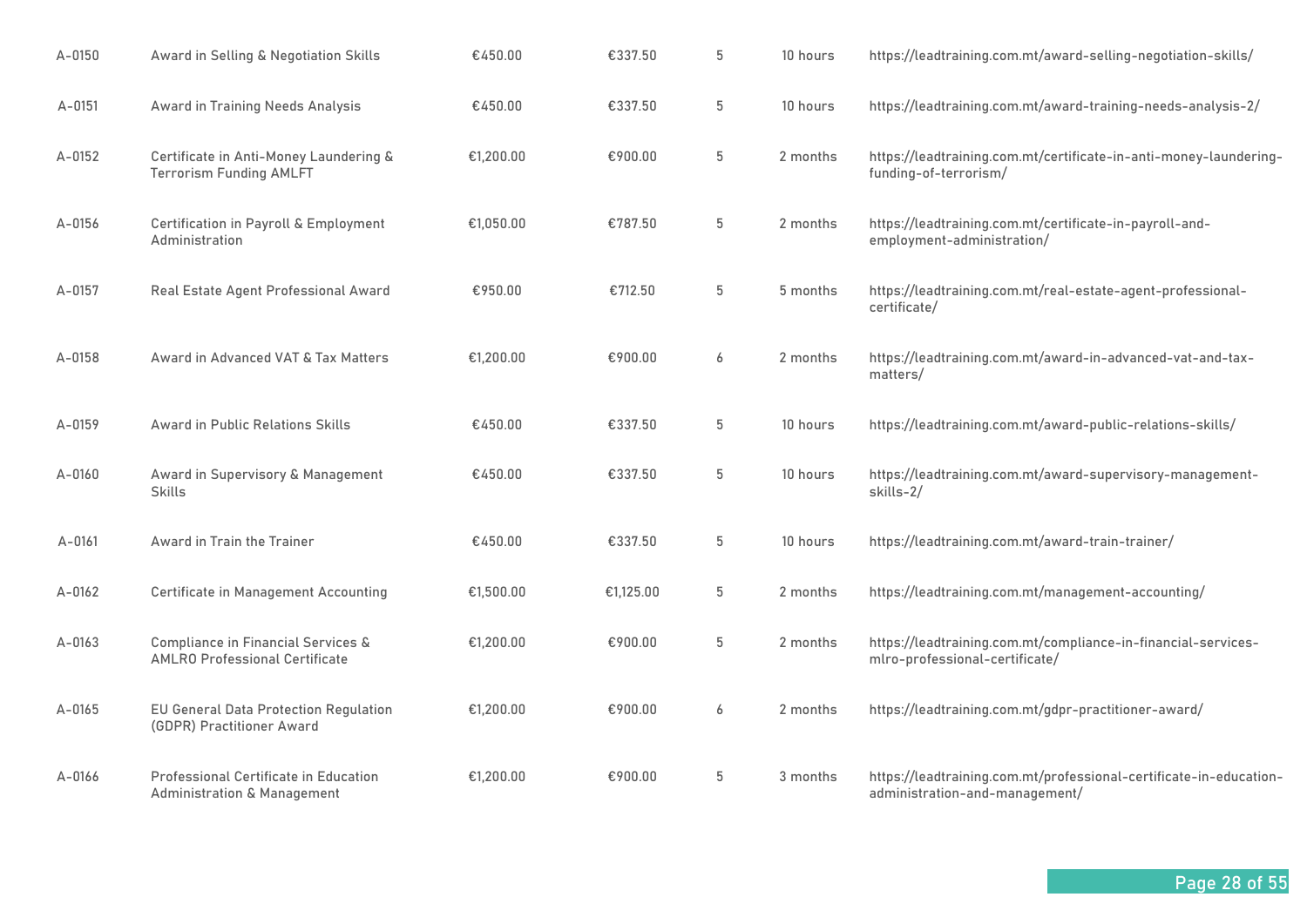| | | | | | | |
|---|---|---|---|---|---|---|
| A-0150 | Award in Selling & Negotiation Skills | €450.00 | €337.50 | 5 | 10 hours | https://leadtraining.com.mt/award-selling-negotiation-skills/ |
| A-0151 | Award in Training Needs Analysis | €450.00 | €337.50 | 5 | 10 hours | https://leadtraining.com.mt/award-training-needs-analysis-2/ |
| A-0152 | Certificate in Anti-Money Laundering & Terrorism Funding AMLFT | €1,200.00 | €900.00 | 5 | 2 months | https://leadtraining.com.mt/certificate-in-anti-money-laundering-funding-of-terrorism/ |
| A-0156 | Certification in Payroll & Employment Administration | €1,050.00 | €787.50 | 5 | 2 months | https://leadtraining.com.mt/certificate-in-payroll-and-employment-administration/ |
| A-0157 | Real Estate Agent Professional Award | €950.00 | €712.50 | 5 | 5 months | https://leadtraining.com.mt/real-estate-agent-professional-certificate/ |
| A-0158 | Award in Advanced VAT & Tax Matters | €1,200.00 | €900.00 | 6 | 2 months | https://leadtraining.com.mt/award-in-advanced-vat-and-tax-matters/ |
| A-0159 | Award in Public Relations Skills | €450.00 | €337.50 | 5 | 10 hours | https://leadtraining.com.mt/award-public-relations-skills/ |
| A-0160 | Award in Supervisory & Management Skills | €450.00 | €337.50 | 5 | 10 hours | https://leadtraining.com.mt/award-supervisory-management-skills-2/ |
| A-0161 | Award in Train the Trainer | €450.00 | €337.50 | 5 | 10 hours | https://leadtraining.com.mt/award-train-trainer/ |
| A-0162 | Certificate in Management Accounting | €1,500.00 | €1,125.00 | 5 | 2 months | https://leadtraining.com.mt/management-accounting/ |
| A-0163 | Compliance in Financial Services & AMLRO Professional Certificate | €1,200.00 | €900.00 | 5 | 2 months | https://leadtraining.com.mt/compliance-in-financial-services-mlro-professional-certificate/ |
| A-0165 | EU General Data Protection Regulation (GDPR) Practitioner Award | €1,200.00 | €900.00 | 6 | 2 months | https://leadtraining.com.mt/gdpr-practitioner-award/ |
| A-0166 | Professional Certificate in Education Administration & Management | €1,200.00 | €900.00 | 5 | 3 months | https://leadtraining.com.mt/professional-certificate-in-education-administration-and-management/ |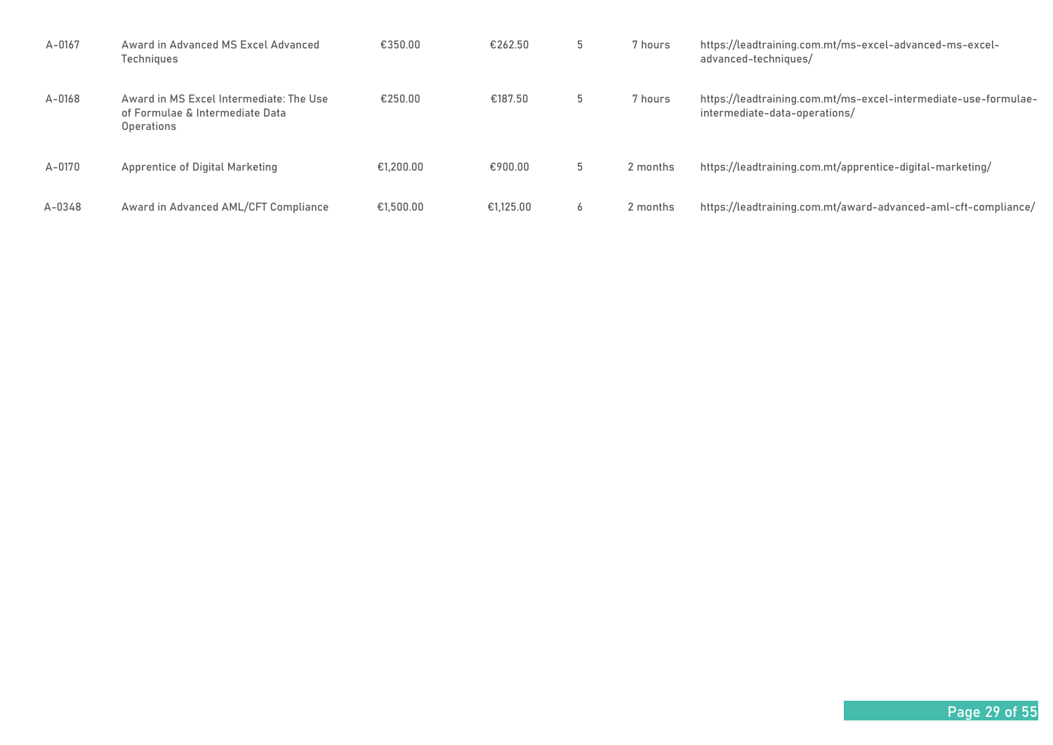| | | | | | | |
|---|---|---|---|---|---|---|
| A-0167 | Award in Advanced MS Excel Advanced Techniques | €350.00 | €262.50 | 5 | 7 hours | https://leadtraining.com.mt/ms-excel-advanced-ms-excel-advanced-techniques/ |
| A-0168 | Award in MS Excel Intermediate: The Use of Formulae & Intermediate Data Operations | €250.00 | €187.50 | 5 | 7 hours | https://leadtraining.com.mt/ms-excel-intermediate-use-formulae-intermediate-data-operations/ |
| A-0170 | Apprentice of Digital Marketing | €1,200.00 | €900.00 | 5 | 2 months | https://leadtraining.com.mt/apprentice-digital-marketing/ |
| A-0348 | Award in Advanced AML/CFT Compliance | €1,500.00 | €1,125.00 | 6 | 2 months | https://leadtraining.com.mt/award-advanced-aml-cft-compliance/ |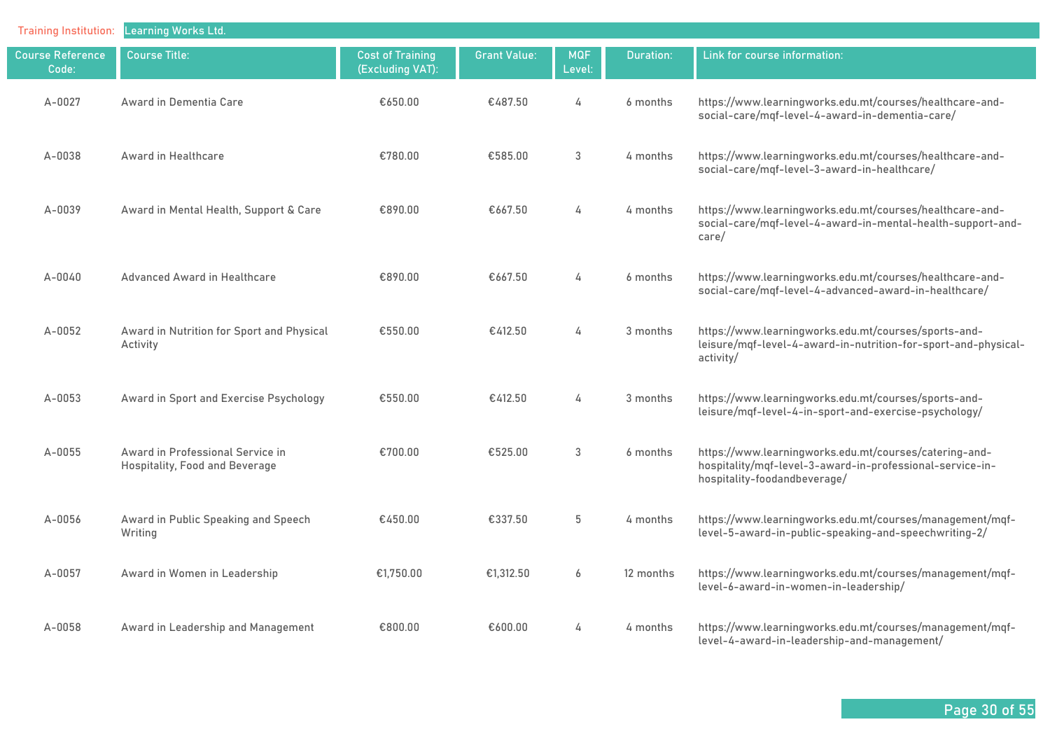Training Institution: Learning Works Ltd.

| Course Reference Code: | Course Title: | Cost of Training (Excluding VAT): | Grant Value: | MQF Level: | Duration: | Link for course information: |
|---|---|---|---|---|---|---|
| A-0027 | Award in Dementia Care | €650.00 | €487.50 | 4 | 6 months | https://www.learningworks.edu.mt/courses/healthcare-and-social-care/mqf-level-4-award-in-dementia-care/ |
| A-0038 | Award in Healthcare | €780.00 | €585.00 | 3 | 4 months | https://www.learningworks.edu.mt/courses/healthcare-and-social-care/mqf-level-3-award-in-healthcare/ |
| A-0039 | Award in Mental Health, Support & Care | €890.00 | €667.50 | 4 | 4 months | https://www.learningworks.edu.mt/courses/healthcare-and-social-care/mqf-level-4-award-in-mental-health-support-and-care/ |
| A-0040 | Advanced Award in Healthcare | €890.00 | €667.50 | 4 | 6 months | https://www.learningworks.edu.mt/courses/healthcare-and-social-care/mqf-level-4-advanced-award-in-healthcare/ |
| A-0052 | Award in Nutrition for Sport and Physical Activity | €550.00 | €412.50 | 4 | 3 months | https://www.learningworks.edu.mt/courses/sports-and-leisure/mqf-level-4-award-in-nutrition-for-sport-and-physical-activity/ |
| A-0053 | Award in Sport and Exercise Psychology | €550.00 | €412.50 | 4 | 3 months | https://www.learningworks.edu.mt/courses/sports-and-leisure/mqf-level-4-in-sport-and-exercise-psychology/ |
| A-0055 | Award in Professional Service in Hospitality, Food and Beverage | €700.00 | €525.00 | 3 | 6 months | https://www.learningworks.edu.mt/courses/catering-and-hospitality/mqf-level-3-award-in-professional-service-in-hospitality-foodandbeverage/ |
| A-0056 | Award in Public Speaking and Speech Writing | €450.00 | €337.50 | 5 | 4 months | https://www.learningworks.edu.mt/courses/management/mqf-level-5-award-in-public-speaking-and-speechwriting-2/ |
| A-0057 | Award in Women in Leadership | €1,750.00 | €1,312.50 | 6 | 12 months | https://www.learningworks.edu.mt/courses/management/mqf-level-6-award-in-women-in-leadership/ |
| A-0058 | Award in Leadership and Management | €800.00 | €600.00 | 4 | 4 months | https://www.learningworks.edu.mt/courses/management/mqf-level-4-award-in-leadership-and-management/ |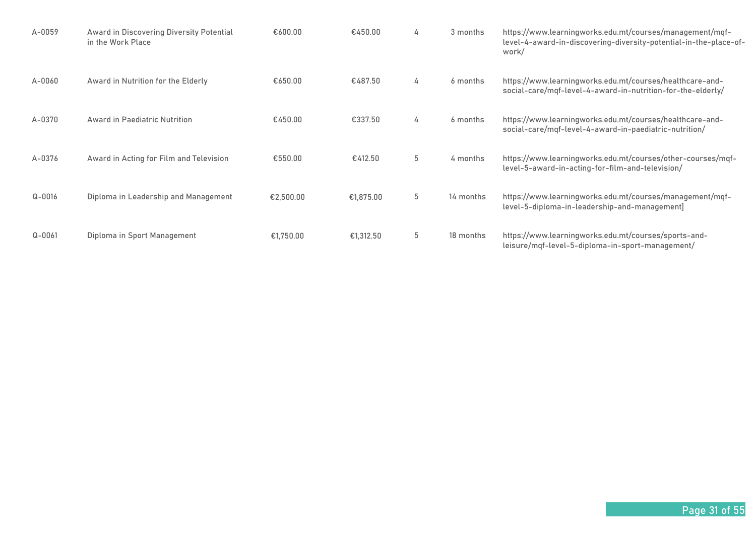| | | | | | | |
|---|---|---|---|---|---|---|
| A-0059 | Award in Discovering Diversity Potential in the Work Place | €600.00 | €450.00 | 4 | 3 months | https://www.learningworks.edu.mt/courses/management/mqf-level-4-award-in-discovering-diversity-potential-in-the-place-of-work/ |
| A-0060 | Award in Nutrition for the Elderly | €650.00 | €487.50 | 4 | 6 months | https://www.learningworks.edu.mt/courses/healthcare-and-social-care/mqf-level-4-award-in-nutrition-for-the-elderly/ |
| A-0370 | Award in Paediatric Nutrition | €450.00 | €337.50 | 4 | 6 months | https://www.learningworks.edu.mt/courses/healthcare-and-social-care/mqf-level-4-award-in-paediatric-nutrition/ |
| A-0376 | Award in Acting for Film and Television | €550.00 | €412.50 | 5 | 4 months | https://www.learningworks.edu.mt/courses/other-courses/mqf-level-5-award-in-acting-for-film-and-television/ |
| Q-0016 | Diploma in Leadership and Management | €2,500.00 | €1,875.00 | 5 | 14 months | https://www.learningworks.edu.mt/courses/management/mqf-level-5-diploma-in-leadership-and-management] |
| Q-0061 | Diploma in Sport Management | €1,750.00 | €1,312.50 | 5 | 18 months | https://www.learningworks.edu.mt/courses/sports-and-leisure/mqf-level-5-diploma-in-sport-management/ |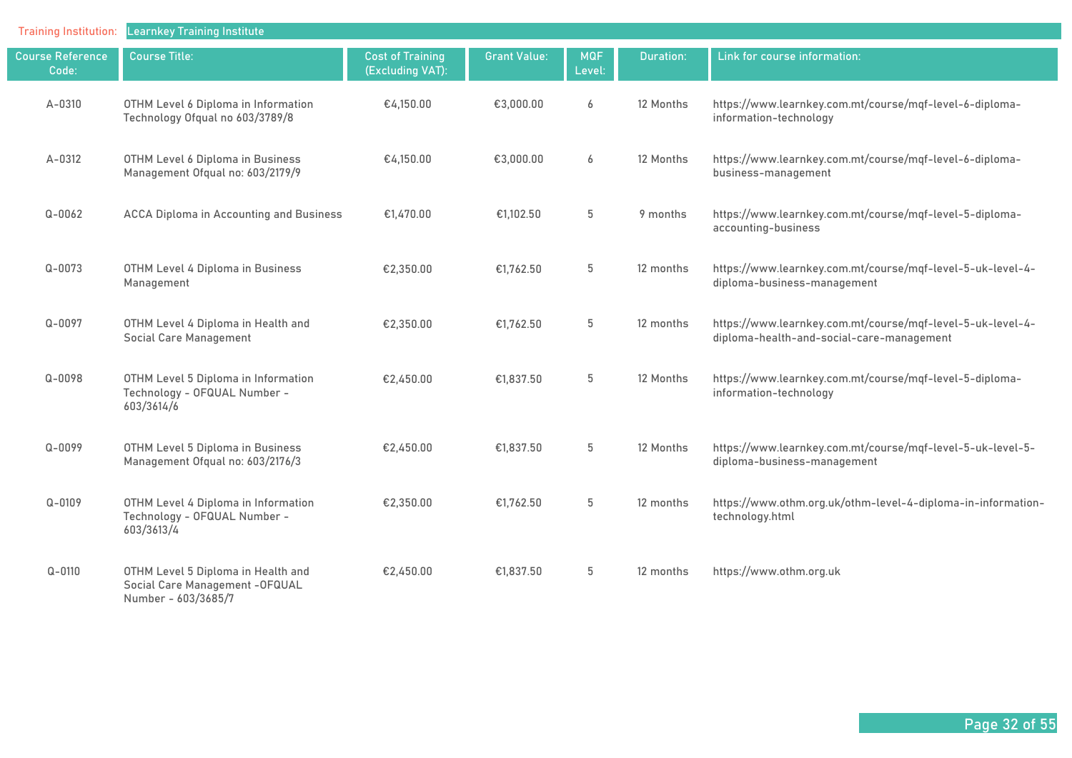**Training Institution:** Learnkey Training Institute

| Course Reference Code: | Course Title: | Cost of Training (Excluding VAT): | Grant Value: | MQF Level: | Duration: | Link for course information: |
|---|---|---|---|---|---|---|
| A-0310 | OTHM Level 6 Diploma in Information Technology Ofqual no 603/3789/8 | €4,150.00 | €3,000.00 | 6 | 12 Months | https://www.learnkey.com.mt/course/mqf-level-6-diploma-information-technology |
| A-0312 | OTHM Level 6 Diploma in Business Management Ofqual no: 603/2179/9 | €4,150.00 | €3,000.00 | 6 | 12 Months | https://www.learnkey.com.mt/course/mqf-level-6-diploma-business-management |
| Q-0062 | ACCA Diploma in Accounting and Business | €1,470.00 | €1,102.50 | 5 | 9 months | https://www.learnkey.com.mt/course/mqf-level-5-diploma-accounting-business |
| Q-0073 | OTHM Level 4 Diploma in Business Management | €2,350.00 | €1,762.50 | 5 | 12 months | https://www.learnkey.com.mt/course/mqf-level-5-uk-level-4-diploma-business-management |
| Q-0097 | OTHM Level 4 Diploma in Health and Social Care Management | €2,350.00 | €1,762.50 | 5 | 12 months | https://www.learnkey.com.mt/course/mqf-level-5-uk-level-4-diploma-health-and-social-care-management |
| Q-0098 | OTHM Level 5 Diploma in Information Technology - OFQUAL Number - 603/3614/6 | €2,450.00 | €1,837.50 | 5 | 12 Months | https://www.learnkey.com.mt/course/mqf-level-5-diploma-information-technology |
| Q-0099 | OTHM Level 5 Diploma in Business Management Ofqual no: 603/2176/3 | €2,450.00 | €1,837.50 | 5 | 12 Months | https://www.learnkey.com.mt/course/mqf-level-5-uk-level-5-diploma-business-management |
| Q-0109 | OTHM Level 4 Diploma in Information Technology - OFQUAL Number - 603/3613/4 | €2,350.00 | €1,762.50 | 5 | 12 months | https://www.othm.org.uk/othm-level-4-diploma-in-information-technology.html |
| Q-0110 | OTHM Level 5 Diploma in Health and Social Care Management -OFQUAL Number - 603/3685/7 | €2,450.00 | €1,837.50 | 5 | 12 months | https://www.othm.org.uk |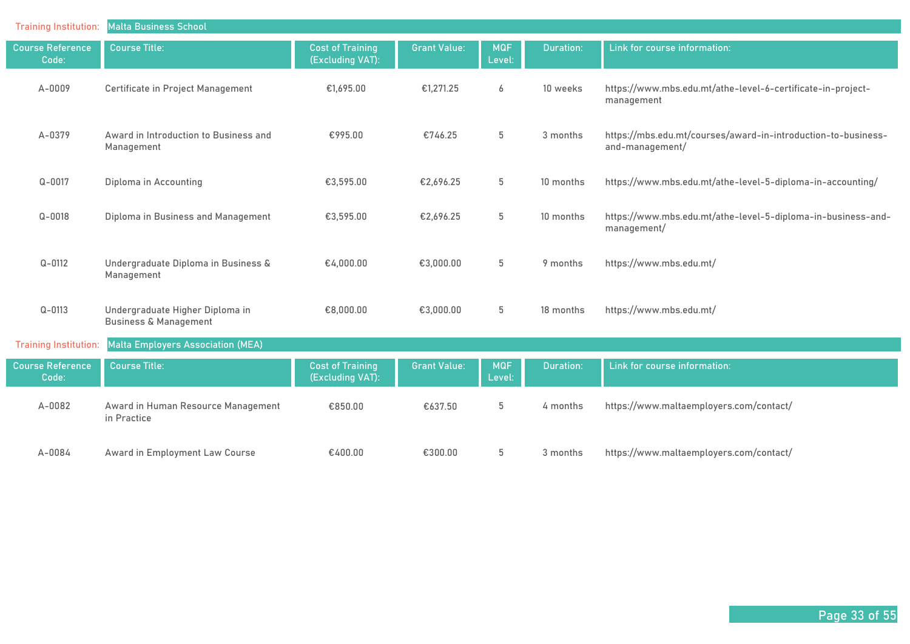**Training Institution:** Malta Business School

| Course Reference Code: | Course Title: | Cost of Training (Excluding VAT): | Grant Value: | MQF Level: | Duration: | Link for course information: |
|---|---|---|---|---|---|---|
| A-0009 | Certificate in Project Management | €1,695.00 | €1,271.25 | 6 | 10 weeks | https://www.mbs.edu.mt/athe-level-6-certificate-in-project-management |
| A-0379 | Award in Introduction to Business and Management | €995.00 | €746.25 | 5 | 3 months | https://mbs.edu.mt/courses/award-in-introduction-to-business-and-management/ |
| Q-0017 | Diploma in Accounting | €3,595.00 | €2,696.25 | 5 | 10 months | https://www.mbs.edu.mt/athe-level-5-diploma-in-accounting/ |
| Q-0018 | Diploma in Business and Management | €3,595.00 | €2,696.25 | 5 | 10 months | https://www.mbs.edu.mt/athe-level-5-diploma-in-business-and-management/ |
| Q-0112 | Undergraduate Diploma in Business & Management | €4,000.00 | €3,000.00 | 5 | 9 months | https://www.mbs.edu.mt/ |
| Q-0113 | Undergraduate Higher Diploma in Business & Management | €8,000.00 | €3,000.00 | 5 | 18 months | https://www.mbs.edu.mt/ |

**Training Institution:** Malta Employers Association (MEA)

| Course Reference Code: | Course Title: | Cost of Training (Excluding VAT): | Grant Value: | MQF Level: | Duration: | Link for course information: |
|---|---|---|---|---|---|---|
| A-0082 | Award in Human Resource Management in Practice | €850.00 | €637.50 | 5 | 4 months | https://www.maltaemployers.com/contact/ |
| A-0084 | Award in Employment Law Course | €400.00 | €300.00 | 5 | 3 months | https://www.maltaemployers.com/contact/ |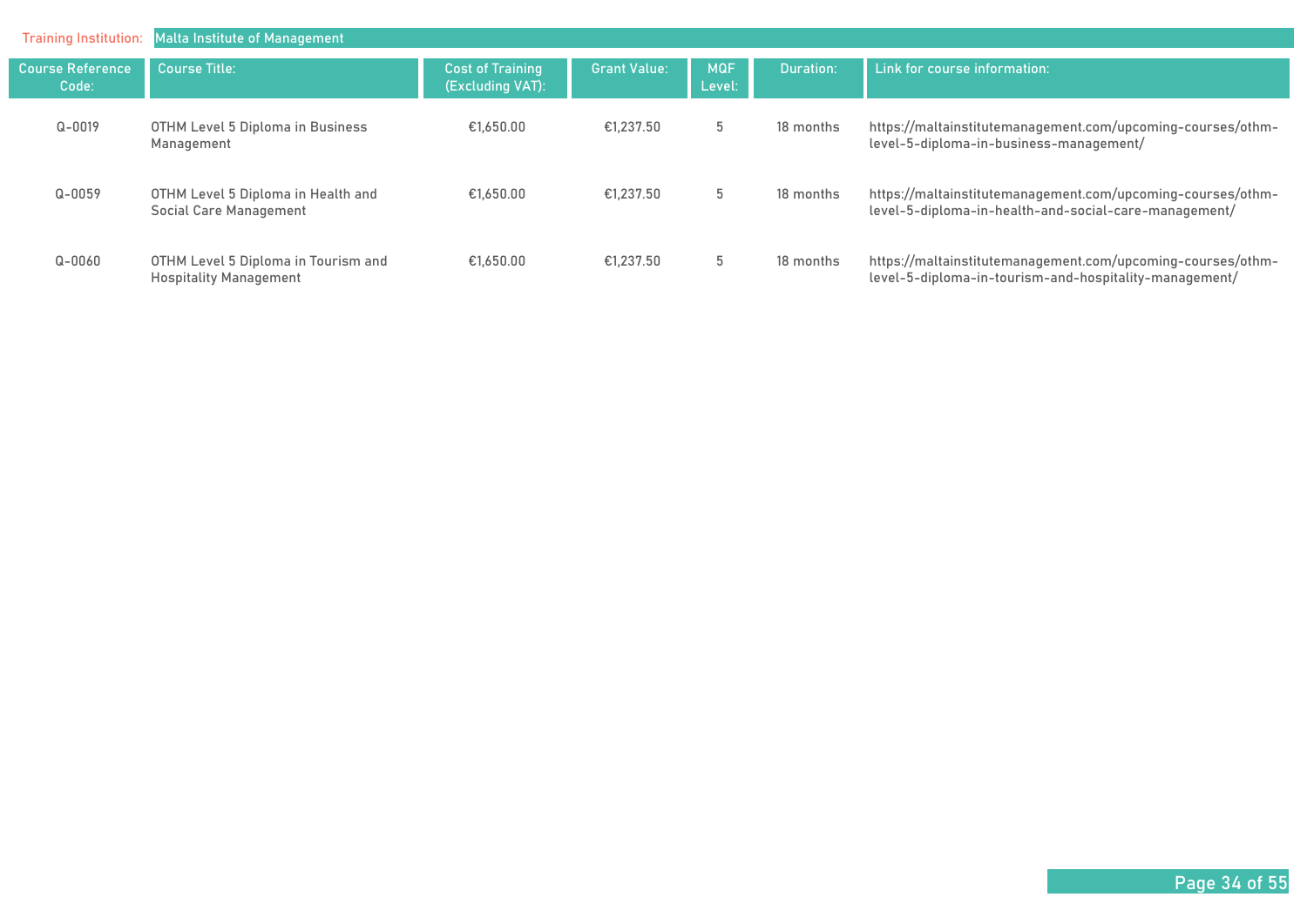Training Institution: Malta Institute of Management

| Course Reference Code: | Course Title: | Cost of Training (Excluding VAT): | Grant Value: | MQF Level: | Duration: | Link for course information: |
|---|---|---|---|---|---|---|
| Q-0019 | OTHM Level 5 Diploma in Business Management | €1,650.00 | €1,237.50 | 5 | 18 months | https://maltainstitutemanagement.com/upcoming-courses/othm-level-5-diploma-in-business-management/ |
| Q-0059 | OTHM Level 5 Diploma in Health and Social Care Management | €1,650.00 | €1,237.50 | 5 | 18 months | https://maltainstitutemanagement.com/upcoming-courses/othm-level-5-diploma-in-health-and-social-care-management/ |
| Q-0060 | OTHM Level 5 Diploma in Tourism and Hospitality Management | €1,650.00 | €1,237.50 | 5 | 18 months | https://maltainstitutemanagement.com/upcoming-courses/othm-level-5-diploma-in-tourism-and-hospitality-management/ |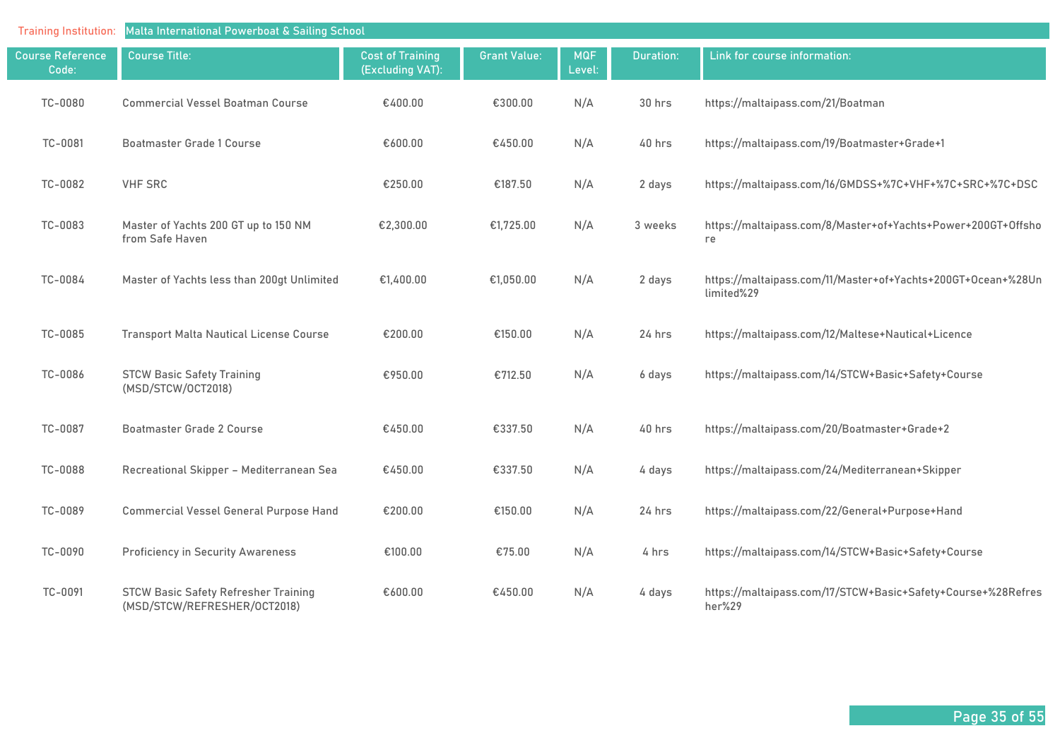Training Institution: Malta International Powerboat & Sailing School

| Course Reference Code: | Course Title: | Cost of Training (Excluding VAT): | Grant Value: | MQF Level: | Duration: | Link for course information: |
|---|---|---|---|---|---|---|
| TC-0080 | Commercial Vessel Boatman Course | €400.00 | €300.00 | N/A | 30 hrs | https://maltaipass.com/21/Boatman |
| TC-0081 | Boatmaster Grade 1 Course | €600.00 | €450.00 | N/A | 40 hrs | https://maltaipass.com/19/Boatmaster+Grade+1 |
| TC-0082 | VHF SRC | €250.00 | €187.50 | N/A | 2 days | https://maltaipass.com/16/GMDSS+%7C+VHF+%7C+SRC+%7C+DSC |
| TC-0083 | Master of Yachts 200 GT up to 150 NM from Safe Haven | €2,300.00 | €1,725.00 | N/A | 3 weeks | https://maltaipass.com/8/Master+of+Yachts+Power+200GT+Offshore |
| TC-0084 | Master of Yachts less than 200gt Unlimited | €1,400.00 | €1,050.00 | N/A | 2 days | https://maltaipass.com/11/Master+of+Yachts+200GT+Ocean+%28Unlimited%29 |
| TC-0085 | Transport Malta Nautical License Course | €200.00 | €150.00 | N/A | 24 hrs | https://maltaipass.com/12/Maltese+Nautical+Licence |
| TC-0086 | STCW Basic Safety Training (MSD/STCW/OCT2018) | €950.00 | €712.50 | N/A | 6 days | https://maltaipass.com/14/STCW+Basic+Safety+Course |
| TC-0087 | Boatmaster Grade 2 Course | €450.00 | €337.50 | N/A | 40 hrs | https://maltaipass.com/20/Boatmaster+Grade+2 |
| TC-0088 | Recreational Skipper – Mediterranean Sea | €450.00 | €337.50 | N/A | 4 days | https://maltaipass.com/24/Mediterranean+Skipper |
| TC-0089 | Commercial Vessel General Purpose Hand | €200.00 | €150.00 | N/A | 24 hrs | https://maltaipass.com/22/General+Purpose+Hand |
| TC-0090 | Proficiency in Security Awareness | €100.00 | €75.00 | N/A | 4 hrs | https://maltaipass.com/14/STCW+Basic+Safety+Course |
| TC-0091 | STCW Basic Safety Refresher Training (MSD/STCW/REFRESHER/OCT2018) | €600.00 | €450.00 | N/A | 4 days | https://maltaipass.com/17/STCW+Basic+Safety+Course+%28Refresher%29 |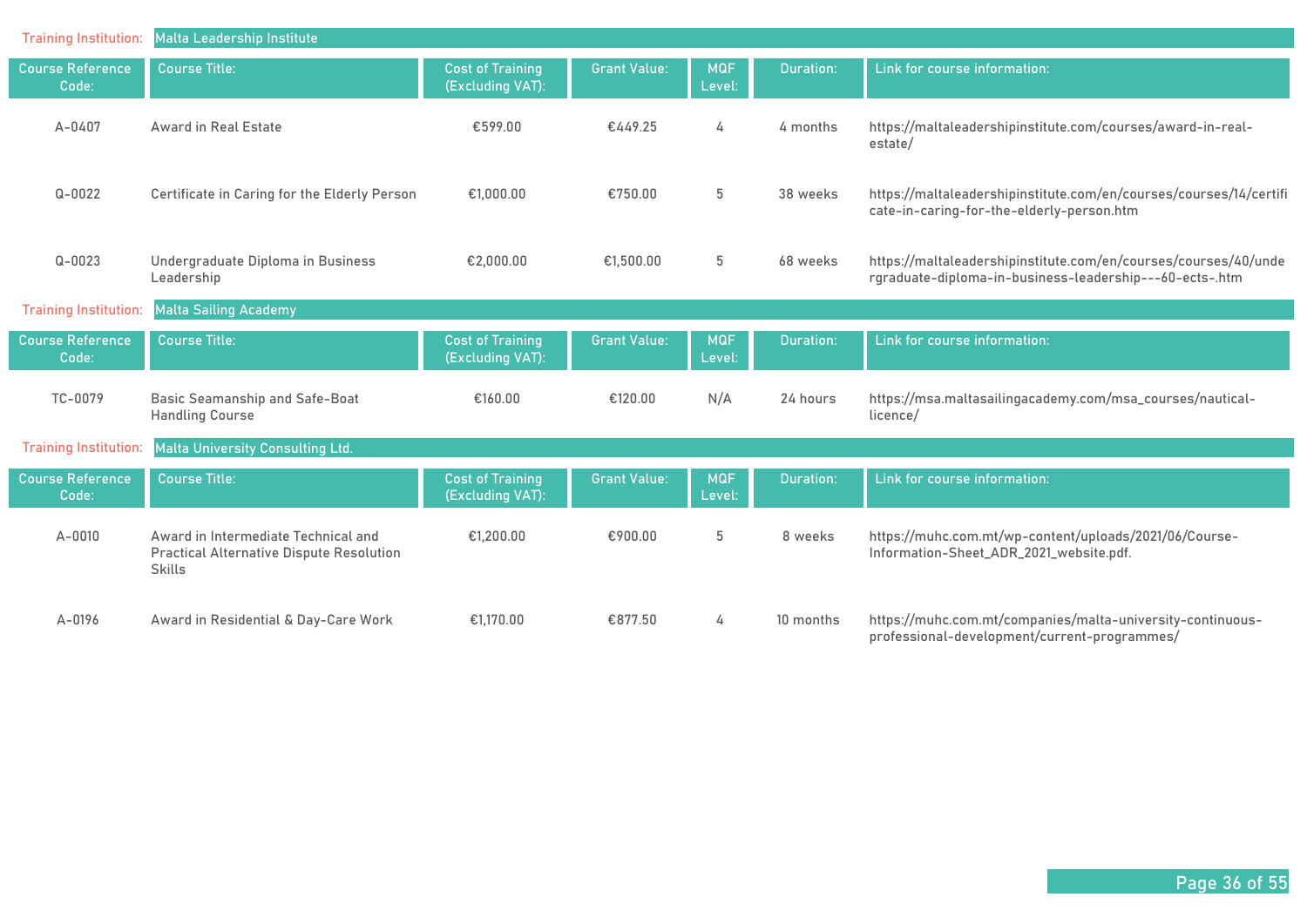**Training Institution:** Malta Leadership Institute

| Course Reference Code: | Course Title: | Cost of Training (Excluding VAT): | Grant Value: | MQF Level: | Duration: | Link for course information: |
|---|---|---|---|---|---|---|
| A-0407 | Award in Real Estate | €599.00 | €449.25 | 4 | 4 months | https://maltaleadershipinstitute.com/courses/award-in-real-estate/ |
| Q-0022 | Certificate in Caring for the Elderly Person | €1,000.00 | €750.00 | 5 | 38 weeks | https://maltaleadershipinstitute.com/en/courses/courses/14/certificate-in-caring-for-the-elderly-person.htm |
| Q-0023 | Undergraduate Diploma in Business Leadership | €2,000.00 | €1,500.00 | 5 | 68 weeks | https://maltaleadershipinstitute.com/en/courses/courses/40/undergraduate-diploma-in-business-leadership---60-ects-.htm |

**Training Institution:** Malta Sailing Academy

| Course Reference Code: | Course Title: | Cost of Training (Excluding VAT): | Grant Value: | MQF Level: | Duration: | Link for course information: |
|---|---|---|---|---|---|---|
| TC-0079 | Basic Seamanship and Safe-Boat Handling Course | €160.00 | €120.00 | N/A | 24 hours | https://msa.maltasailingacademy.com/msa_courses/nautical-licence/ |

**Training Institution:** Malta University Consulting Ltd.

| Course Reference Code: | Course Title: | Cost of Training (Excluding VAT): | Grant Value: | MQF Level: | Duration: | Link for course information: |
|---|---|---|---|---|---|---|
| A-0010 | Award in Intermediate Technical and Practical Alternative Dispute Resolution Skills | €1,200.00 | €900.00 | 5 | 8 weeks | https://muhc.com.mt/wp-content/uploads/2021/06/Course-Information-Sheet_ADR_2021_website.pdf. |
| A-0196 | Award in Residential & Day-Care Work | €1,170.00 | €877.50 | 4 | 10 months | https://muhc.com.mt/companies/malta-university-continuous-professional-development/current-programmes/ |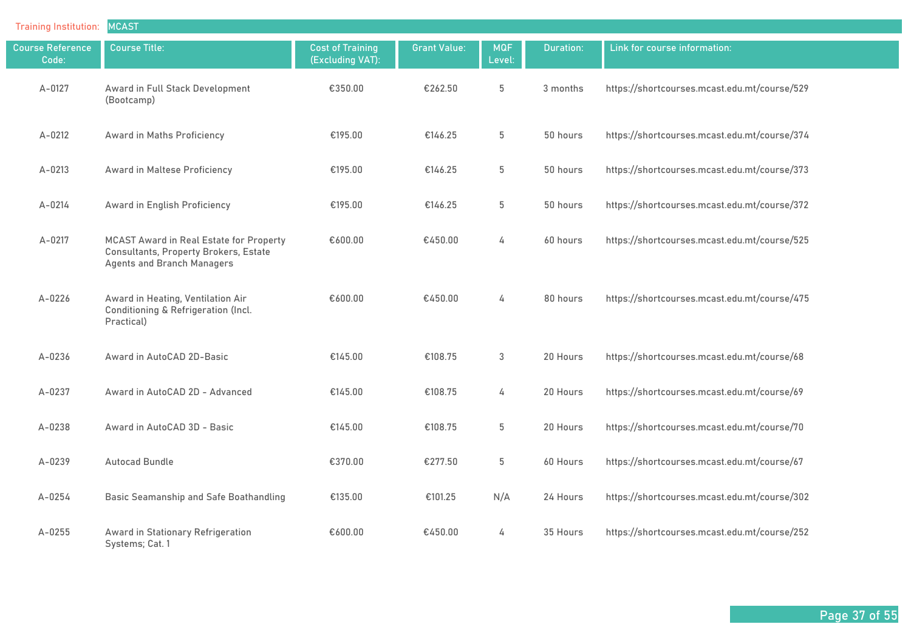Training Institution: MCAST

| Course Reference Code: | Course Title: | Cost of Training (Excluding VAT): | Grant Value: | MQF Level: | Duration: | Link for course information: |
|---|---|---|---|---|---|---|
| A-0127 | Award in Full Stack Development (Bootcamp) | €350.00 | €262.50 | 5 | 3 months | https://shortcourses.mcast.edu.mt/course/529 |
| A-0212 | Award in Maths Proficiency | €195.00 | €146.25 | 5 | 50 hours | https://shortcourses.mcast.edu.mt/course/374 |
| A-0213 | Award in Maltese Proficiency | €195.00 | €146.25 | 5 | 50 hours | https://shortcourses.mcast.edu.mt/course/373 |
| A-0214 | Award in English Proficiency | €195.00 | €146.25 | 5 | 50 hours | https://shortcourses.mcast.edu.mt/course/372 |
| A-0217 | MCAST Award in Real Estate for Property Consultants, Property Brokers, Estate Agents and Branch Managers | €600.00 | €450.00 | 4 | 60 hours | https://shortcourses.mcast.edu.mt/course/525 |
| A-0226 | Award in Heating, Ventilation Air Conditioning & Refrigeration (Incl. Practical) | €600.00 | €450.00 | 4 | 80 hours | https://shortcourses.mcast.edu.mt/course/475 |
| A-0236 | Award in AutoCAD 2D-Basic | €145.00 | €108.75 | 3 | 20 Hours | https://shortcourses.mcast.edu.mt/course/68 |
| A-0237 | Award in AutoCAD 2D - Advanced | €145.00 | €108.75 | 4 | 20 Hours | https://shortcourses.mcast.edu.mt/course/69 |
| A-0238 | Award in AutoCAD 3D - Basic | €145.00 | €108.75 | 5 | 20 Hours | https://shortcourses.mcast.edu.mt/course/70 |
| A-0239 | Autocad Bundle | €370.00 | €277.50 | 5 | 60 Hours | https://shortcourses.mcast.edu.mt/course/67 |
| A-0254 | Basic Seamanship and Safe Boathandling | €135.00 | €101.25 | N/A | 24 Hours | https://shortcourses.mcast.edu.mt/course/302 |
| A-0255 | Award in Stationary Refrigeration Systems; Cat. 1 | €600.00 | €450.00 | 4 | 35 Hours | https://shortcourses.mcast.edu.mt/course/252 |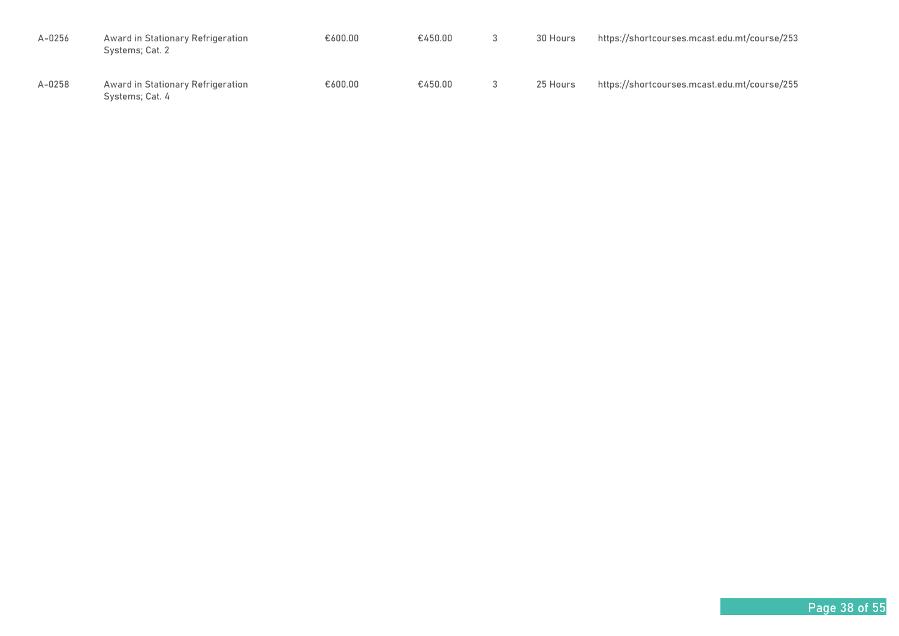| | | | | | | |
|---|---|---|---|---|---|---|
| A-0256 | Award in Stationary Refrigeration Systems; Cat. 2 | €600.00 | €450.00 | 3 | 30 Hours | https://shortcourses.mcast.edu.mt/course/253 |
| A-0258 | Award in Stationary Refrigeration Systems; Cat. 4 | €600.00 | €450.00 | 3 | 25 Hours | https://shortcourses.mcast.edu.mt/course/255 |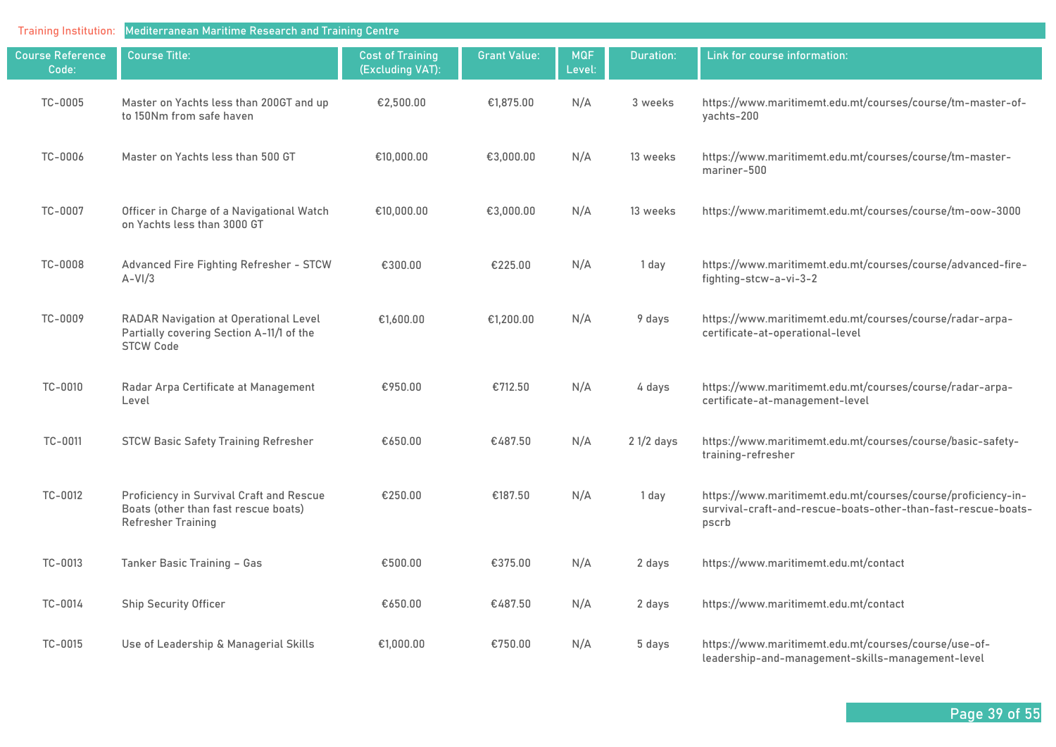Training Institution: Mediterranean Maritime Research and Training Centre

| Course Reference Code: | Course Title: | Cost of Training (Excluding VAT): | Grant Value: | MQF Level: | Duration: | Link for course information: |
|---|---|---|---|---|---|---|
| TC-0005 | Master on Yachts less than 200GT and up to 150Nm from safe haven | €2,500.00 | €1,875.00 | N/A | 3 weeks | https://www.maritimemt.edu.mt/courses/course/tm-master-of-yachts-200 |
| TC-0006 | Master on Yachts less than 500 GT | €10,000.00 | €3,000.00 | N/A | 13 weeks | https://www.maritimemt.edu.mt/courses/course/tm-master-mariner-500 |
| TC-0007 | Officer in Charge of a Navigational Watch on Yachts less than 3000 GT | €10,000.00 | €3,000.00 | N/A | 13 weeks | https://www.maritimemt.edu.mt/courses/course/tm-oow-3000 |
| TC-0008 | Advanced Fire Fighting Refresher - STCW A-VI/3 | €300.00 | €225.00 | N/A | 1 day | https://www.maritimemt.edu.mt/courses/course/advanced-fire-fighting-stcw-a-vi-3-2 |
| TC-0009 | RADAR Navigation at Operational Level Partially covering Section A-11/1 of the STCW Code | €1,600.00 | €1,200.00 | N/A | 9 days | https://www.maritimemt.edu.mt/courses/course/radar-arpa-certificate-at-operational-level |
| TC-0010 | Radar Arpa Certificate at Management Level | €950.00 | €712.50 | N/A | 4 days | https://www.maritimemt.edu.mt/courses/course/radar-arpa-certificate-at-management-level |
| TC-0011 | STCW Basic Safety Training Refresher | €650.00 | €487.50 | N/A | 2 1/2 days | https://www.maritimemt.edu.mt/courses/course/basic-safety-training-refresher |
| TC-0012 | Proficiency in Survival Craft and Rescue Boats (other than fast rescue boats) Refresher Training | €250.00 | €187.50 | N/A | 1 day | https://www.maritimemt.edu.mt/courses/course/proficiency-in-survival-craft-and-rescue-boats-other-than-fast-rescue-boats-pscrb |
| TC-0013 | Tanker Basic Training – Gas | €500.00 | €375.00 | N/A | 2 days | https://www.maritimemt.edu.mt/contact |
| TC-0014 | Ship Security Officer | €650.00 | €487.50 | N/A | 2 days | https://www.maritimemt.edu.mt/contact |
| TC-0015 | Use of Leadership & Managerial Skills | €1,000.00 | €750.00 | N/A | 5 days | https://www.maritimemt.edu.mt/courses/course/use-of-leadership-and-management-skills-management-level |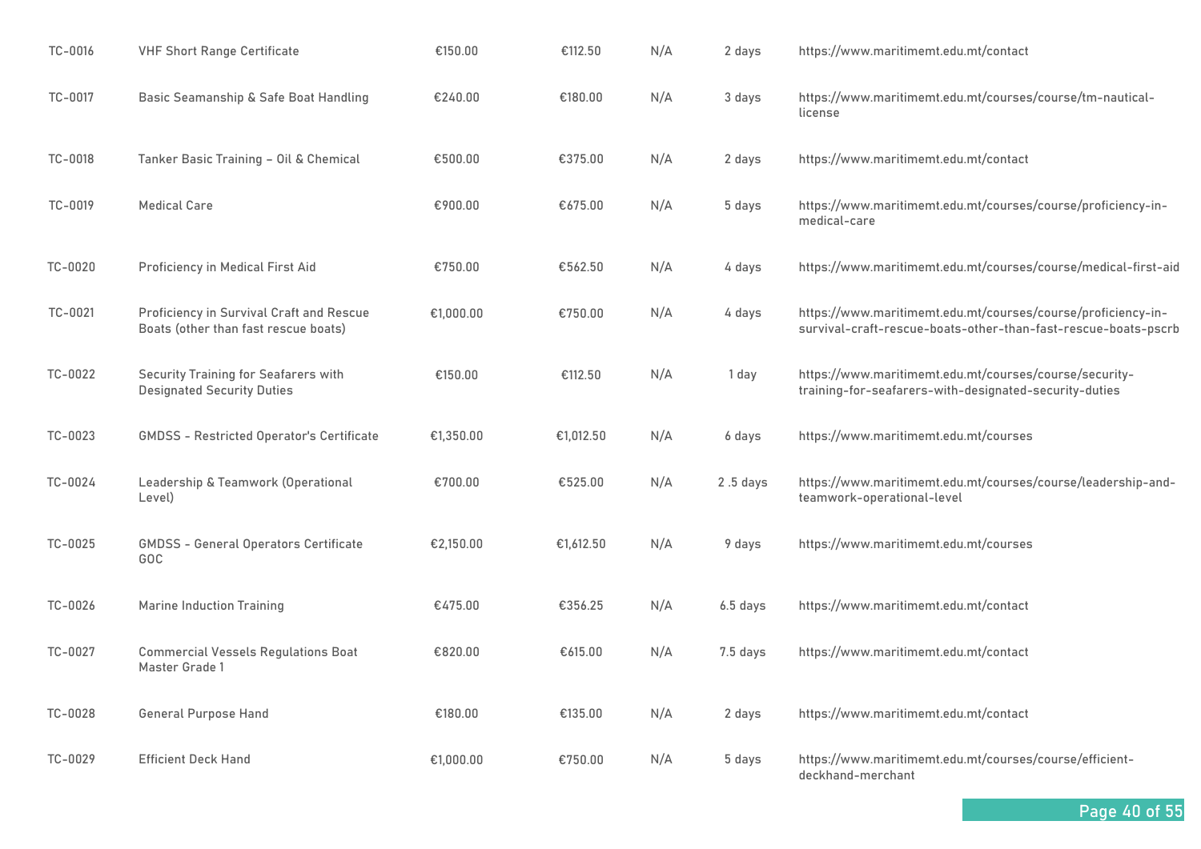| | | | | | | |
|---|---|---|---|---|---|---|
| TC-0016 | VHF Short Range Certificate | €150.00 | €112.50 | N/A | 2 days | https://www.maritimemt.edu.mt/contact |
| TC-0017 | Basic Seamanship & Safe Boat Handling | €240.00 | €180.00 | N/A | 3 days | https://www.maritimemt.edu.mt/courses/course/tm-nautical-license |
| TC-0018 | Tanker Basic Training – Oil & Chemical | €500.00 | €375.00 | N/A | 2 days | https://www.maritimemt.edu.mt/contact |
| TC-0019 | Medical Care | €900.00 | €675.00 | N/A | 5 days | https://www.maritimemt.edu.mt/courses/course/proficiency-in-medical-care |
| TC-0020 | Proficiency in Medical First Aid | €750.00 | €562.50 | N/A | 4 days | https://www.maritimemt.edu.mt/courses/course/medical-first-aid |
| TC-0021 | Proficiency in Survival Craft and Rescue Boats (other than fast rescue boats) | €1,000.00 | €750.00 | N/A | 4 days | https://www.maritimemt.edu.mt/courses/course/proficiency-in-survival-craft-rescue-boats-other-than-fast-rescue-boats-pscrb |
| TC-0022 | Security Training for Seafarers with Designated Security Duties | €150.00 | €112.50 | N/A | 1 day | https://www.maritimemt.edu.mt/courses/course/security-training-for-seafarers-with-designated-security-duties |
| TC-0023 | GMDSS - Restricted Operator's Certificate | €1,350.00 | €1,012.50 | N/A | 6 days | https://www.maritimemt.edu.mt/courses |
| TC-0024 | Leadership & Teamwork (Operational Level) | €700.00 | €525.00 | N/A | 2 .5 days | https://www.maritimemt.edu.mt/courses/course/leadership-and-teamwork-operational-level |
| TC-0025 | GMDSS - General Operators Certificate GOC | €2,150.00 | €1,612.50 | N/A | 9 days | https://www.maritimemt.edu.mt/courses |
| TC-0026 | Marine Induction Training | €475.00 | €356.25 | N/A | 6.5 days | https://www.maritimemt.edu.mt/contact |
| TC-0027 | Commercial Vessels Regulations Boat Master Grade 1 | €820.00 | €615.00 | N/A | 7.5 days | https://www.maritimemt.edu.mt/contact |
| TC-0028 | General Purpose Hand | €180.00 | €135.00 | N/A | 2 days | https://www.maritimemt.edu.mt/contact |
| TC-0029 | Efficient Deck Hand | €1,000.00 | €750.00 | N/A | 5 days | https://www.maritimemt.edu.mt/courses/course/efficient-deckhand-merchant |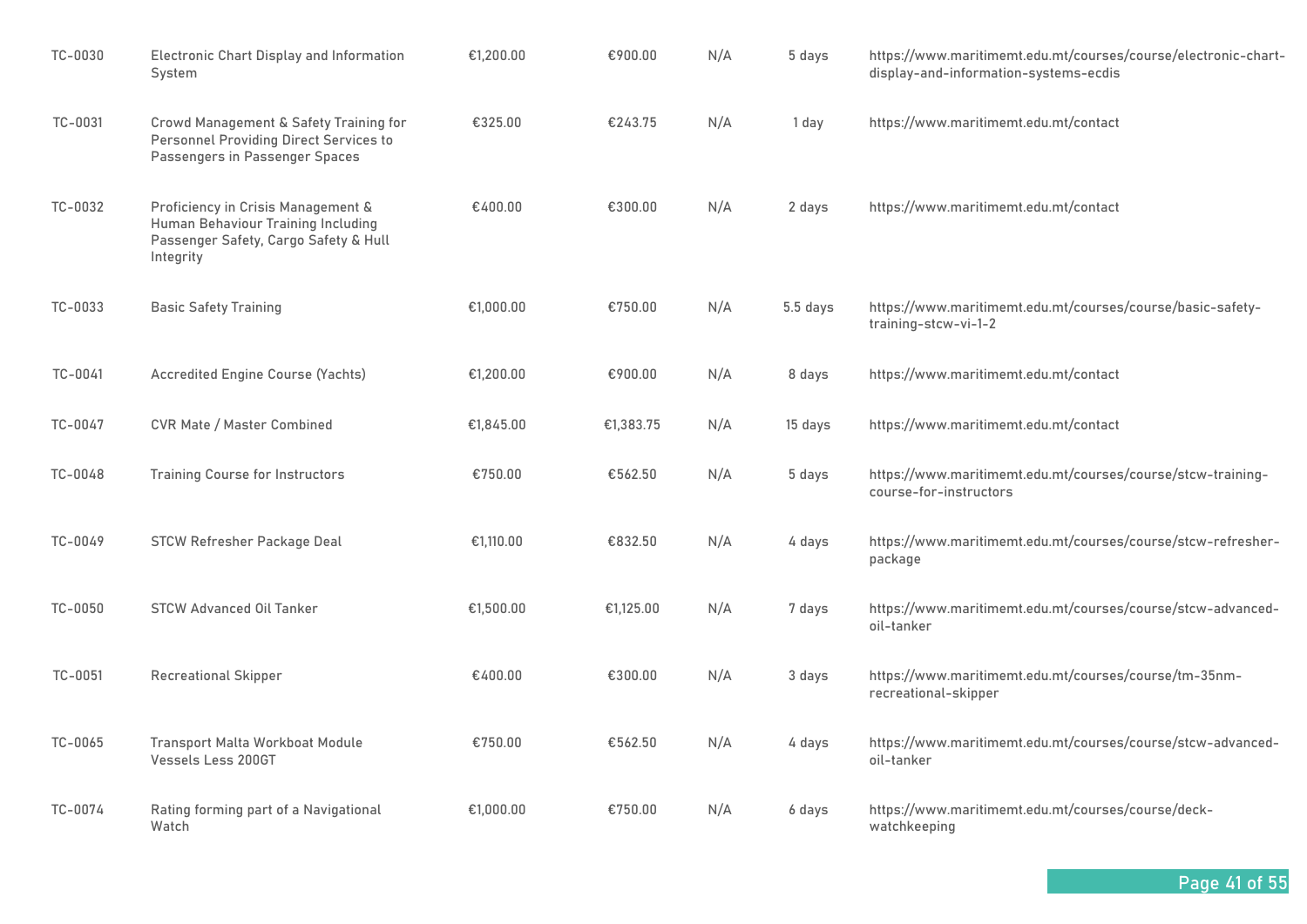| | | | | | | |
|---|---|---|---|---|---|---|
| TC-0030 | Electronic Chart Display and Information System | €1,200.00 | €900.00 | N/A | 5 days | https://www.maritimemt.edu.mt/courses/course/electronic-chart-display-and-information-systems-ecdis |
| TC-0031 | Crowd Management & Safety Training for Personnel Providing Direct Services to Passengers in Passenger Spaces | €325.00 | €243.75 | N/A | 1 day | https://www.maritimemt.edu.mt/contact |
| TC-0032 | Proficiency in Crisis Management & Human Behaviour Training Including Passenger Safety, Cargo Safety & Hull Integrity | €400.00 | €300.00 | N/A | 2 days | https://www.maritimemt.edu.mt/contact |
| TC-0033 | Basic Safety Training | €1,000.00 | €750.00 | N/A | 5.5 days | https://www.maritimemt.edu.mt/courses/course/basic-safety-training-stcw-vi-1-2 |
| TC-0041 | Accredited Engine Course (Yachts) | €1,200.00 | €900.00 | N/A | 8 days | https://www.maritimemt.edu.mt/contact |
| TC-0047 | CVR Mate / Master Combined | €1,845.00 | €1,383.75 | N/A | 15 days | https://www.maritimemt.edu.mt/contact |
| TC-0048 | Training Course for Instructors | €750.00 | €562.50 | N/A | 5 days | https://www.maritimemt.edu.mt/courses/course/stcw-training-course-for-instructors |
| TC-0049 | STCW Refresher Package Deal | €1,110.00 | €832.50 | N/A | 4 days | https://www.maritimemt.edu.mt/courses/course/stcw-refresher-package |
| TC-0050 | STCW Advanced Oil Tanker | €1,500.00 | €1,125.00 | N/A | 7 days | https://www.maritimemt.edu.mt/courses/course/stcw-advanced-oil-tanker |
| TC-0051 | Recreational Skipper | €400.00 | €300.00 | N/A | 3 days | https://www.maritimemt.edu.mt/courses/course/tm-35nm-recreational-skipper |
| TC-0065 | Transport Malta Workboat Module Vessels Less 200GT | €750.00 | €562.50 | N/A | 4 days | https://www.maritimemt.edu.mt/courses/course/stcw-advanced-oil-tanker |
| TC-0074 | Rating forming part of a Navigational Watch | €1,000.00 | €750.00 | N/A | 6 days | https://www.maritimemt.edu.mt/courses/course/deck-watchkeeping |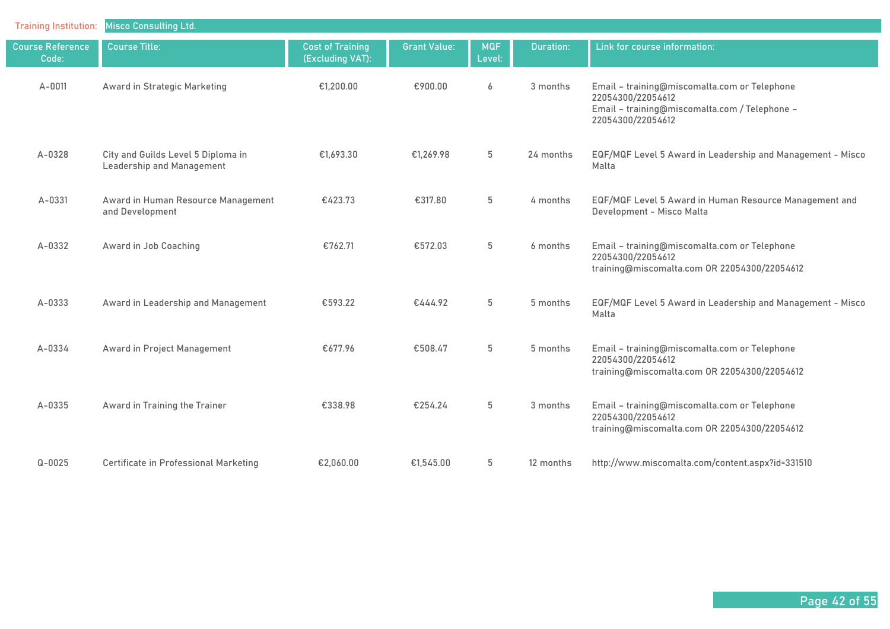Training Institution: Misco Consulting Ltd.

| Course Reference Code: | Course Title: | Cost of Training (Excluding VAT): | Grant Value: | MQF Level: | Duration: | Link for course information: |
|---|---|---|---|---|---|---|
| A-0011 | Award in Strategic Marketing | €1,200.00 | €900.00 | 6 | 3 months | Email – training@miscomalta.com or Telephone 22054300/22054612 Email – training@miscomalta.com / Telephone – 22054300/22054612 |
| A-0328 | City and Guilds Level 5 Diploma in Leadership and Management | €1,693.30 | €1,269.98 | 5 | 24 months | EQF/MQF Level 5 Award in Leadership and Management - Misco Malta |
| A-0331 | Award in Human Resource Management and Development | €423.73 | €317.80 | 5 | 4 months | EQF/MQF Level 5 Award in Human Resource Management and Development - Misco Malta |
| A-0332 | Award in Job Coaching | €762.71 | €572.03 | 5 | 6 months | Email – training@miscomalta.com or Telephone 22054300/22054612 training@miscomalta.com OR 22054300/22054612 |
| A-0333 | Award in Leadership and Management | €593.22 | €444.92 | 5 | 5 months | EQF/MQF Level 5 Award in Leadership and Management - Misco Malta |
| A-0334 | Award in Project Management | €677.96 | €508.47 | 5 | 5 months | Email – training@miscomalta.com or Telephone 22054300/22054612 training@miscomalta.com OR 22054300/22054612 |
| A-0335 | Award in Training the Trainer | €338.98 | €254.24 | 5 | 3 months | Email – training@miscomalta.com or Telephone 22054300/22054612 training@miscomalta.com OR 22054300/22054612 |
| Q-0025 | Certificate in Professional Marketing | €2,060.00 | €1,545.00 | 5 | 12 months | http://www.miscomalta.com/content.aspx?id=331510 |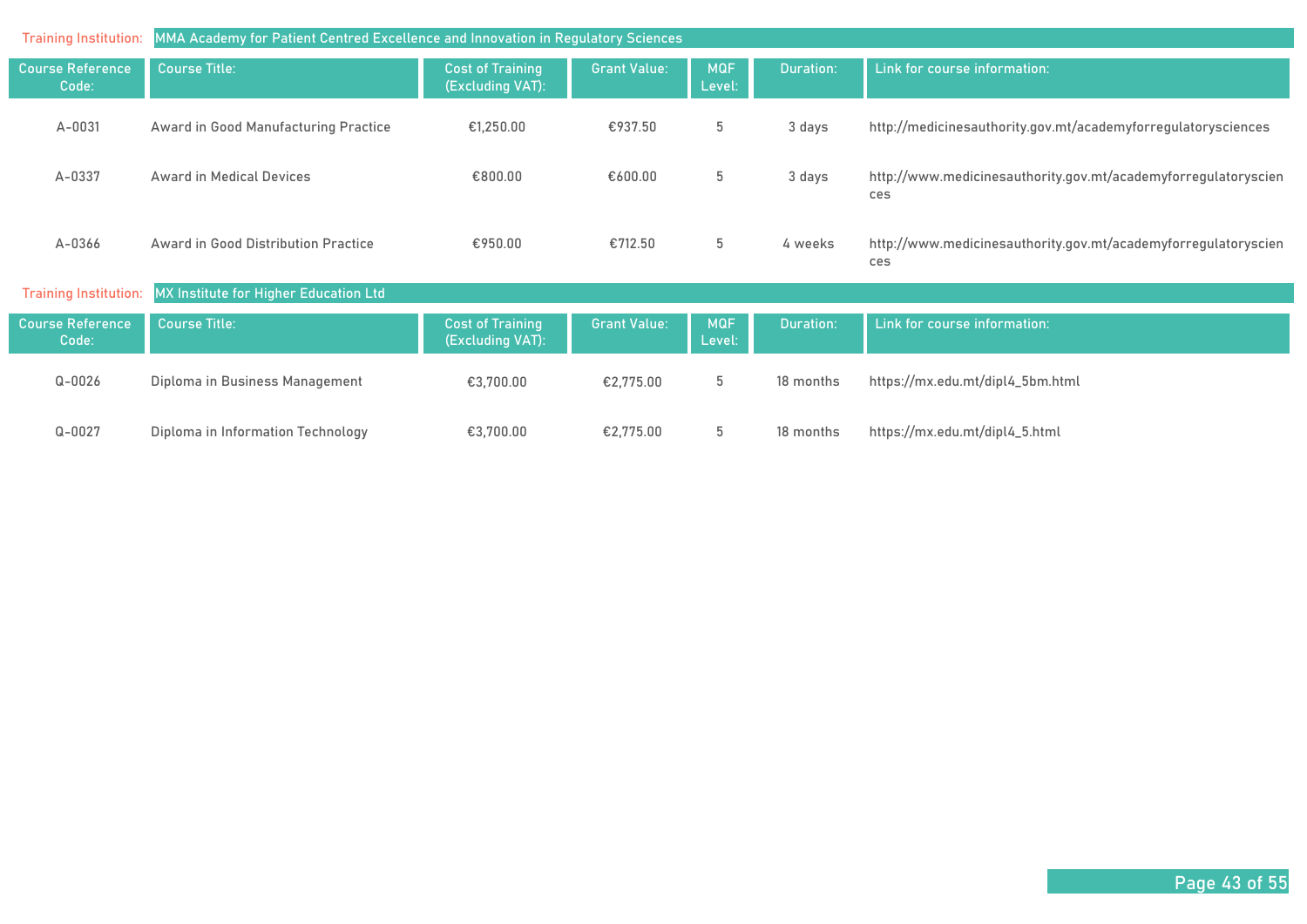**Training Institution:** MMA Academy for Patient Centred Excellence and Innovation in Regulatory Sciences

| Course Reference Code: | Course Title: | Cost of Training (Excluding VAT): | Grant Value: | MQF Level: | Duration: | Link for course information: |
|---|---|---|---|---|---|---|
| A-0031 | Award in Good Manufacturing Practice | €1,250.00 | €937.50 | 5 | 3 days | http://medicinesauthority.gov.mt/academyforregulatorysciences |
| A-0337 | Award in Medical Devices | €800.00 | €600.00 | 5 | 3 days | http://www.medicinesauthority.gov.mt/academyforregulatorysciences |
| A-0366 | Award in Good Distribution Practice | €950.00 | €712.50 | 5 | 4 weeks | http://www.medicinesauthority.gov.mt/academyforregulatorysciences |

**Training Institution:** MX Institute for Higher Education Ltd

| Course Reference Code: | Course Title: | Cost of Training (Excluding VAT): | Grant Value: | MQF Level: | Duration: | Link for course information: |
|---|---|---|---|---|---|---|
| Q-0026 | Diploma in Business Management | €3,700.00 | €2,775.00 | 5 | 18 months | https://mx.edu.mt/dipl4_5bm.html |
| Q-0027 | Diploma in Information Technology | €3,700.00 | €2,775.00 | 5 | 18 months | https://mx.edu.mt/dipl4_5.html |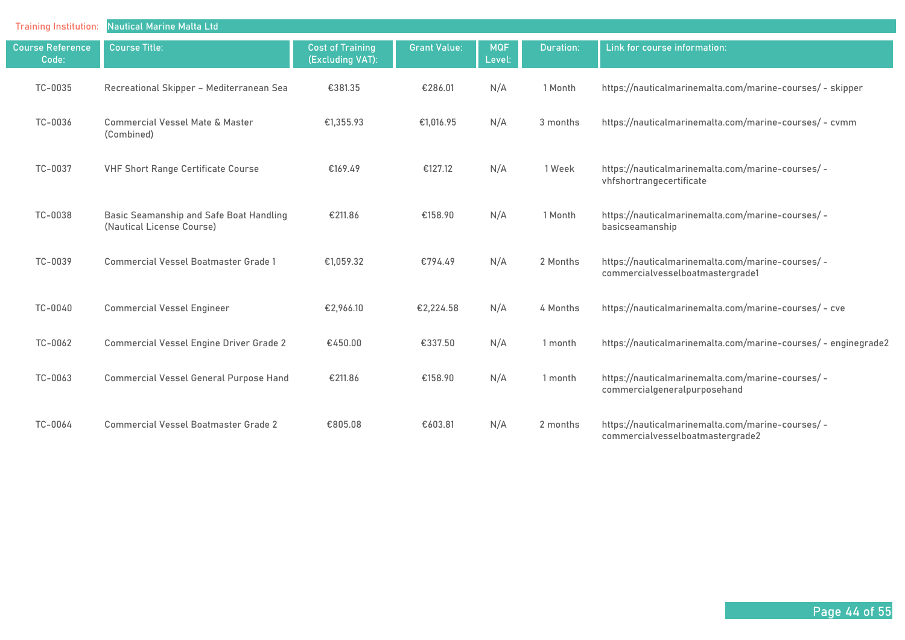Training Institution: Nautical Marine Malta Ltd

| Course Reference Code: | Course Title: | Cost of Training (Excluding VAT): | Grant Value: | MQF Level: | Duration: | Link for course information: |
|---|---|---|---|---|---|---|
| TC-0035 | Recreational Skipper – Mediterranean Sea | €381.35 | €286.01 | N/A | 1 Month | https://nauticalmarinemalta.com/marine-courses/ - skipper |
| TC-0036 | Commercial Vessel Mate & Master (Combined) | €1,355.93 | €1,016.95 | N/A | 3 months | https://nauticalmarinemalta.com/marine-courses/ - cvmm |
| TC-0037 | VHF Short Range Certificate Course | €169.49 | €127.12 | N/A | 1 Week | https://nauticalmarinemalta.com/marine-courses/ - vhfshortrangecertificate |
| TC-0038 | Basic Seamanship and Safe Boat Handling (Nautical License Course) | €211.86 | €158.90 | N/A | 1 Month | https://nauticalmarinemalta.com/marine-courses/ - basicseamanship |
| TC-0039 | Commercial Vessel Boatmaster Grade 1 | €1,059.32 | €794.49 | N/A | 2 Months | https://nauticalmarinemalta.com/marine-courses/ - commercialvesselboatmastergrade1 |
| TC-0040 | Commercial Vessel Engineer | €2,966.10 | €2,224.58 | N/A | 4 Months | https://nauticalmarinemalta.com/marine-courses/ - cve |
| TC-0062 | Commercial Vessel Engine Driver Grade 2 | €450.00 | €337.50 | N/A | 1 month | https://nauticalmarinemalta.com/marine-courses/ - enginegrade2 |
| TC-0063 | Commercial Vessel General Purpose Hand | €211.86 | €158.90 | N/A | 1 month | https://nauticalmarinemalta.com/marine-courses/ - commercialgeneralpurposehand |
| TC-0064 | Commercial Vessel Boatmaster Grade 2 | €805.08 | €603.81 | N/A | 2 months | https://nauticalmarinemalta.com/marine-courses/ - commercialvesselboatmastergrade2 |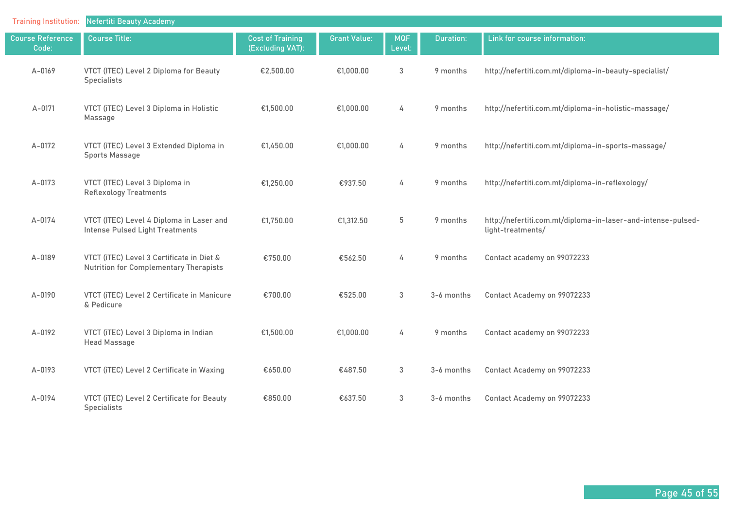Training Institution: Nefertiti Beauty Academy

| Course Reference Code: | Course Title: | Cost of Training (Excluding VAT): | Grant Value: | MQF Level: | Duration: | Link for course information: |
|---|---|---|---|---|---|---|
| A-0169 | VTCT (ITEC) Level 2 Diploma for Beauty Specialists | €2,500.00 | €1,000.00 | 3 | 9 months | http://nefertiti.com.mt/diploma-in-beauty-specialist/ |
| A-0171 | VTCT (iTEC) Level 3 Diploma in Holistic Massage | €1,500.00 | €1,000.00 | 4 | 9 months | http://nefertiti.com.mt/diploma-in-holistic-massage/ |
| A-0172 | VTCT (ITEC) Level 3 Extended Diploma in Sports Massage | €1,450.00 | €1,000.00 | 4 | 9 months | http://nefertiti.com.mt/diploma-in-sports-massage/ |
| A-0173 | VTCT (ITEC) Level 3 Diploma in Reflexology Treatments | €1,250.00 | €937.50 | 4 | 9 months | http://nefertiti.com.mt/diploma-in-reflexology/ |
| A-0174 | VTCT (ITEC) Level 4 Diploma in Laser and Intense Pulsed Light Treatments | €1,750.00 | €1,312.50 | 5 | 9 months | http://nefertiti.com.mt/diploma-in-laser-and-intense-pulsed-light-treatments/ |
| A-0189 | VTCT (iTEC) Level 3 Certificate in Diet & Nutrition for Complementary Therapists | €750.00 | €562.50 | 4 | 9 months | Contact academy on 99072233 |
| A-0190 | VTCT (iTEC) Level 2 Certificate in Manicure & Pedicure | €700.00 | €525.00 | 3 | 3-6 months | Contact Academy on 99072233 |
| A-0192 | VTCT (iTEC) Level 3 Diploma in Indian Head Massage | €1,500.00 | €1,000.00 | 4 | 9 months | Contact academy on 99072233 |
| A-0193 | VTCT (iTEC) Level 2 Certificate in Waxing | €650.00 | €487.50 | 3 | 3-6 months | Contact Academy on 99072233 |
| A-0194 | VTCT (iTEC) Level 2 Certificate for Beauty Specialists | €850.00 | €637.50 | 3 | 3-6 months | Contact Academy on 99072233 |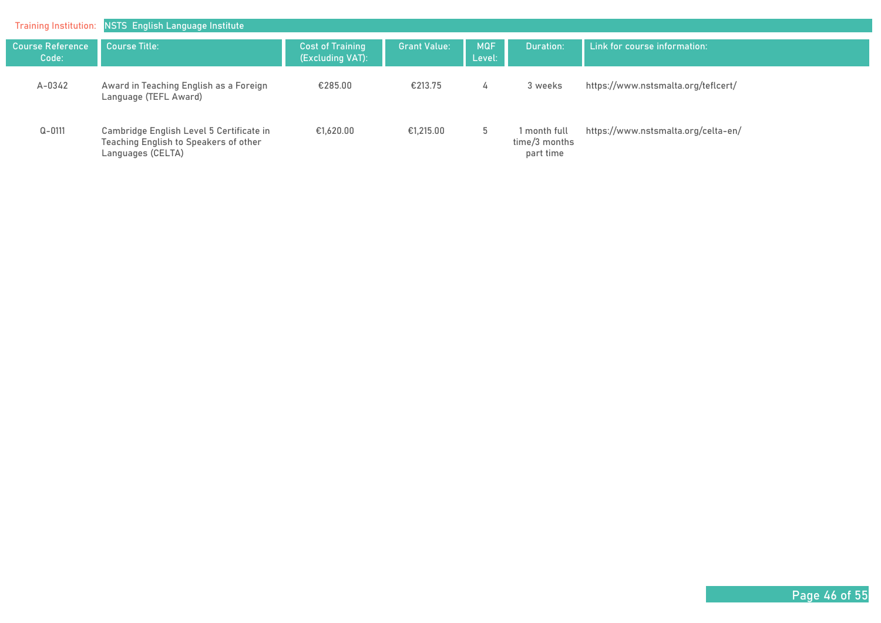Training Institution: NSTS English Language Institute

| Course Reference Code: | Course Title: | Cost of Training (Excluding VAT): | Grant Value: | MQF Level: | Duration: | Link for course information: |
|---|---|---|---|---|---|---|
| A-0342 | Award in Teaching English as a Foreign Language (TEFL Award) | €285.00 | €213.75 | 4 | 3 weeks | https://www.nstsmalta.org/teflcert/ |
| Q-0111 | Cambridge English Level 5 Certificate in Teaching English to Speakers of other Languages (CELTA) | €1,620.00 | €1,215.00 | 5 | 1 month full time/3 months part time | https://www.nstsmalta.org/celta-en/ |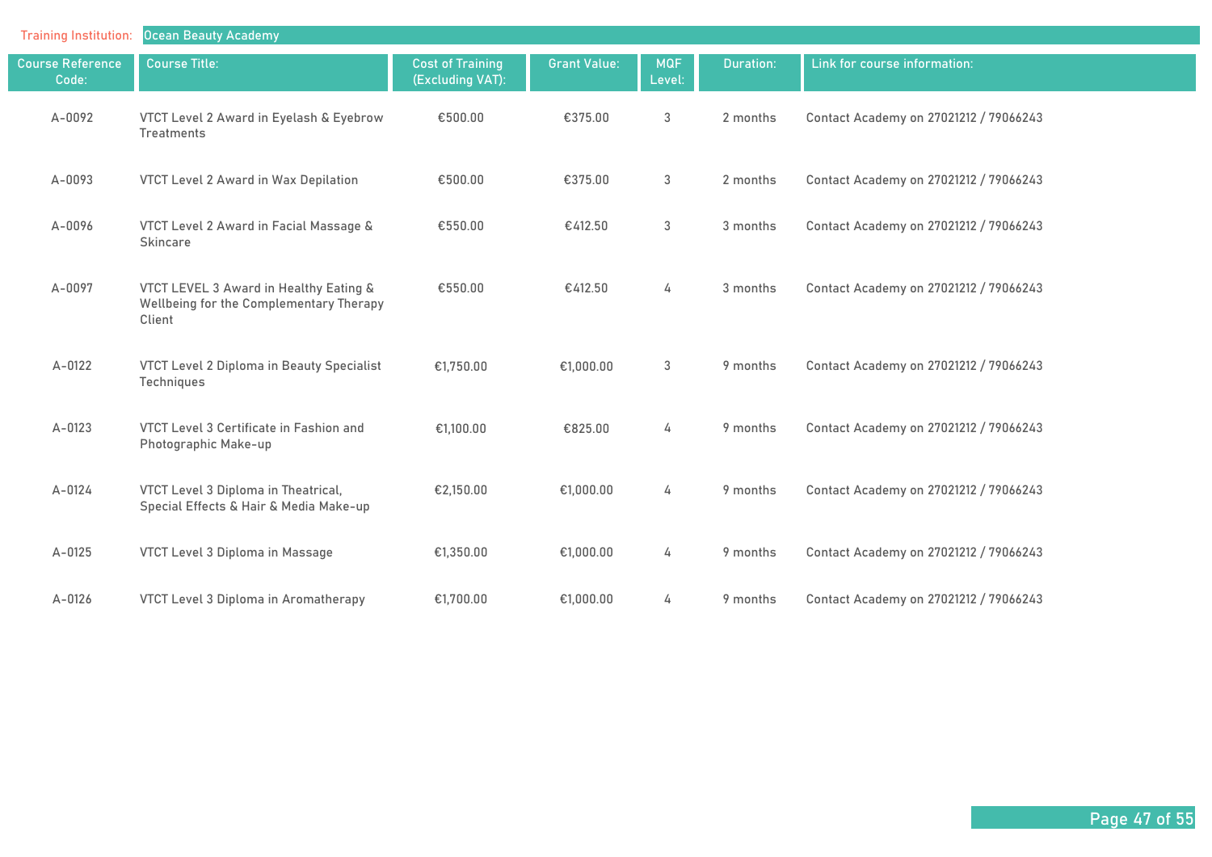Training Institution: Ocean Beauty Academy

| Course Reference Code: | Course Title: | Cost of Training (Excluding VAT): | Grant Value: | MQF Level: | Duration: | Link for course information: |
|---|---|---|---|---|---|---|
| A-0092 | VTCT Level 2 Award in Eyelash & Eyebrow Treatments | €500.00 | €375.00 | 3 | 2 months | Contact Academy on 27021212 / 79066243 |
| A-0093 | VTCT Level 2 Award in Wax Depilation | €500.00 | €375.00 | 3 | 2 months | Contact Academy on 27021212 / 79066243 |
| A-0096 | VTCT Level 2 Award in Facial Massage & Skincare | €550.00 | €412.50 | 3 | 3 months | Contact Academy on 27021212 / 79066243 |
| A-0097 | VTCT LEVEL 3 Award in Healthy Eating & Wellbeing for the Complementary Therapy Client | €550.00 | €412.50 | 4 | 3 months | Contact Academy on 27021212 / 79066243 |
| A-0122 | VTCT Level 2 Diploma in Beauty Specialist Techniques | €1,750.00 | €1,000.00 | 3 | 9 months | Contact Academy on 27021212 / 79066243 |
| A-0123 | VTCT Level 3 Certificate in Fashion and Photographic Make-up | €1,100.00 | €825.00 | 4 | 9 months | Contact Academy on 27021212 / 79066243 |
| A-0124 | VTCT Level 3 Diploma in Theatrical, Special Effects & Hair & Media Make-up | €2,150.00 | €1,000.00 | 4 | 9 months | Contact Academy on 27021212 / 79066243 |
| A-0125 | VTCT Level 3 Diploma in Massage | €1,350.00 | €1,000.00 | 4 | 9 months | Contact Academy on 27021212 / 79066243 |
| A-0126 | VTCT Level 3 Diploma in Aromatherapy | €1,700.00 | €1,000.00 | 4 | 9 months | Contact Academy on 27021212 / 79066243 |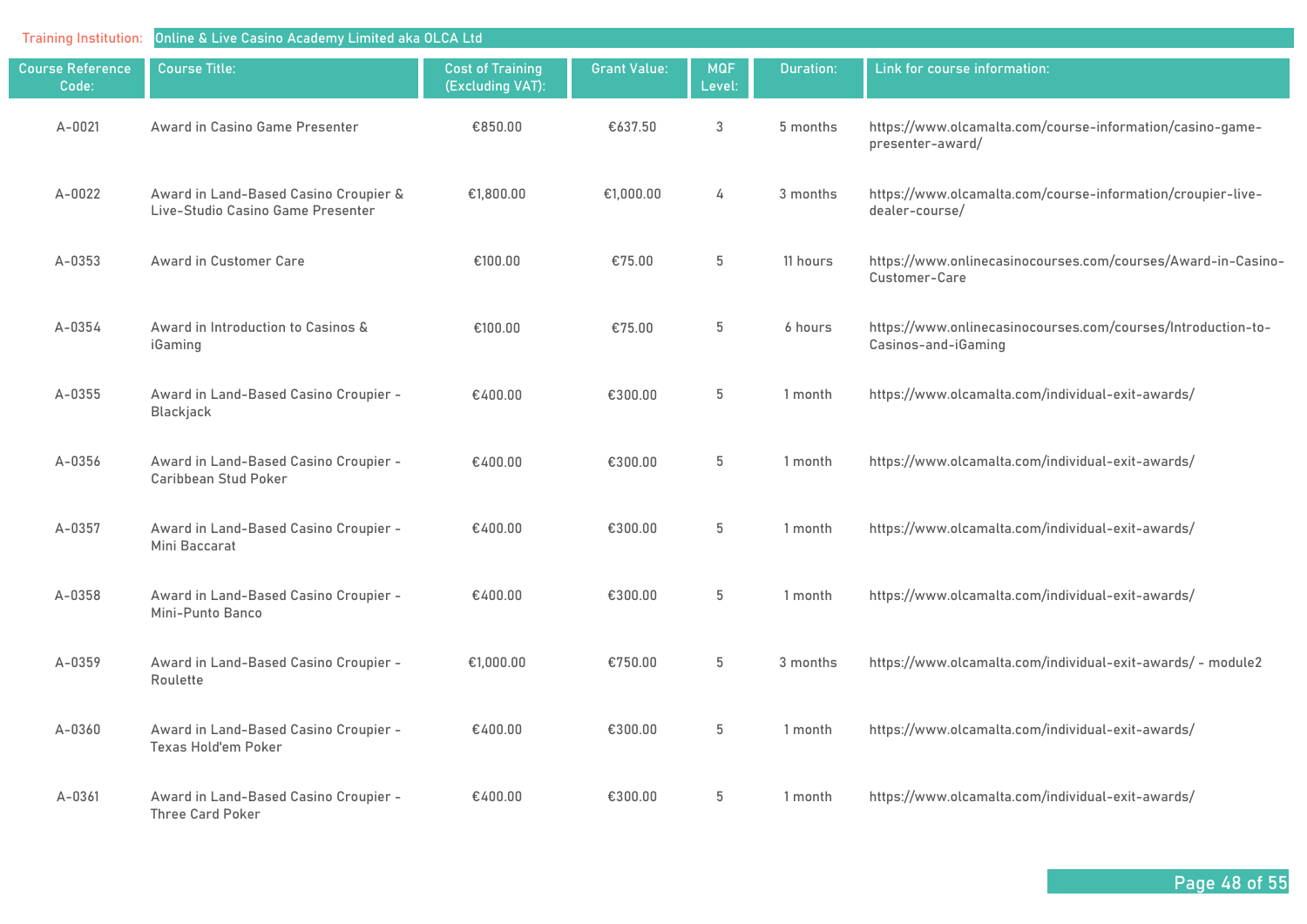Training Institution: Online & Live Casino Academy Limited aka OLCA Ltd

| Course Reference Code: | Course Title: | Cost of Training (Excluding VAT): | Grant Value: | MQF Level: | Duration: | Link for course information: |
|---|---|---|---|---|---|---|
| A-0021 | Award in Casino Game Presenter | €850.00 | €637.50 | 3 | 5 months | https://www.olcamalta.com/course-information/casino-game-presenter-award/ |
| A-0022 | Award in Land-Based Casino Croupier & Live-Studio Casino Game Presenter | €1,800.00 | €1,000.00 | 4 | 3 months | https://www.olcamalta.com/course-information/croupier-live-dealer-course/ |
| A-0353 | Award in Customer Care | €100.00 | €75.00 | 5 | 11 hours | https://www.onlinecasinocourses.com/courses/Award-in-Casino-Customer-Care |
| A-0354 | Award in Introduction to Casinos & iGaming | €100.00 | €75.00 | 5 | 6 hours | https://www.onlinecasinocourses.com/courses/Introduction-to-Casinos-and-iGaming |
| A-0355 | Award in Land-Based Casino Croupier - Blackjack | €400.00 | €300.00 | 5 | 1 month | https://www.olcamalta.com/individual-exit-awards/ |
| A-0356 | Award in Land-Based Casino Croupier - Caribbean Stud Poker | €400.00 | €300.00 | 5 | 1 month | https://www.olcamalta.com/individual-exit-awards/ |
| A-0357 | Award in Land-Based Casino Croupier - Mini Baccarat | €400.00 | €300.00 | 5 | 1 month | https://www.olcamalta.com/individual-exit-awards/ |
| A-0358 | Award in Land-Based Casino Croupier - Mini-Punto Banco | €400.00 | €300.00 | 5 | 1 month | https://www.olcamalta.com/individual-exit-awards/ |
| A-0359 | Award in Land-Based Casino Croupier - Roulette | €1,000.00 | €750.00 | 5 | 3 months | https://www.olcamalta.com/individual-exit-awards/ - module2 |
| A-0360 | Award in Land-Based Casino Croupier - Texas Hold'em Poker | €400.00 | €300.00 | 5 | 1 month | https://www.olcamalta.com/individual-exit-awards/ |
| A-0361 | Award in Land-Based Casino Croupier - Three Card Poker | €400.00 | €300.00 | 5 | 1 month | https://www.olcamalta.com/individual-exit-awards/ |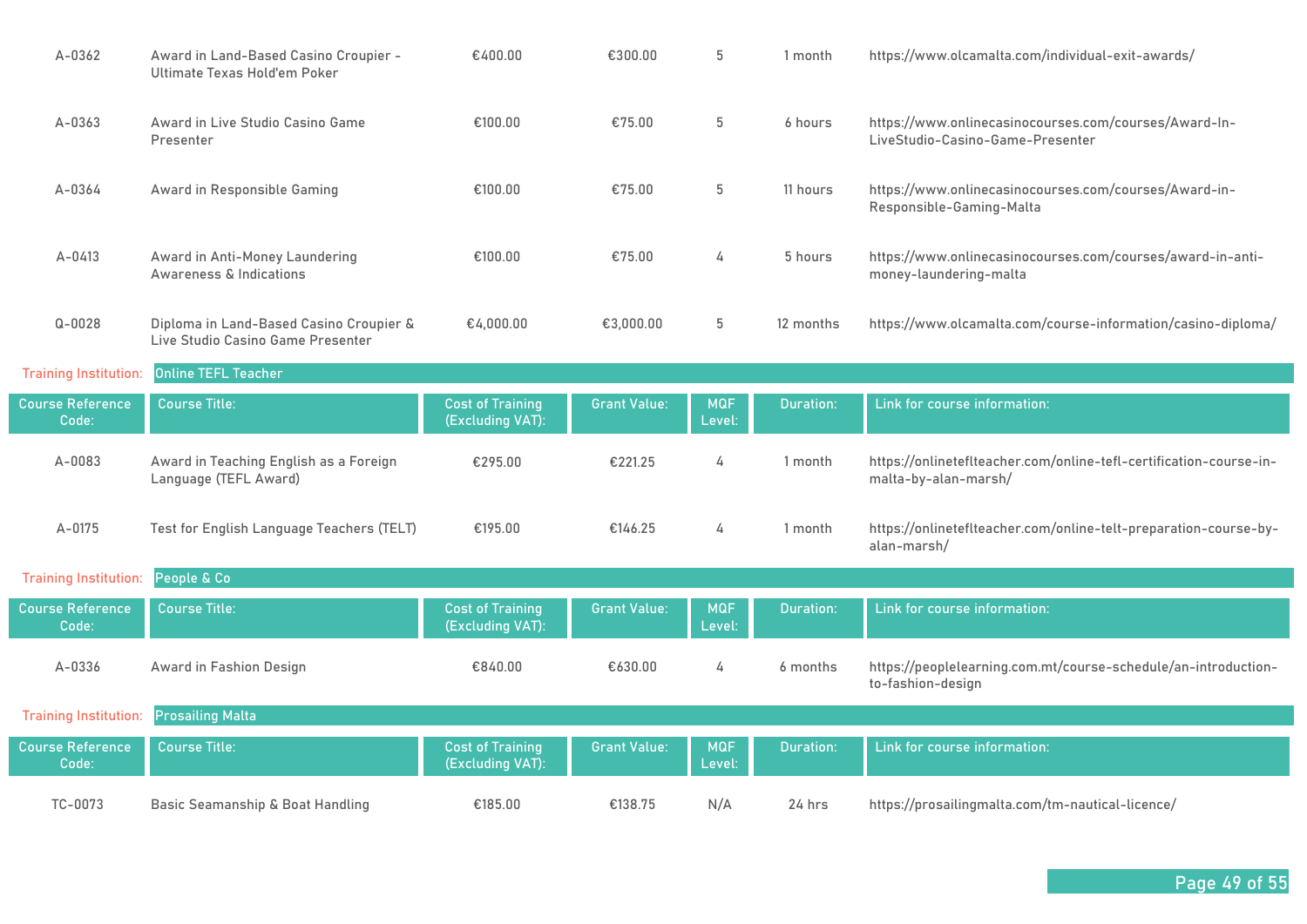| Course Reference Code: | Course Title: | Cost of Training (Excluding VAT): | Grant Value: | MQF Level: | Duration: | Link for course information: |
|---|---|---|---|---|---|---|
| A-0362 | Award in Land-Based Casino Croupier - Ultimate Texas Hold'em Poker | €400.00 | €300.00 | 5 | 1 month | https://www.olcamalta.com/individual-exit-awards/ |
| A-0363 | Award in Live Studio Casino Game Presenter | €100.00 | €75.00 | 5 | 6 hours | https://www.onlinecasinocourses.com/courses/Award-In-LiveStudio-Casino-Game-Presenter |
| A-0364 | Award in Responsible Gaming | €100.00 | €75.00 | 5 | 11 hours | https://www.onlinecasinocourses.com/courses/Award-in-Responsible-Gaming-Malta |
| A-0413 | Award in Anti-Money Laundering Awareness & Indications | €100.00 | €75.00 | 4 | 5 hours | https://www.onlinecasinocourses.com/courses/award-in-anti-money-laundering-malta |
| Q-0028 | Diploma in Land-Based Casino Croupier & Live Studio Casino Game Presenter | €4,000.00 | €3,000.00 | 5 | 12 months | https://www.olcamalta.com/course-information/casino-diploma/ |

**Training Institution:** Online TEFL Teacher

| Course Reference Code: | Course Title: | Cost of Training (Excluding VAT): | Grant Value: | MQF Level: | Duration: | Link for course information: |
|---|---|---|---|---|---|---|
| A-0083 | Award in Teaching English as a Foreign Language (TEFL Award) | €295.00 | €221.25 | 4 | 1 month | https://onlineteflteacher.com/online-tefl-certification-course-in-malta-by-alan-marsh/ |
| A-0175 | Test for English Language Teachers (TELT) | €195.00 | €146.25 | 4 | 1 month | https://onlineteflteacher.com/online-telt-preparation-course-by-alan-marsh/ |

**Training Institution:** People & Co

| Course Reference Code: | Course Title: | Cost of Training (Excluding VAT): | Grant Value: | MQF Level: | Duration: | Link for course information: |
|---|---|---|---|---|---|---|
| A-0336 | Award in Fashion Design | €840.00 | €630.00 | 4 | 6 months | https://peoplelearning.com.mt/course-schedule/an-introduction-to-fashion-design |

**Training Institution:** Prosailing Malta

| Course Reference Code: | Course Title: | Cost of Training (Excluding VAT): | Grant Value: | MQF Level: | Duration: | Link for course information: |
|---|---|---|---|---|---|---|
| TC-0073 | Basic Seamanship & Boat Handling | €185.00 | €138.75 | N/A | 24 hrs | https://prosailingmalta.com/tm-nautical-licence/ |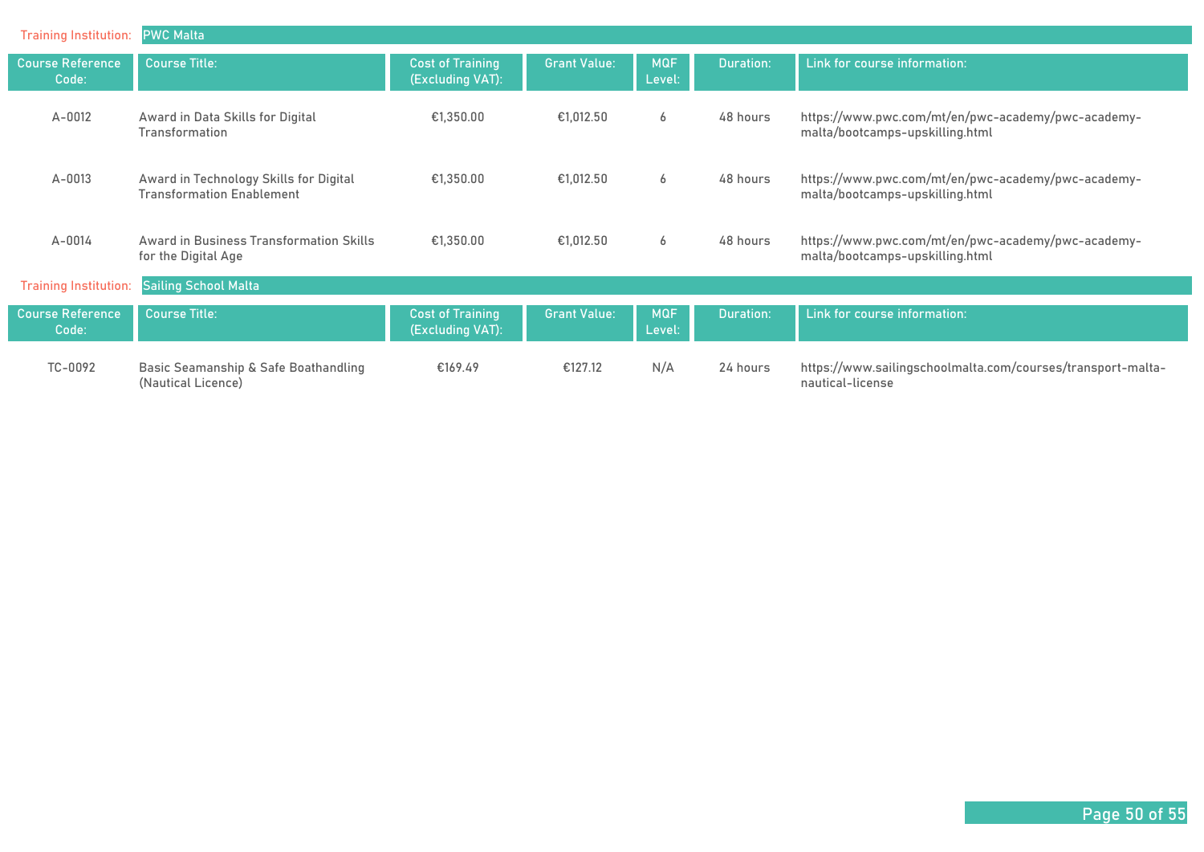**Training Institution:** PWC Malta

| Course Reference Code: | Course Title: | Cost of Training (Excluding VAT): | Grant Value: | MQF Level: | Duration: | Link for course information: |
|---|---|---|---|---|---|---|
| A-0012 | Award in Data Skills for Digital Transformation | €1,350.00 | €1,012.50 | 6 | 48 hours | https://www.pwc.com/mt/en/pwc-academy/pwc-academy-malta/bootcamps-upskilling.html |
| A-0013 | Award in Technology Skills for Digital Transformation Enablement | €1,350.00 | €1,012.50 | 6 | 48 hours | https://www.pwc.com/mt/en/pwc-academy/pwc-academy-malta/bootcamps-upskilling.html |
| A-0014 | Award in Business Transformation Skills for the Digital Age | €1,350.00 | €1,012.50 | 6 | 48 hours | https://www.pwc.com/mt/en/pwc-academy/pwc-academy-malta/bootcamps-upskilling.html |

**Training Institution:** Sailing School Malta

| Course Reference Code: | Course Title: | Cost of Training (Excluding VAT): | Grant Value: | MQF Level: | Duration: | Link for course information: |
|---|---|---|---|---|---|---|
| TC-0092 | Basic Seamanship & Safe Boathandling (Nautical Licence) | €169.49 | €127.12 | N/A | 24 hours | https://www.sailingschoolmalta.com/courses/transport-malta-nautical-license |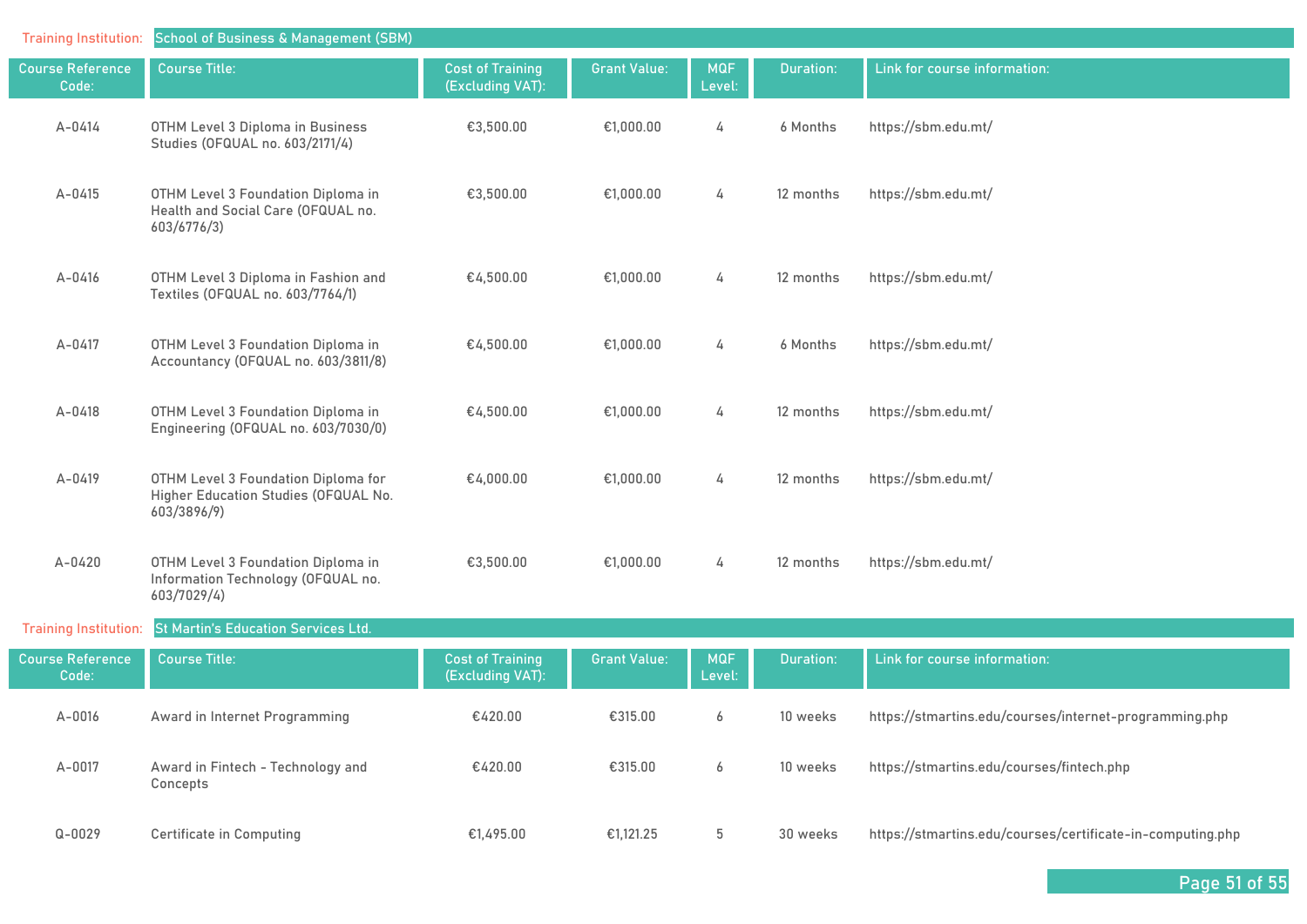**Training Institution:** School of Business & Management (SBM)

| Course Reference Code: | Course Title: | Cost of Training (Excluding VAT): | Grant Value: | MQF Level: | Duration: | Link for course information: |
|---|---|---|---|---|---|---|
| A-0414 | OTHM Level 3 Diploma in Business Studies (OFQUAL no. 603/2171/4) | €3,500.00 | €1,000.00 | 4 | 6 Months | https://sbm.edu.mt/ |
| A-0415 | OTHM Level 3 Foundation Diploma in Health and Social Care (OFQUAL no. 603/6776/3) | €3,500.00 | €1,000.00 | 4 | 12 months | https://sbm.edu.mt/ |
| A-0416 | OTHM Level 3 Diploma in Fashion and Textiles (OFQUAL no. 603/7764/1) | €4,500.00 | €1,000.00 | 4 | 12 months | https://sbm.edu.mt/ |
| A-0417 | OTHM Level 3 Foundation Diploma in Accountancy (OFQUAL no. 603/3811/8) | €4,500.00 | €1,000.00 | 4 | 6 Months | https://sbm.edu.mt/ |
| A-0418 | OTHM Level 3 Foundation Diploma in Engineering (OFQUAL no. 603/7030/0) | €4,500.00 | €1,000.00 | 4 | 12 months | https://sbm.edu.mt/ |
| A-0419 | OTHM Level 3 Foundation Diploma for Higher Education Studies (OFQUAL No. 603/3896/9) | €4,000.00 | €1,000.00 | 4 | 12 months | https://sbm.edu.mt/ |
| A-0420 | OTHM Level 3 Foundation Diploma in Information Technology (OFQUAL no. 603/7029/4) | €3,500.00 | €1,000.00 | 4 | 12 months | https://sbm.edu.mt/ |

**Training Institution:** St Martin's Education Services Ltd.

| Course Reference Code: | Course Title: | Cost of Training (Excluding VAT): | Grant Value: | MQF Level: | Duration: | Link for course information: |
|---|---|---|---|---|---|---|
| A-0016 | Award in Internet Programming | €420.00 | €315.00 | 6 | 10 weeks | https://stmartins.edu/courses/internet-programming.php |
| A-0017 | Award in Fintech - Technology and Concepts | €420.00 | €315.00 | 6 | 10 weeks | https://stmartins.edu/courses/fintech.php |
| Q-0029 | Certificate in Computing | €1,495.00 | €1,121.25 | 5 | 30 weeks | https://stmartins.edu/courses/certificate-in-computing.php |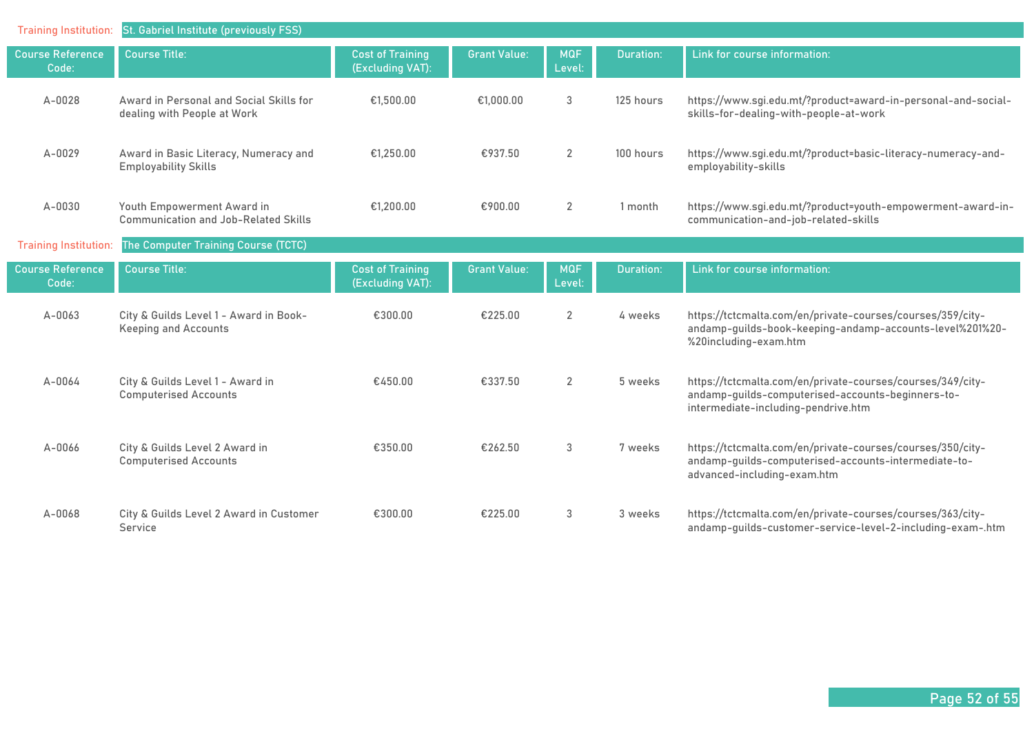**Training Institution:** St. Gabriel Institute (previously FSS)

| Course Reference Code: | Course Title: | Cost of Training (Excluding VAT): | Grant Value: | MQF Level: | Duration: | Link for course information: |
|---|---|---|---|---|---|---|
| A-0028 | Award in Personal and Social Skills for dealing with People at Work | €1,500.00 | €1,000.00 | 3 | 125 hours | https://www.sgi.edu.mt/?product=award-in-personal-and-social-skills-for-dealing-with-people-at-work |
| A-0029 | Award in Basic Literacy, Numeracy and Employability Skills | €1,250.00 | €937.50 | 2 | 100 hours | https://www.sgi.edu.mt/?product=basic-literacy-numeracy-and-employability-skills |
| A-0030 | Youth Empowerment Award in Communication and Job-Related Skills | €1,200.00 | €900.00 | 2 | 1 month | https://www.sgi.edu.mt/?product=youth-empowerment-award-in-communication-and-job-related-skills |

**Training Institution:** The Computer Training Course (TCTC)

| Course Reference Code: | Course Title: | Cost of Training (Excluding VAT): | Grant Value: | MQF Level: | Duration: | Link for course information: |
|---|---|---|---|---|---|---|
| A-0063 | City & Guilds Level 1 - Award in Book-Keeping and Accounts | €300.00 | €225.00 | 2 | 4 weeks | https://tctcmalta.com/en/private-courses/courses/359/city-andamp-guilds-book-keeping-andamp-accounts-level%201%20-%20including-exam.htm |
| A-0064 | City & Guilds Level 1 - Award in Computerised Accounts | €450.00 | €337.50 | 2 | 5 weeks | https://tctcmalta.com/en/private-courses/courses/349/city-andamp-guilds-computerised-accounts-beginners-to-intermediate-including-pendrive.htm |
| A-0066 | City & Guilds Level 2 Award in Computerised Accounts | €350.00 | €262.50 | 3 | 7 weeks | https://tctcmalta.com/en/private-courses/courses/350/city-andamp-guilds-computerised-accounts-intermediate-to-advanced-including-exam.htm |
| A-0068 | City & Guilds Level 2 Award in Customer Service | €300.00 | €225.00 | 3 | 3 weeks | https://tctcmalta.com/en/private-courses/courses/363/city-andamp-guilds-customer-service-level-2-including-exam-.htm |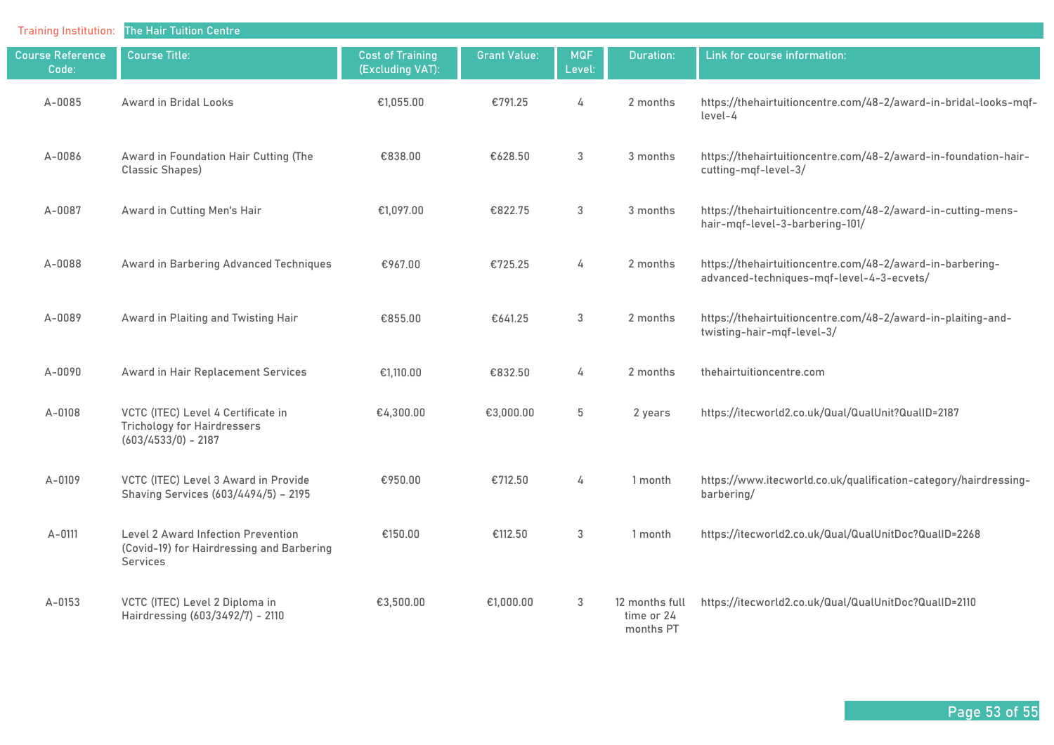Training Institution: The Hair Tuition Centre

| Course Reference Code: | Course Title: | Cost of Training (Excluding VAT): | Grant Value: | MQF Level: | Duration: | Link for course information: |
|---|---|---|---|---|---|---|
| A-0085 | Award in Bridal Looks | €1,055.00 | €791.25 | 4 | 2 months | https://thehairtuitioncentre.com/48-2/award-in-bridal-looks-mqf-level-4 |
| A-0086 | Award in Foundation Hair Cutting (The Classic Shapes) | €838.00 | €628.50 | 3 | 3 months | https://thehairtuitioncentre.com/48-2/award-in-foundation-hair-cutting-mqf-level-3/ |
| A-0087 | Award in Cutting Men's Hair | €1,097.00 | €822.75 | 3 | 3 months | https://thehairtuitioncentre.com/48-2/award-in-cutting-mens-hair-mqf-level-3-barbering-101/ |
| A-0088 | Award in Barbering Advanced Techniques | €967.00 | €725.25 | 4 | 2 months | https://thehairtuitioncentre.com/48-2/award-in-barbering-advanced-techniques-mqf-level-4-3-ecvets/ |
| A-0089 | Award in Plaiting and Twisting Hair | €855.00 | €641.25 | 3 | 2 months | https://thehairtuitioncentre.com/48-2/award-in-plaiting-and-twisting-hair-mqf-level-3/ |
| A-0090 | Award in Hair Replacement Services | €1,110.00 | €832.50 | 4 | 2 months | thehairtuitioncentre.com |
| A-0108 | VCTC (ITEC) Level 4 Certificate in Trichology for Hairdressers (603/4533/0) - 2187 | €4,300.00 | €3,000.00 | 5 | 2 years | https://itecworld2.co.uk/Qual/QualUnit?QualID=2187 |
| A-0109 | VCTC (ITEC) Level 3 Award in Provide Shaving Services (603/4494/5) – 2195 | €950.00 | €712.50 | 4 | 1 month | https://www.itecworld.co.uk/qualification-category/hairdressing-barbering/ |
| A-0111 | Level 2 Award Infection Prevention (Covid-19) for Hairdressing and Barbering Services | €150.00 | €112.50 | 3 | 1 month | https://itecworld2.co.uk/Qual/QualUnitDoc?QualID=2268 |
| A-0153 | VCTC (ITEC) Level 2 Diploma in Hairdressing (603/3492/7) - 2110 | €3,500.00 | €1,000.00 | 3 | 12 months full time or 24 months PT | https://itecworld2.co.uk/Qual/QualUnitDoc?QualID=2110 |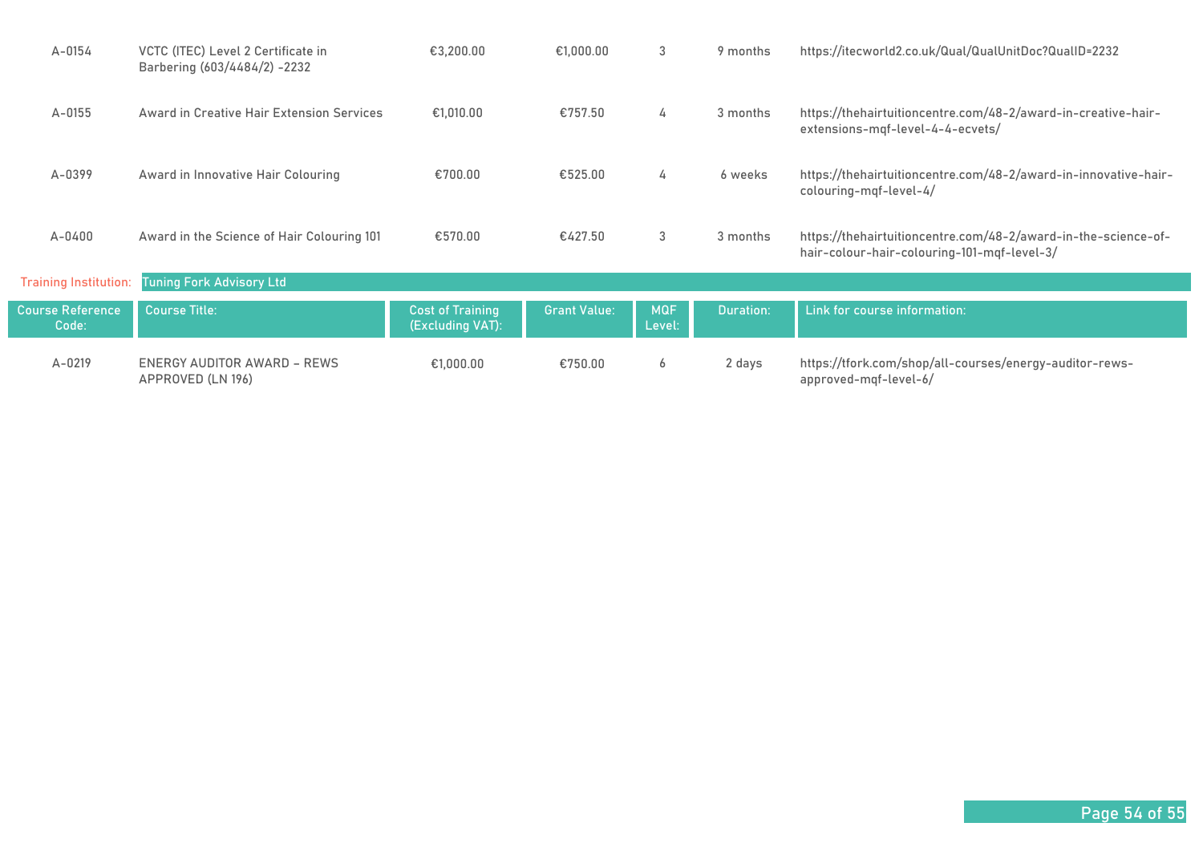| Course Reference Code: | Course Title: | Cost of Training (Excluding VAT): | Grant Value: | MQF Level: | Duration: | Link for course information: |
|---|---|---|---|---|---|---|
| A-0154 | VCTC (ITEC) Level 2 Certificate in Barbering (603/4484/2) -2232 | €3,200.00 | €1,000.00 | 3 | 9 months | https://itecworld2.co.uk/Qual/QualUnitDoc?QualID=2232 |
| A-0155 | Award in Creative Hair Extension Services | €1,010.00 | €757.50 | 4 | 3 months | https://thehairtuitioncentre.com/48-2/award-in-creative-hair-extensions-mqf-level-4-4-ecvets/ |
| A-0399 | Award in Innovative Hair Colouring | €700.00 | €525.00 | 4 | 6 weeks | https://thehairtuitioncentre.com/48-2/award-in-innovative-hair-colouring-mqf-level-4/ |
| A-0400 | Award in the Science of Hair Colouring 101 | €570.00 | €427.50 | 3 | 3 months | https://thehairtuitioncentre.com/48-2/award-in-the-science-of-hair-colour-hair-colouring-101-mqf-level-3/ |

Training Institution: Tuning Fork Advisory Ltd

| Course Reference Code: | Course Title: | Cost of Training (Excluding VAT): | Grant Value: | MQF Level: | Duration: | Link for course information: |
|---|---|---|---|---|---|---|
| A-0219 | ENERGY AUDITOR AWARD – REWS APPROVED (LN 196) | €1,000.00 | €750.00 | 6 | 2 days | https://tfork.com/shop/all-courses/energy-auditor-rews-approved-mqf-level-6/ |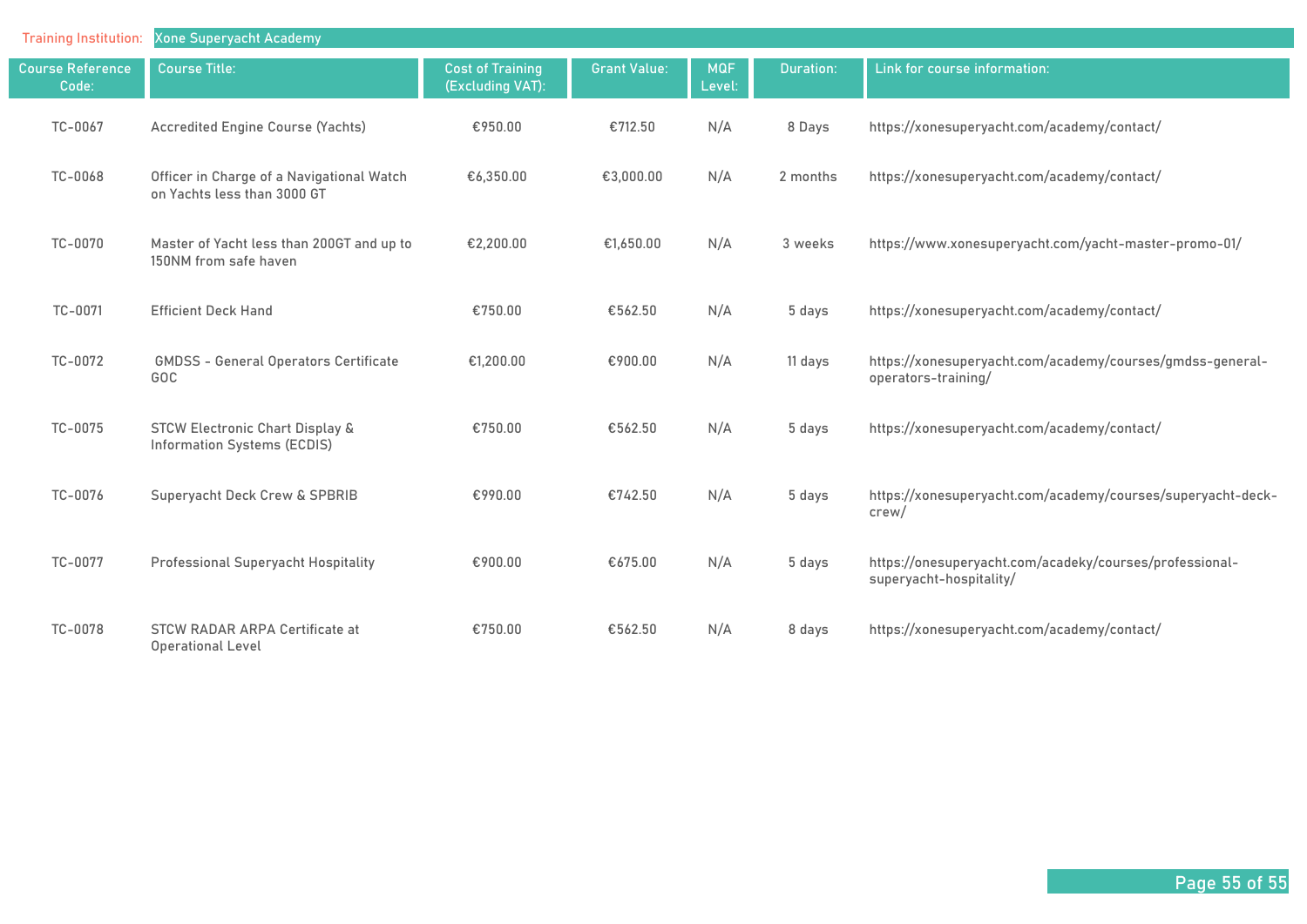Training Institution: Xone Superyacht Academy

| Course Reference Code: | Course Title: | Cost of Training (Excluding VAT): | Grant Value: | MQF Level: | Duration: | Link for course information: |
|---|---|---|---|---|---|---|
| TC-0067 | Accredited Engine Course (Yachts) | €950.00 | €712.50 | N/A | 8 Days | https://xonesuperyacht.com/academy/contact/ |
| TC-0068 | Officer in Charge of a Navigational Watch on Yachts less than 3000 GT | €6,350.00 | €3,000.00 | N/A | 2 months | https://xonesuperyacht.com/academy/contact/ |
| TC-0070 | Master of Yacht less than 200GT and up to 150NM from safe haven | €2,200.00 | €1,650.00 | N/A | 3 weeks | https://www.xonesuperyacht.com/yacht-master-promo-01/ |
| TC-0071 | Efficient Deck Hand | €750.00 | €562.50 | N/A | 5 days | https://xonesuperyacht.com/academy/contact/ |
| TC-0072 | GMDSS - General Operators Certificate GOC | €1,200.00 | €900.00 | N/A | 11 days | https://xonesuperyacht.com/academy/courses/gmdss-general-operators-training/ |
| TC-0075 | STCW Electronic Chart Display & Information Systems (ECDIS) | €750.00 | €562.50 | N/A | 5 days | https://xonesuperyacht.com/academy/contact/ |
| TC-0076 | Superyacht Deck Crew & SPBRIB | €990.00 | €742.50 | N/A | 5 days | https://xonesuperyacht.com/academy/courses/superyacht-deck-crew/ |
| TC-0077 | Professional Superyacht Hospitality | €900.00 | €675.00 | N/A | 5 days | https://onesuperyacht.com/acadeky/courses/professional-superyacht-hospitality/ |
| TC-0078 | STCW RADAR ARPA Certificate at Operational Level | €750.00 | €562.50 | N/A | 8 days | https://xonesuperyacht.com/academy/contact/ |